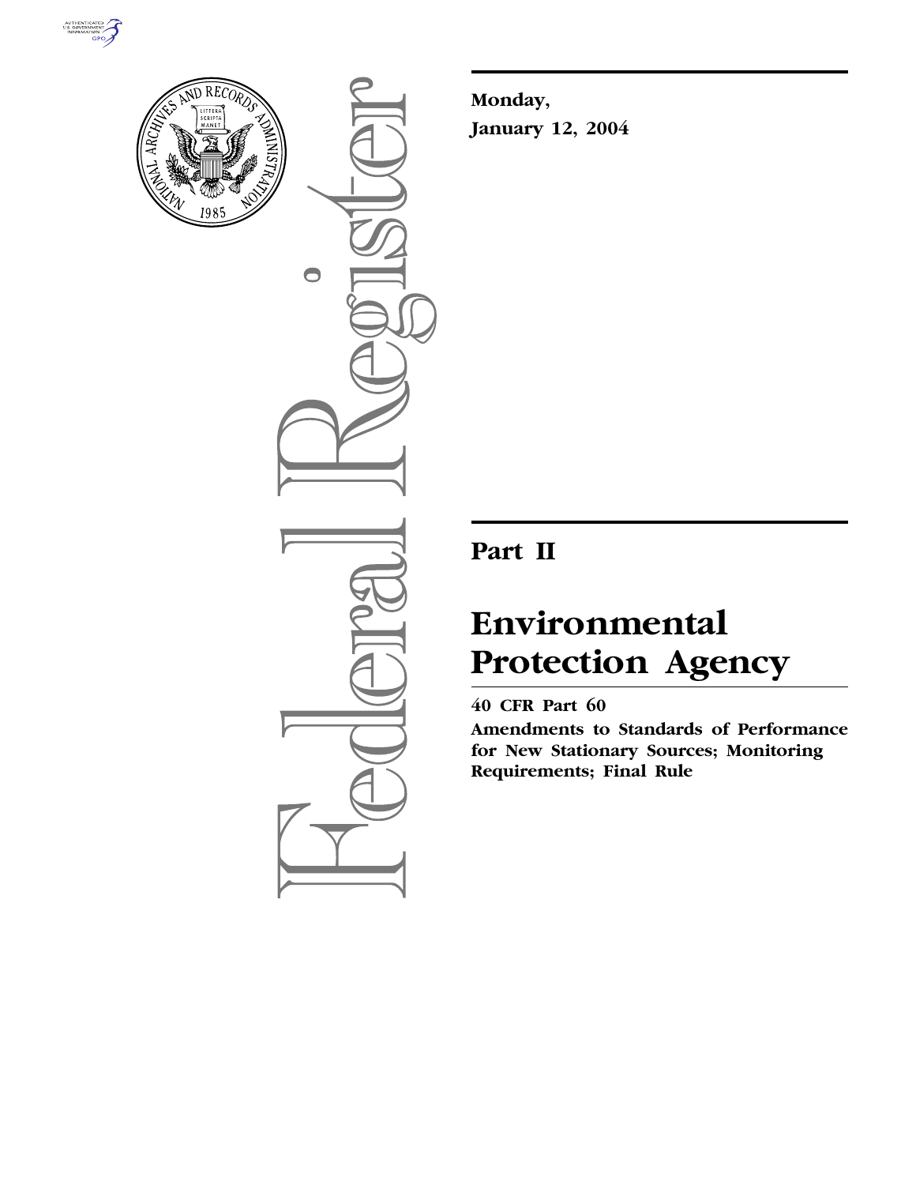**Monday,**
**January 12, 2004**

## Part II

# Environmental Protection Agency

**40 CFR Part 60**

**Amendments to Standards of Performance for New Stationary Sources; Monitoring Requirements; Final Rule**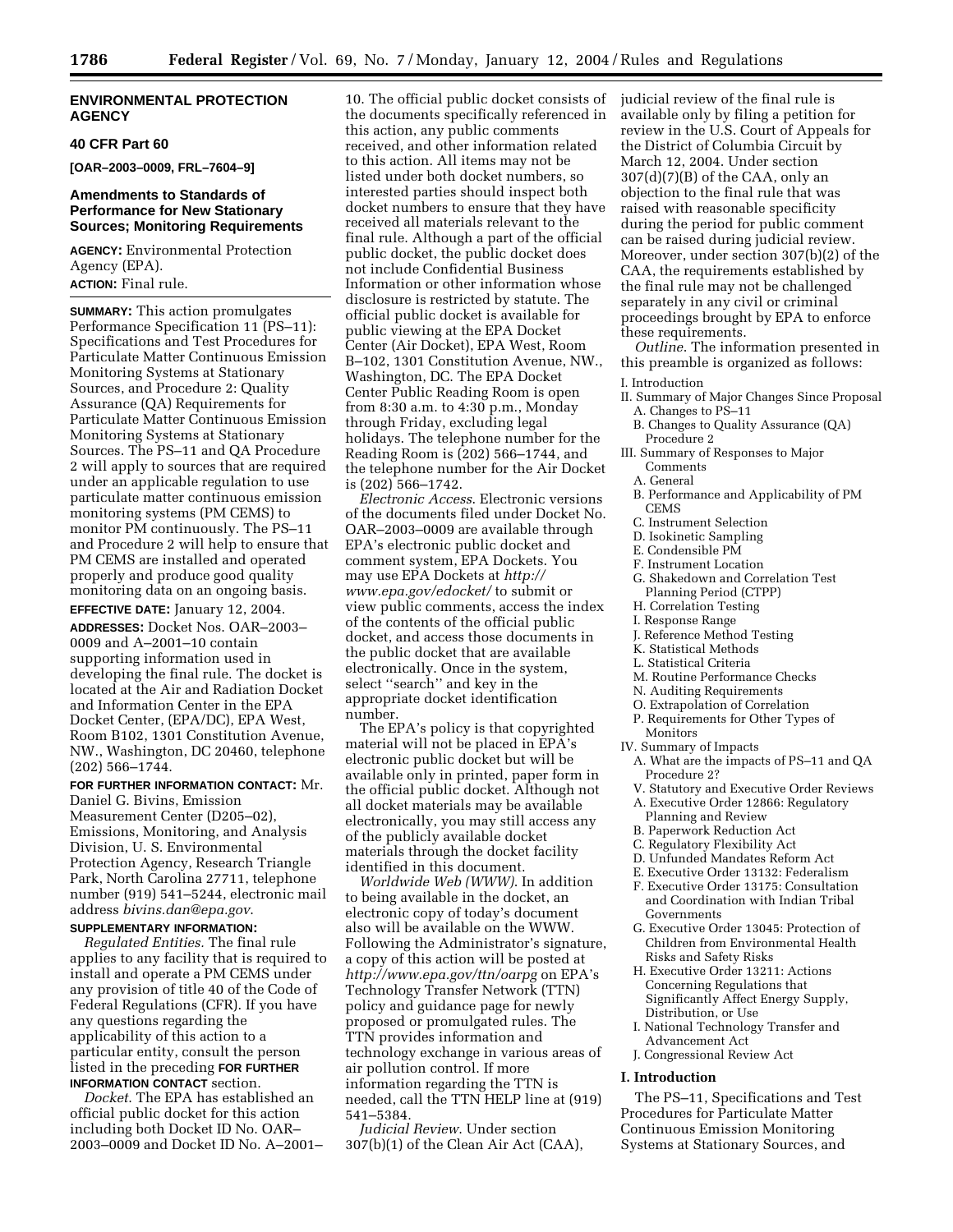**ENVIRONMENTAL PROTECTION AGENCY**

**40 CFR Part 60**

**[OAR–2003–0009, FRL–7604–9]**

## Amendments to Standards of Performance for New Stationary Sources; Monitoring Requirements

**AGENCY:** Environmental Protection Agency (EPA).

**ACTION:** Final rule.

**SUMMARY:** This action promulgates Performance Specification 11 (PS–11): Specifications and Test Procedures for Particulate Matter Continuous Emission Monitoring Systems at Stationary Sources, and Procedure 2: Quality Assurance (QA) Requirements for Particulate Matter Continuous Emission Monitoring Systems at Stationary Sources. The PS–11 and QA Procedure 2 will apply to sources that are required under an applicable regulation to use particulate matter continuous emission monitoring systems (PM CEMS) to monitor PM continuously. The PS–11 and Procedure 2 will help to ensure that PM CEMS are installed and operated properly and produce good quality monitoring data on an ongoing basis.

**EFFECTIVE DATE:** January 12, 2004.

**ADDRESSES:** Docket Nos. OAR–2003–0009 and A–2001–10 contain supporting information used in developing the final rule. The docket is located at the Air and Radiation Docket and Information Center in the EPA Docket Center, (EPA/DC), EPA West, Room B102, 1301 Constitution Avenue, NW., Washington, DC 20460, telephone (202) 566–1744.

**FOR FURTHER INFORMATION CONTACT:** Mr. Daniel G. Bivins, Emission Measurement Center (D205–02), Emissions, Monitoring, and Analysis Division, U. S. Environmental Protection Agency, Research Triangle Park, North Carolina 27711, telephone number (919) 541–5244, electronic mail address *bivins.dan@epa.gov*.

**SUPPLEMENTARY INFORMATION:**

*Regulated Entities.* The final rule applies to any facility that is required to install and operate a PM CEMS under any provision of title 40 of the Code of Federal Regulations (CFR). If you have any questions regarding the applicability of this action to a particular entity, consult the person listed in the preceding **FOR FURTHER INFORMATION CONTACT** section.

*Docket.* The EPA has established an official public docket for this action including both Docket ID No. OAR–2003–0009 and Docket ID No. A–2001–10. The official public docket consists of the documents specifically referenced in this action, any public comments received, and other information related to this action. All items may not be listed under both docket numbers, so interested parties should inspect both docket numbers to ensure that they have received all materials relevant to the final rule. Although a part of the official public docket, the public docket does not include Confidential Business Information or other information whose disclosure is restricted by statute. The official public docket is available for public viewing at the EPA Docket Center (Air Docket), EPA West, Room B–102, 1301 Constitution Avenue, NW., Washington, DC. The EPA Docket Center Public Reading Room is open from 8:30 a.m. to 4:30 p.m., Monday through Friday, excluding legal holidays. The telephone number for the Reading Room is (202) 566–1744, and the telephone number for the Air Docket is (202) 566–1742.

*Electronic Access.* Electronic versions of the documents filed under Docket No. OAR–2003–0009 are available through EPA's electronic public docket and comment system, EPA Dockets. You may use EPA Dockets at *http://www.epa.gov/edocket/* to submit or view public comments, access the index of the contents of the official public docket, and access those documents in the public docket that are available electronically. Once in the system, select "search" and key in the appropriate docket identification number.

The EPA's policy is that copyrighted material will not be placed in EPA's electronic public docket but will be available only in printed, paper form in the official public docket. Although not all docket materials may be available electronically, you may still access any of the publicly available docket materials through the docket facility identified in this document.

*Worldwide Web (WWW).* In addition to being available in the docket, an electronic copy of today's document also will be available on the WWW. Following the Administrator's signature, a copy of this action will be posted at *http://www.epa.gov/ttn/oarpg* on EPA's Technology Transfer Network (TTN) policy and guidance page for newly proposed or promulgated rules. The TTN provides information and technology exchange in various areas of air pollution control. If more information regarding the TTN is needed, call the TTN HELP line at (919) 541–5384.

*Judicial Review.* Under section 307(b)(1) of the Clean Air Act (CAA), judicial review of the final rule is available only by filing a petition for review in the U.S. Court of Appeals for the District of Columbia Circuit by March 12, 2004. Under section 307(d)(7)(B) of the CAA, only an objection to the final rule that was raised with reasonable specificity during the period for public comment can be raised during judicial review. Moreover, under section 307(b)(2) of the CAA, the requirements established by the final rule may not be challenged separately in any civil or criminal proceedings brought by EPA to enforce these requirements.

*Outline.* The information presented in this preamble is organized as follows:

I. Introduction
II. Summary of Major Changes Since Proposal
  A. Changes to PS–11
  B. Changes to Quality Assurance (QA) Procedure 2
III. Summary of Responses to Major Comments
  A. General
  B. Performance and Applicability of PM CEMS
  C. Instrument Selection
  D. Isokinetic Sampling
  E. Condensible PM
  F. Instrument Location
  G. Shakedown and Correlation Test Planning Period (CTPP)
  H. Correlation Testing
  I. Response Range
  J. Reference Method Testing
  K. Statistical Methods
  L. Statistical Criteria
  M. Routine Performance Checks
  N. Auditing Requirements
  O. Extrapolation of Correlation
  P. Requirements for Other Types of Monitors
IV. Summary of Impacts
  A. What are the impacts of PS–11 and QA Procedure 2?
V. Statutory and Executive Order Reviews
  A. Executive Order 12866: Regulatory Planning and Review
  B. Paperwork Reduction Act
  C. Regulatory Flexibility Act
  D. Unfunded Mandates Reform Act
  E. Executive Order 13132: Federalism
  F. Executive Order 13175: Consultation and Coordination with Indian Tribal Governments
  G. Executive Order 13045: Protection of Children from Environmental Health Risks and Safety Risks
  H. Executive Order 13211: Actions Concerning Regulations that Significantly Affect Energy Supply, Distribution, or Use
  I. National Technology Transfer and Advancement Act
  J. Congressional Review Act

### I. Introduction

The PS–11, Specifications and Test Procedures for Particulate Matter Continuous Emission Monitoring Systems at Stationary Sources, and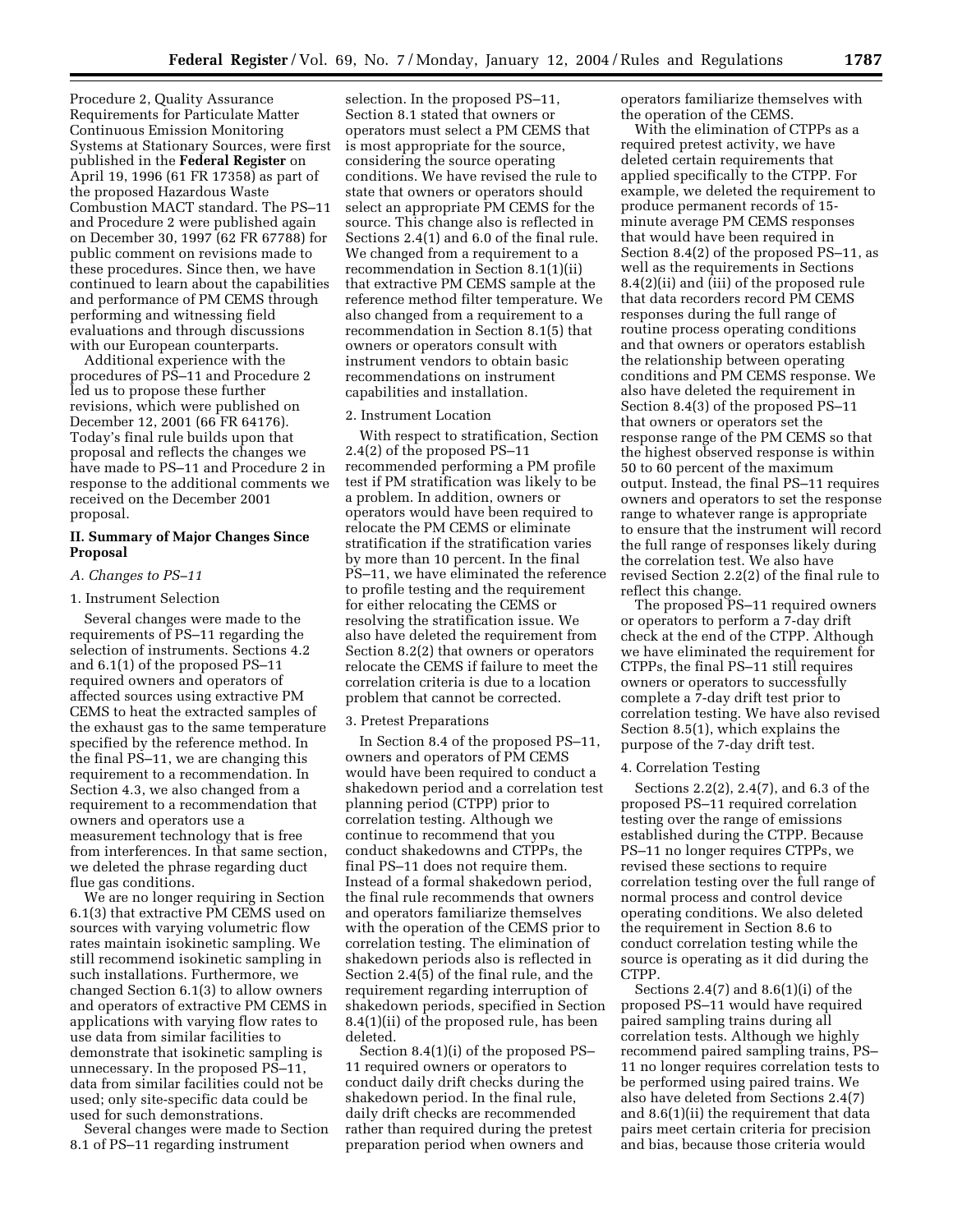Procedure 2, Quality Assurance Requirements for Particulate Matter Continuous Emission Monitoring Systems at Stationary Sources, were first published in the **Federal Register** on April 19, 1996 (61 FR 17358) as part of the proposed Hazardous Waste Combustion MACT standard. The PS–11 and Procedure 2 were published again on December 30, 1997 (62 FR 67788) for public comment on revisions made to these procedures. Since then, we have continued to learn about the capabilities and performance of PM CEMS through performing and witnessing field evaluations and through discussions with our European counterparts.

Additional experience with the procedures of PS–11 and Procedure 2 led us to propose these further revisions, which were published on December 12, 2001 (66 FR 64176). Today's final rule builds upon that proposal and reflects the changes we have made to PS–11 and Procedure 2 in response to the additional comments we received on the December 2001 proposal.

## II. Summary of Major Changes Since Proposal

### *A. Changes to PS–11*

#### 1. Instrument Selection

Several changes were made to the requirements of PS–11 regarding the selection of instruments. Sections 4.2 and 6.1(1) of the proposed PS–11 required owners and operators of affected sources using extractive PM CEMS to heat the extracted samples of the exhaust gas to the same temperature specified by the reference method. In the final PS–11, we are changing this requirement to a recommendation. In Section 4.3, we also changed from a requirement to a recommendation that owners and operators use a measurement technology that is free from interferences. In that same section, we deleted the phrase regarding duct flue gas conditions.

We are no longer requiring in Section 6.1(3) that extractive PM CEMS used on sources with varying volumetric flow rates maintain isokinetic sampling. We still recommend isokinetic sampling in such installations. Furthermore, we changed Section 6.1(3) to allow owners and operators of extractive PM CEMS in applications with varying flow rates to use data from similar facilities to demonstrate that isokinetic sampling is unnecessary. In the proposed PS–11, data from similar facilities could not be used; only site-specific data could be used for such demonstrations.

Several changes were made to Section 8.1 of PS–11 regarding instrument selection. In the proposed PS–11, Section 8.1 stated that owners or operators must select a PM CEMS that is most appropriate for the source, considering the source operating conditions. We have revised the rule to state that owners or operators should select an appropriate PM CEMS for the source. This change also is reflected in Sections 2.4(1) and 6.0 of the final rule. We changed from a requirement to a recommendation in Section 8.1(1)(ii) that extractive PM CEMS sample at the reference method filter temperature. We also changed from a requirement to a recommendation in Section 8.1(5) that owners or operators consult with instrument vendors to obtain basic recommendations on instrument capabilities and installation.

#### 2. Instrument Location

With respect to stratification, Section 2.4(2) of the proposed PS–11 recommended performing a PM profile test if PM stratification was likely to be a problem. In addition, owners or operators would have been required to relocate the PM CEMS or eliminate stratification if the stratification varies by more than 10 percent. In the final PS–11, we have eliminated the reference to profile testing and the requirement for either relocating the CEMS or resolving the stratification issue. We also have deleted the requirement from Section 8.2(2) that owners or operators relocate the CEMS if failure to meet the correlation criteria is due to a location problem that cannot be corrected.

#### 3. Pretest Preparations

In Section 8.4 of the proposed PS–11, owners and operators of PM CEMS would have been required to conduct a shakedown period and a correlation test planning period (CTPP) prior to correlation testing. Although we continue to recommend that you conduct shakedowns and CTPPs, the final PS–11 does not require them. Instead of a formal shakedown period, the final rule recommends that owners and operators familiarize themselves with the operation of the CEMS prior to correlation testing. The elimination of shakedown periods also is reflected in Section 2.4(5) of the final rule, and the requirement regarding interruption of shakedown periods, specified in Section 8.4(1)(ii) of the proposed rule, has been deleted.

Section 8.4(1)(i) of the proposed PS–11 required owners or operators to conduct daily drift checks during the shakedown period. In the final rule, daily drift checks are recommended rather than required during the pretest preparation period when owners and operators familiarize themselves with the operation of the CEMS.

With the elimination of CTPPs as a required pretest activity, we have deleted certain requirements that applied specifically to the CTPP. For example, we deleted the requirement to produce permanent records of 15-minute average PM CEMS responses that would have been required in Section 8.4(2) of the proposed PS–11, as well as the requirements in Sections 8.4(2)(ii) and (iii) of the proposed rule that data recorders record PM CEMS responses during the full range of routine process operating conditions and that owners or operators establish the relationship between operating conditions and PM CEMS response. We also have deleted the requirement in Section 8.4(3) of the proposed PS–11 that owners or operators set the response range of the PM CEMS so that the highest observed response is within 50 to 60 percent of the maximum output. Instead, the final PS–11 requires owners and operators to set the response range to whatever range is appropriate to ensure that the instrument will record the full range of responses likely during the correlation test. We also have revised Section 2.2(2) of the final rule to reflect this change.

The proposed PS–11 required owners or operators to perform a 7-day drift check at the end of the CTPP. Although we have eliminated the requirement for CTPPs, the final PS–11 still requires owners or operators to successfully complete a 7-day drift test prior to correlation testing. We have also revised Section 8.5(1), which explains the purpose of the 7-day drift test.

#### 4. Correlation Testing

Sections 2.2(2), 2.4(7), and 6.3 of the proposed PS–11 required correlation testing over the range of emissions established during the CTPP. Because PS–11 no longer requires CTPPs, we revised these sections to require correlation testing over the full range of normal process and control device operating conditions. We also deleted the requirement in Section 8.6 to conduct correlation testing while the source is operating as it did during the CTPP.

Sections 2.4(7) and 8.6(1)(i) of the proposed PS–11 would have required paired sampling trains during all correlation tests. Although we highly recommend paired sampling trains, PS–11 no longer requires correlation tests to be performed using paired trains. We also have deleted from Sections 2.4(7) and 8.6(1)(ii) the requirement that data pairs meet certain criteria for precision and bias, because those criteria would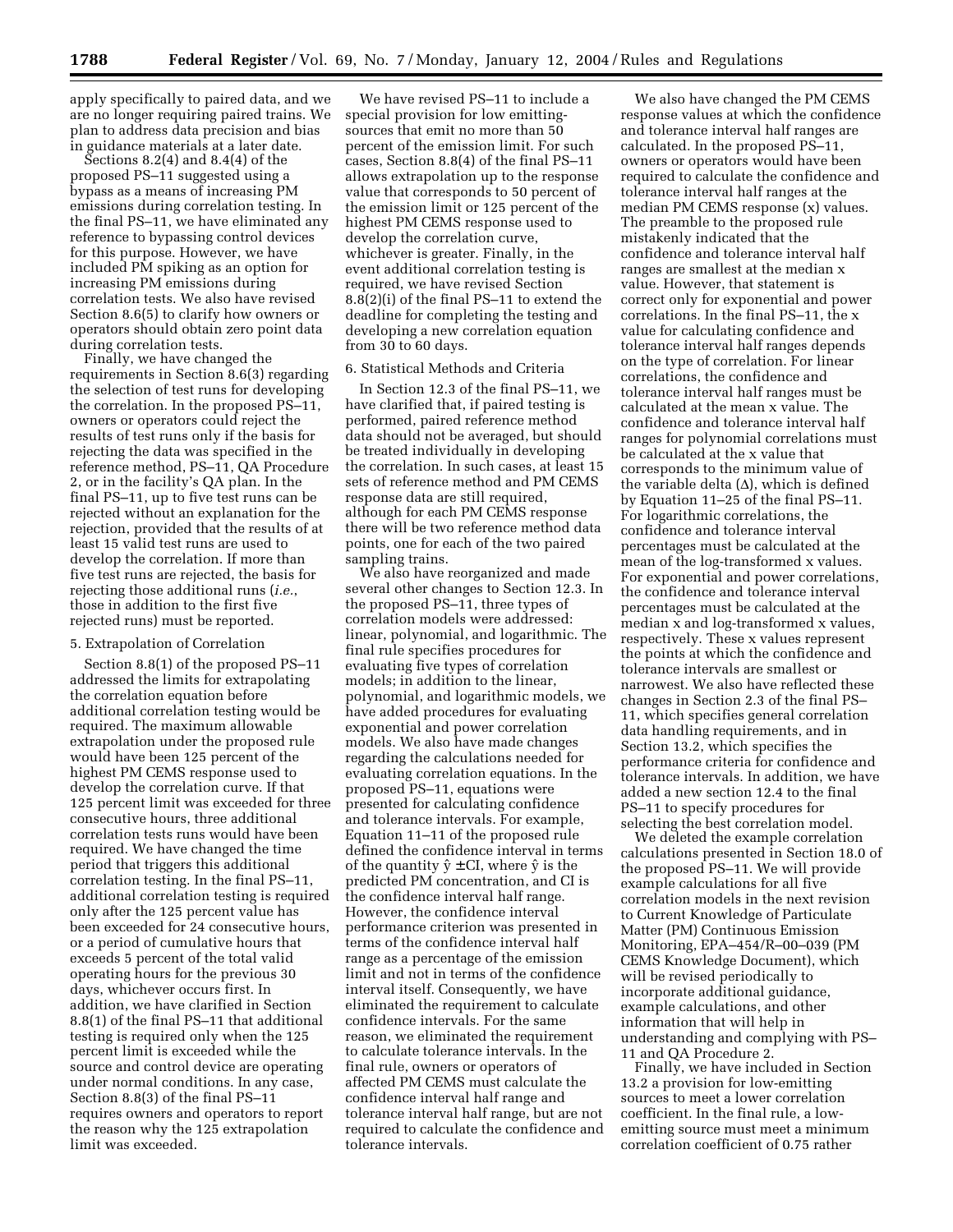apply specifically to paired data, and we are no longer requiring paired trains. We plan to address data precision and bias in guidance materials at a later date.

Sections 8.2(4) and 8.4(4) of the proposed PS–11 suggested using a bypass as a means of increasing PM emissions during correlation testing. In the final PS–11, we have eliminated any reference to bypassing control devices for this purpose. However, we have included PM spiking as an option for increasing PM emissions during correlation tests. We also have revised Section 8.6(5) to clarify how owners or operators should obtain zero point data during correlation tests.

Finally, we have changed the requirements in Section 8.6(3) regarding the selection of test runs for developing the correlation. In the proposed PS–11, owners or operators could reject the results of test runs only if the basis for rejecting the data was specified in the reference method, PS–11, QA Procedure 2, or in the facility's QA plan. In the final PS–11, up to five test runs can be rejected without an explanation for the rejection, provided that the results of at least 15 valid test runs are used to develop the correlation. If more than five test runs are rejected, the basis for rejecting those additional runs (*i.e.*, those in addition to the first five rejected runs) must be reported.

5. Extrapolation of Correlation

Section 8.8(1) of the proposed PS–11 addressed the limits for extrapolating the correlation equation before additional correlation testing would be required. The maximum allowable extrapolation under the proposed rule would have been 125 percent of the highest PM CEMS response used to develop the correlation curve. If that 125 percent limit was exceeded for three consecutive hours, three additional correlation tests runs would have been required. We have changed the time period that triggers this additional correlation testing. In the final PS–11, additional correlation testing is required only after the 125 percent value has been exceeded for 24 consecutive hours, or a period of cumulative hours that exceeds 5 percent of the total valid operating hours for the previous 30 days, whichever occurs first. In addition, we have clarified in Section 8.8(1) of the final PS–11 that additional testing is required only when the 125 percent limit is exceeded while the source and control device are operating under normal conditions. In any case, Section 8.8(3) of the final PS–11 requires owners and operators to report the reason why the 125 extrapolation limit was exceeded.

We have revised PS–11 to include a special provision for low emitting-sources that emit no more than 50 percent of the emission limit. For such cases, Section 8.8(4) of the final PS–11 allows extrapolation up to the response value that corresponds to 50 percent of the emission limit or 125 percent of the highest PM CEMS response used to develop the correlation curve, whichever is greater. Finally, in the event additional correlation testing is required, we have revised Section 8.8(2)(i) of the final PS–11 to extend the deadline for completing the testing and developing a new correlation equation from 30 to 60 days.

6. Statistical Methods and Criteria

In Section 12.3 of the final PS–11, we have clarified that, if paired testing is performed, paired reference method data should not be averaged, but should be treated individually in developing the correlation. In such cases, at least 15 sets of reference method and PM CEMS response data are still required, although for each PM CEMS response there will be two reference method data points, one for each of the two paired sampling trains.

We also have reorganized and made several other changes to Section 12.3. In the proposed PS–11, three types of correlation models were addressed: linear, polynomial, and logarithmic. The final rule specifies procedures for evaluating five types of correlation models; in addition to the linear, polynomial, and logarithmic models, we have added procedures for evaluating exponential and power correlation models. We also have made changes regarding the calculations needed for evaluating correlation equations. In the proposed PS–11, equations were presented for calculating confidence and tolerance intervals. For example, Equation 11–11 of the proposed rule defined the confidence interval in terms of the quantity $\hat{y} \pm CI$, where $\hat{y}$ is the predicted PM concentration, and CI is the confidence interval half range. However, the confidence interval performance criterion was presented in terms of the confidence interval half range as a percentage of the emission limit and not in terms of the confidence interval itself. Consequently, we have eliminated the requirement to calculate confidence intervals. For the same reason, we eliminated the requirement to calculate tolerance intervals. In the final rule, owners or operators of affected PM CEMS must calculate the confidence interval half range and tolerance interval half range, but are not required to calculate the confidence and tolerance intervals.

We also have changed the PM CEMS response values at which the confidence and tolerance interval half ranges are calculated. In the proposed PS–11, owners or operators would have been required to calculate the confidence and tolerance interval half ranges at the median PM CEMS response (x) values. The preamble to the proposed rule mistakenly indicated that the confidence and tolerance interval half ranges are smallest at the median x value. However, that statement is correct only for exponential and power correlations. In the final PS–11, the x value for calculating confidence and tolerance interval half ranges depends on the type of correlation. For linear correlations, the confidence and tolerance interval half ranges must be calculated at the mean x value. The confidence and tolerance interval half ranges for polynomial correlations must be calculated at the x value that corresponds to the minimum value of the variable delta ($\Delta$), which is defined by Equation 11–25 of the final PS–11. For logarithmic correlations, the confidence and tolerance interval percentages must be calculated at the mean of the log-transformed x values. For exponential and power correlations, the confidence and tolerance interval percentages must be calculated at the median x and log-transformed x values, respectively. These x values represent the points at which the confidence and tolerance intervals are smallest or narrowest. We also have reflected these changes in Section 2.3 of the final PS–11, which specifies general correlation data handling requirements, and in Section 13.2, which specifies the performance criteria for confidence and tolerance intervals. In addition, we have added a new section 12.4 to the final PS–11 to specify procedures for selecting the best correlation model.

We deleted the example correlation calculations presented in Section 18.0 of the proposed PS–11. We will provide example calculations for all five correlation models in the next revision to Current Knowledge of Particulate Matter (PM) Continuous Emission Monitoring, EPA–454/R–00–039 (PM CEMS Knowledge Document), which will be revised periodically to incorporate additional guidance, example calculations, and other information that will help in understanding and complying with PS–11 and QA Procedure 2.

Finally, we have included in Section 13.2 a provision for low-emitting sources to meet a lower correlation coefficient. In the final rule, a low-emitting source must meet a minimum correlation coefficient of 0.75 rather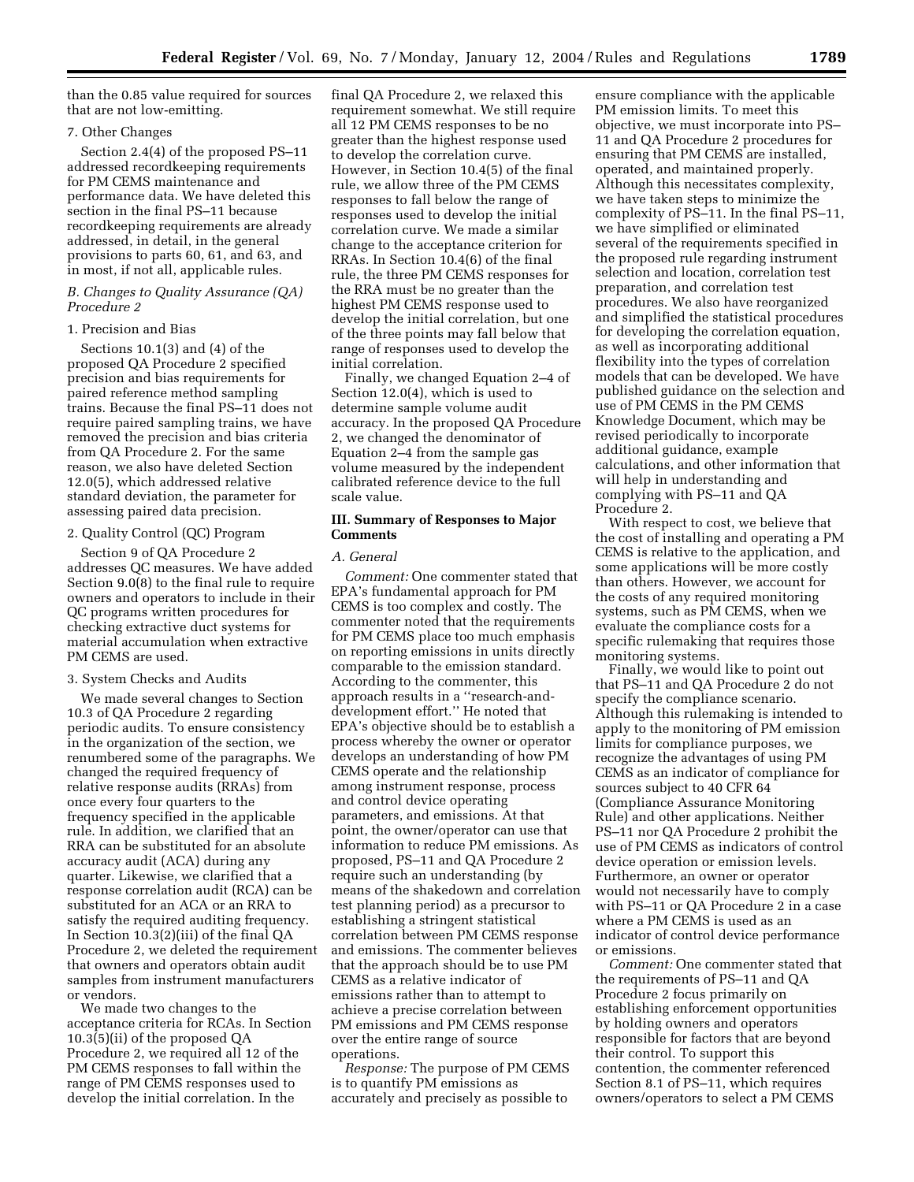than the 0.85 value required for sources that are not low-emitting.

7. Other Changes

Section 2.4(4) of the proposed PS–11 addressed recordkeeping requirements for PM CEMS maintenance and performance data. We have deleted this section in the final PS–11 because recordkeeping requirements are already addressed, in detail, in the general provisions to parts 60, 61, and 63, and in most, if not all, applicable rules.

### *B. Changes to Quality Assurance (QA) Procedure 2*

1. Precision and Bias

Sections 10.1(3) and (4) of the proposed QA Procedure 2 specified precision and bias requirements for paired reference method sampling trains. Because the final PS–11 does not require paired sampling trains, we have removed the precision and bias criteria from QA Procedure 2. For the same reason, we also have deleted Section 12.0(5), which addressed relative standard deviation, the parameter for assessing paired data precision.

2. Quality Control (QC) Program

Section 9 of QA Procedure 2 addresses QC measures. We have added Section 9.0(8) to the final rule to require owners and operators to include in their QC programs written procedures for checking extractive duct systems for material accumulation when extractive PM CEMS are used.

3. System Checks and Audits

We made several changes to Section 10.3 of QA Procedure 2 regarding periodic audits. To ensure consistency in the organization of the section, we renumbered some of the paragraphs. We changed the required frequency of relative response audits (RRAs) from once every four quarters to the frequency specified in the applicable rule. In addition, we clarified that an RRA can be substituted for an absolute accuracy audit (ACA) during any quarter. Likewise, we clarified that a response correlation audit (RCA) can be substituted for an ACA or an RRA to satisfy the required auditing frequency. In Section 10.3(2)(iii) of the final QA Procedure 2, we deleted the requirement that owners and operators obtain audit samples from instrument manufacturers or vendors.

We made two changes to the acceptance criteria for RCAs. In Section 10.3(5)(ii) of the proposed QA Procedure 2, we required all 12 of the PM CEMS responses to fall within the range of PM CEMS responses used to develop the initial correlation. In the final QA Procedure 2, we relaxed this requirement somewhat. We still require all 12 PM CEMS responses to be no greater than the highest response used to develop the correlation curve. However, in Section 10.4(5) of the final rule, we allow three of the PM CEMS responses to fall below the range of responses used to develop the initial correlation curve. We made a similar change to the acceptance criterion for RRAs. In Section 10.4(6) of the final rule, the three PM CEMS responses for the RRA must be no greater than the highest PM CEMS response used to develop the initial correlation, but one of the three points may fall below that range of responses used to develop the initial correlation.

Finally, we changed Equation 2–4 of Section 12.0(4), which is used to determine sample volume audit accuracy. In the proposed QA Procedure 2, we changed the denominator of Equation 2–4 from the sample gas volume measured by the independent calibrated reference device to the full scale value.

## III. Summary of Responses to Major Comments

### *A. General*

*Comment:* One commenter stated that EPA's fundamental approach for PM CEMS is too complex and costly. The commenter noted that the requirements for PM CEMS place too much emphasis on reporting emissions in units directly comparable to the emission standard. According to the commenter, this approach results in a ''research-and-development effort.'' He noted that EPA's objective should be to establish a process whereby the owner or operator develops an understanding of how PM CEMS operate and the relationship among instrument response, process and control device operating parameters, and emissions. At that point, the owner/operator can use that information to reduce PM emissions. As proposed, PS–11 and QA Procedure 2 require such an understanding (by means of the shakedown and correlation test planning period) as a precursor to establishing a stringent statistical correlation between PM CEMS response and emissions. The commenter believes that the approach should be to use PM CEMS as a relative indicator of emissions rather than to attempt to achieve a precise correlation between PM emissions and PM CEMS response over the entire range of source operations.

*Response:* The purpose of PM CEMS is to quantify PM emissions as accurately and precisely as possible to ensure compliance with the applicable PM emission limits. To meet this objective, we must incorporate into PS–11 and QA Procedure 2 procedures for ensuring that PM CEMS are installed, operated, and maintained properly. Although this necessitates complexity, we have taken steps to minimize the complexity of PS–11. In the final PS–11, we have simplified or eliminated several of the requirements specified in the proposed rule regarding instrument selection and location, correlation test preparation, and correlation test procedures. We also have reorganized and simplified the statistical procedures for developing the correlation equation, as well as incorporating additional flexibility into the types of correlation models that can be developed. We have published guidance on the selection and use of PM CEMS in the PM CEMS Knowledge Document, which may be revised periodically to incorporate additional guidance, example calculations, and other information that will help in understanding and complying with PS–11 and QA Procedure 2.

With respect to cost, we believe that the cost of installing and operating a PM CEMS is relative to the application, and some applications will be more costly than others. However, we account for the costs of any required monitoring systems, such as PM CEMS, when we evaluate the compliance costs for a specific rulemaking that requires those monitoring systems.

Finally, we would like to point out that PS–11 and QA Procedure 2 do not specify the compliance scenario. Although this rulemaking is intended to apply to the monitoring of PM emission limits for compliance purposes, we recognize the advantages of using PM CEMS as an indicator of compliance for sources subject to 40 CFR 64 (Compliance Assurance Monitoring Rule) and other applications. Neither PS–11 nor QA Procedure 2 prohibit the use of PM CEMS as indicators of control device operation or emission levels. Furthermore, an owner or operator would not necessarily have to comply with PS–11 or QA Procedure 2 in a case where a PM CEMS is used as an indicator of control device performance or emissions.

*Comment:* One commenter stated that the requirements of PS–11 and QA Procedure 2 focus primarily on establishing enforcement opportunities by holding owners and operators responsible for factors that are beyond their control. To support this contention, the commenter referenced Section 8.1 of PS–11, which requires owners/operators to select a PM CEMS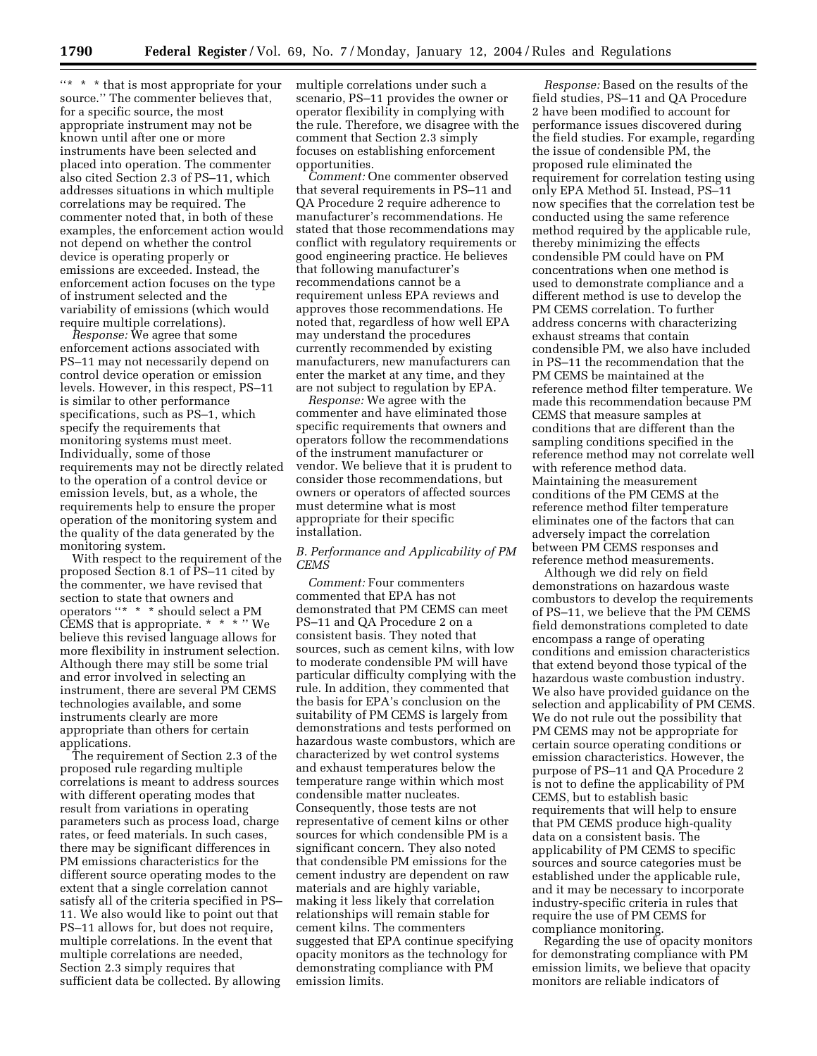''* * * that is most appropriate for your source.'' The commenter believes that, for a specific source, the most appropriate instrument may not be known until after one or more instruments have been selected and placed into operation. The commenter also cited Section 2.3 of PS–11, which addresses situations in which multiple correlations may be required. The commenter noted that, in both of these examples, the enforcement action would not depend on whether the control device is operating properly or emissions are exceeded. Instead, the enforcement action focuses on the type of instrument selected and the variability of emissions (which would require multiple correlations).

*Response:* We agree that some enforcement actions associated with PS–11 may not necessarily depend on control device operation or emission levels. However, in this respect, PS–11 is similar to other performance specifications, such as PS–1, which specify the requirements that monitoring systems must meet. Individually, some of those requirements may not be directly related to the operation of a control device or emission levels, but, as a whole, the requirements help to ensure the proper operation of the monitoring system and the quality of the data generated by the monitoring system.

With respect to the requirement of the proposed Section 8.1 of PS–11 cited by the commenter, we have revised that section to state that owners and operators ''* * * should select a PM CEMS that is appropriate. * * * '' We believe this revised language allows for more flexibility in instrument selection. Although there may still be some trial and error involved in selecting an instrument, there are several PM CEMS technologies available, and some instruments clearly are more appropriate than others for certain applications.

The requirement of Section 2.3 of the proposed rule regarding multiple correlations is meant to address sources with different operating modes that result from variations in operating parameters such as process load, charge rates, or feed materials. In such cases, there may be significant differences in PM emissions characteristics for the different source operating modes to the extent that a single correlation cannot satisfy all of the criteria specified in PS–11. We also would like to point out that PS–11 allows for, but does not require, multiple correlations. In the event that multiple correlations are needed, Section 2.3 simply requires that sufficient data be collected. By allowing multiple correlations under such a scenario, PS–11 provides the owner or operator flexibility in complying with the rule. Therefore, we disagree with the comment that Section 2.3 simply focuses on establishing enforcement opportunities.

*Comment:* One commenter observed that several requirements in PS–11 and QA Procedure 2 require adherence to manufacturer's recommendations. He stated that those recommendations may conflict with regulatory requirements or good engineering practice. He believes that following manufacturer's recommendations cannot be a requirement unless EPA reviews and approves those recommendations. He noted that, regardless of how well EPA may understand the procedures currently recommended by existing manufacturers, new manufacturers can enter the market at any time, and they are not subject to regulation by EPA.

*Response:* We agree with the commenter and have eliminated those specific requirements that owners and operators follow the recommendations of the instrument manufacturer or vendor. We believe that it is prudent to consider those recommendations, but owners or operators of affected sources must determine what is most appropriate for their specific installation.

### *B. Performance and Applicability of PM CEMS*

*Comment:* Four commenters commented that EPA has not demonstrated that PM CEMS can meet PS–11 and QA Procedure 2 on a consistent basis. They noted that sources, such as cement kilns, with low to moderate condensible PM will have particular difficulty complying with the rule. In addition, they commented that the basis for EPA's conclusion on the suitability of PM CEMS is largely from demonstrations and tests performed on hazardous waste combustors, which are characterized by wet control systems and exhaust temperatures below the temperature range within which most condensible matter nucleates. Consequently, those tests are not representative of cement kilns or other sources for which condensible PM is a significant concern. They also noted that condensible PM emissions for the cement industry are dependent on raw materials and are highly variable, making it less likely that correlation relationships will remain stable for cement kilns. The commenters suggested that EPA continue specifying opacity monitors as the technology for demonstrating compliance with PM emission limits.

*Response:* Based on the results of the field studies, PS–11 and QA Procedure 2 have been modified to account for performance issues discovered during the field studies. For example, regarding the issue of condensible PM, the proposed rule eliminated the requirement for correlation testing using only EPA Method 5I. Instead, PS–11 now specifies that the correlation test be conducted using the same reference method required by the applicable rule, thereby minimizing the effects condensible PM could have on PM concentrations when one method is used to demonstrate compliance and a different method is use to develop the PM CEMS correlation. To further address concerns with characterizing exhaust streams that contain condensible PM, we also have included in PS–11 the recommendation that the PM CEMS be maintained at the reference method filter temperature. We made this recommendation because PM CEMS that measure samples at conditions that are different than the sampling conditions specified in the reference method may not correlate well with reference method data. Maintaining the measurement conditions of the PM CEMS at the reference method filter temperature eliminates one of the factors that can adversely impact the correlation between PM CEMS responses and reference method measurements.

Although we did rely on field demonstrations on hazardous waste combustors to develop the requirements of PS–11, we believe that the PM CEMS field demonstrations completed to date encompass a range of operating conditions and emission characteristics that extend beyond those typical of the hazardous waste combustion industry. We also have provided guidance on the selection and applicability of PM CEMS. We do not rule out the possibility that PM CEMS may not be appropriate for certain source operating conditions or emission characteristics. However, the purpose of PS–11 and QA Procedure 2 is not to define the applicability of PM CEMS, but to establish basic requirements that will help to ensure that PM CEMS produce high-quality data on a consistent basis. The applicability of PM CEMS to specific sources and source categories must be established under the applicable rule, and it may be necessary to incorporate industry-specific criteria in rules that require the use of PM CEMS for compliance monitoring.

Regarding the use of opacity monitors for demonstrating compliance with PM emission limits, we believe that opacity monitors are reliable indicators of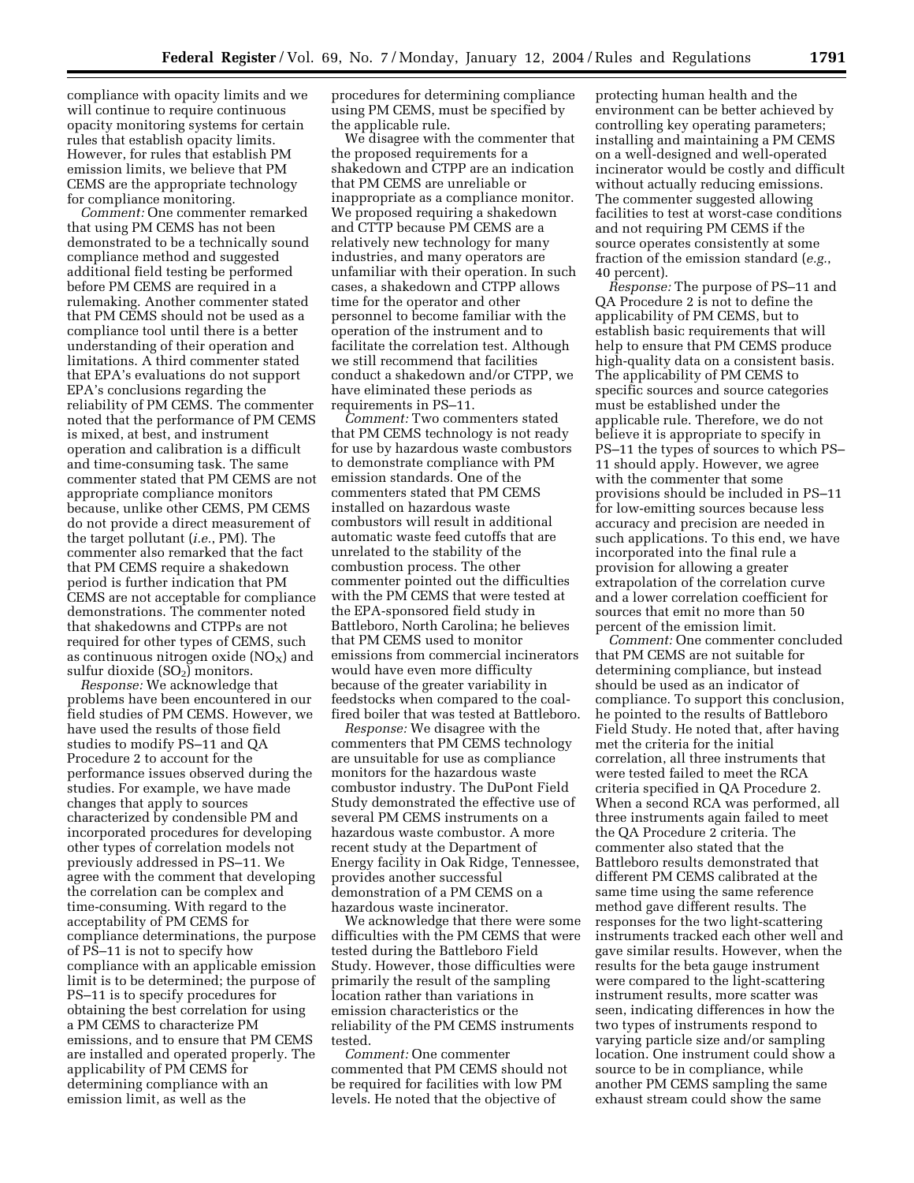compliance with opacity limits and we will continue to require continuous opacity monitoring systems for certain rules that establish opacity limits. However, for rules that establish PM emission limits, we believe that PM CEMS are the appropriate technology for compliance monitoring.

*Comment:* One commenter remarked that using PM CEMS has not been demonstrated to be a technically sound compliance method and suggested additional field testing be performed before PM CEMS are required in a rulemaking. Another commenter stated that PM CEMS should not be used as a compliance tool until there is a better understanding of their operation and limitations. A third commenter stated that EPA's evaluations do not support EPA's conclusions regarding the reliability of PM CEMS. The commenter noted that the performance of PM CEMS is mixed, at best, and instrument operation and calibration is a difficult and time-consuming task. The same commenter stated that PM CEMS are not appropriate compliance monitors because, unlike other CEMS, PM CEMS do not provide a direct measurement of the target pollutant (*i.e.*, PM). The commenter also remarked that the fact that PM CEMS require a shakedown period is further indication that PM CEMS are not acceptable for compliance demonstrations. The commenter noted that shakedowns and CTPPs are not required for other types of CEMS, such as continuous nitrogen oxide ($NO_X$) and sulfur dioxide ($SO_2$) monitors.

*Response:* We acknowledge that problems have been encountered in our field studies of PM CEMS. However, we have used the results of those field studies to modify PS–11 and QA Procedure 2 to account for the performance issues observed during the studies. For example, we have made changes that apply to sources characterized by condensible PM and incorporated procedures for developing other types of correlation models not previously addressed in PS–11. We agree with the comment that developing the correlation can be complex and time-consuming. With regard to the acceptability of PM CEMS for compliance determinations, the purpose of PS–11 is not to specify how compliance with an applicable emission limit is to be determined; the purpose of PS–11 is to specify procedures for obtaining the best correlation for using a PM CEMS to characterize PM emissions, and to ensure that PM CEMS are installed and operated properly. The applicability of PM CEMS for determining compliance with an emission limit, as well as the procedures for determining compliance using PM CEMS, must be specified by the applicable rule.

We disagree with the commenter that the proposed requirements for a shakedown and CTPP are an indication that PM CEMS are unreliable or inappropriate as a compliance monitor. We proposed requiring a shakedown and CTTP because PM CEMS are a relatively new technology for many industries, and many operators are unfamiliar with their operation. In such cases, a shakedown and CTPP allows time for the operator and other personnel to become familiar with the operation of the instrument and to facilitate the correlation test. Although we still recommend that facilities conduct a shakedown and/or CTPP, we have eliminated these periods as requirements in PS–11.

*Comment:* Two commenters stated that PM CEMS technology is not ready for use by hazardous waste combustors to demonstrate compliance with PM emission standards. One of the commenters stated that PM CEMS installed on hazardous waste combustors will result in additional automatic waste feed cutoffs that are unrelated to the stability of the combustion process. The other commenter pointed out the difficulties with the PM CEMS that were tested at the EPA-sponsored field study in Battleboro, North Carolina; he believes that PM CEMS used to monitor emissions from commercial incinerators would have even more difficulty because of the greater variability in feedstocks when compared to the coal-fired boiler that was tested at Battleboro.

*Response:* We disagree with the commenters that PM CEMS technology are unsuitable for use as compliance monitors for the hazardous waste combustor industry. The DuPont Field Study demonstrated the effective use of several PM CEMS instruments on a hazardous waste combustor. A more recent study at the Department of Energy facility in Oak Ridge, Tennessee, provides another successful demonstration of a PM CEMS on a hazardous waste incinerator.

We acknowledge that there were some difficulties with the PM CEMS that were tested during the Battleboro Field Study. However, those difficulties were primarily the result of the sampling location rather than variations in emission characteristics or the reliability of the PM CEMS instruments tested.

*Comment:* One commenter commented that PM CEMS should not be required for facilities with low PM levels. He noted that the objective of protecting human health and the environment can be better achieved by controlling key operating parameters; installing and maintaining a PM CEMS on a well-designed and well-operated incinerator would be costly and difficult without actually reducing emissions. The commenter suggested allowing facilities to test at worst-case conditions and not requiring PM CEMS if the source operates consistently at some fraction of the emission standard (*e.g.*, 40 percent).

*Response:* The purpose of PS–11 and QA Procedure 2 is not to define the applicability of PM CEMS, but to establish basic requirements that will help to ensure that PM CEMS produce high-quality data on a consistent basis. The applicability of PM CEMS to specific sources and source categories must be established under the applicable rule. Therefore, we do not believe it is appropriate to specify in PS–11 the types of sources to which PS–11 should apply. However, we agree with the commenter that some provisions should be included in PS–11 for low-emitting sources because less accuracy and precision are needed in such applications. To this end, we have incorporated into the final rule a provision for allowing a greater extrapolation of the correlation curve and a lower correlation coefficient for sources that emit no more than 50 percent of the emission limit.

*Comment:* One commenter concluded that PM CEMS are not suitable for determining compliance, but instead should be used as an indicator of compliance. To support this conclusion, he pointed to the results of Battleboro Field Study. He noted that, after having met the criteria for the initial correlation, all three instruments that were tested failed to meet the RCA criteria specified in QA Procedure 2. When a second RCA was performed, all three instruments again failed to meet the QA Procedure 2 criteria. The commenter also stated that the Battleboro results demonstrated that different PM CEMS calibrated at the same time using the same reference method gave different results. The responses for the two light-scattering instruments tracked each other well and gave similar results. However, when the results for the beta gauge instrument were compared to the light-scattering instrument results, more scatter was seen, indicating differences in how the two types of instruments respond to varying particle size and/or sampling location. One instrument could show a source to be in compliance, while another PM CEMS sampling the same exhaust stream could show the same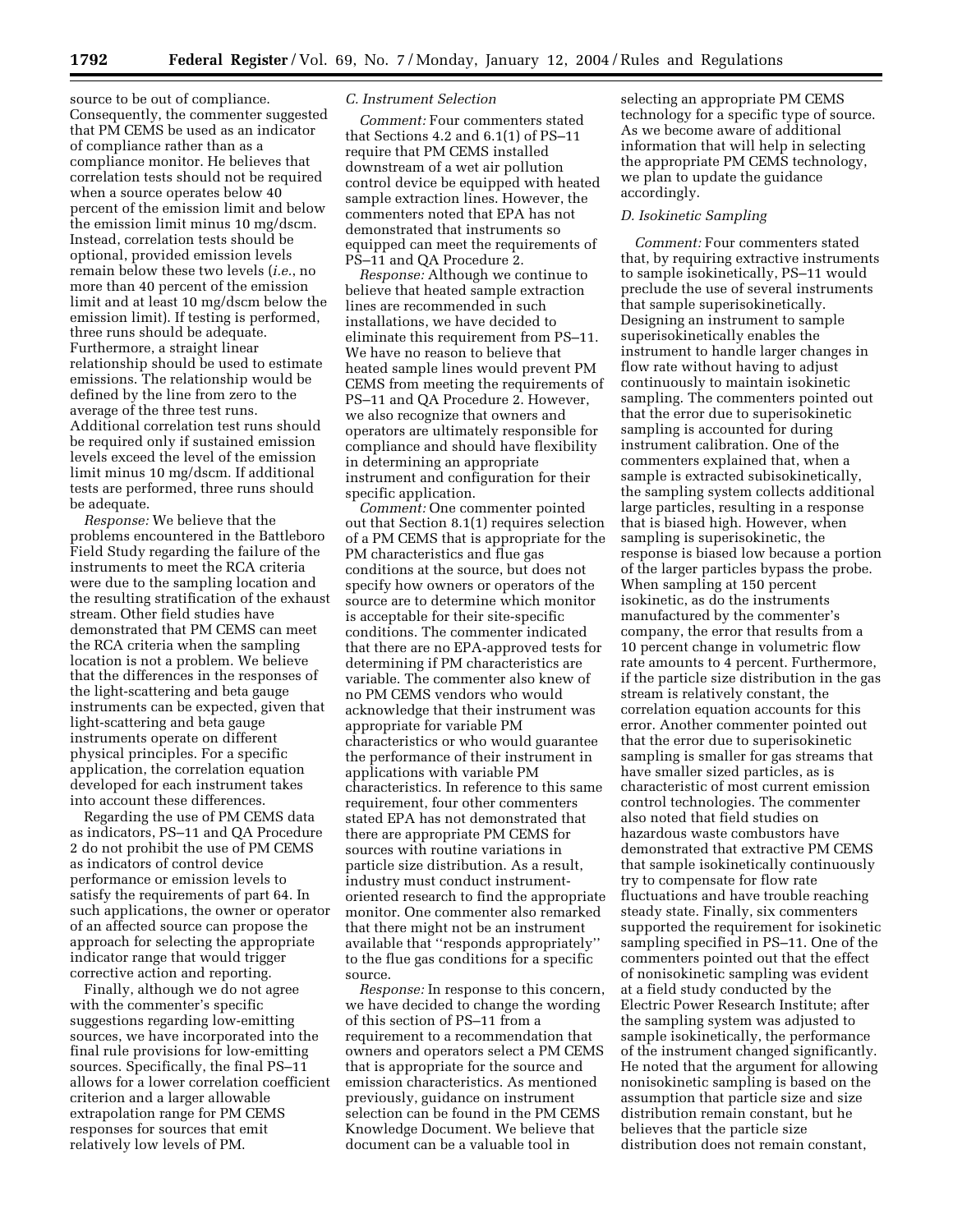source to be out of compliance. Consequently, the commenter suggested that PM CEMS be used as an indicator of compliance rather than as a compliance monitor. He believes that correlation tests should not be required when a source operates below 40 percent of the emission limit and below the emission limit minus 10 mg/dscm. Instead, correlation tests should be optional, provided emission levels remain below these two levels (*i.e.*, no more than 40 percent of the emission limit and at least 10 mg/dscm below the emission limit). If testing is performed, three runs should be adequate. Furthermore, a straight linear relationship should be used to estimate emissions. The relationship would be defined by the line from zero to the average of the three test runs. Additional correlation test runs should be required only if sustained emission levels exceed the level of the emission limit minus 10 mg/dscm. If additional tests are performed, three runs should be adequate.

*Response:* We believe that the problems encountered in the Battleboro Field Study regarding the failure of the instruments to meet the RCA criteria were due to the sampling location and the resulting stratification of the exhaust stream. Other field studies have demonstrated that PM CEMS can meet the RCA criteria when the sampling location is not a problem. We believe that the differences in the responses of the light-scattering and beta gauge instruments can be expected, given that light-scattering and beta gauge instruments operate on different physical principles. For a specific application, the correlation equation developed for each instrument takes into account these differences.

Regarding the use of PM CEMS data as indicators, PS–11 and QA Procedure 2 do not prohibit the use of PM CEMS as indicators of control device performance or emission levels to satisfy the requirements of part 64. In such applications, the owner or operator of an affected source can propose the approach for selecting the appropriate indicator range that would trigger corrective action and reporting.

Finally, although we do not agree with the commenter's specific suggestions regarding low-emitting sources, we have incorporated into the final rule provisions for low-emitting sources. Specifically, the final PS–11 allows for a lower correlation coefficient criterion and a larger allowable extrapolation range for PM CEMS responses for sources that emit relatively low levels of PM.

### *C. Instrument Selection*

*Comment:* Four commenters stated that Sections 4.2 and 6.1(1) of PS–11 require that PM CEMS installed downstream of a wet air pollution control device be equipped with heated sample extraction lines. However, the commenters noted that EPA has not demonstrated that instruments so equipped can meet the requirements of PS–11 and QA Procedure 2.

*Response:* Although we continue to believe that heated sample extraction lines are recommended in such installations, we have decided to eliminate this requirement from PS–11. We have no reason to believe that heated sample lines would prevent PM CEMS from meeting the requirements of PS–11 and QA Procedure 2. However, we also recognize that owners and operators are ultimately responsible for compliance and should have flexibility in determining an appropriate instrument and configuration for their specific application.

*Comment:* One commenter pointed out that Section 8.1(1) requires selection of a PM CEMS that is appropriate for the PM characteristics and flue gas conditions at the source, but does not specify how owners or operators of the source are to determine which monitor is acceptable for their site-specific conditions. The commenter indicated that there are no EPA-approved tests for determining if PM characteristics are variable. The commenter also knew of no PM CEMS vendors who would acknowledge that their instrument was appropriate for variable PM characteristics or who would guarantee the performance of their instrument in applications with variable PM characteristics. In reference to this same requirement, four other commenters stated EPA has not demonstrated that there are appropriate PM CEMS for sources with routine variations in particle size distribution. As a result, industry must conduct instrument-oriented research to find the appropriate monitor. One commenter also remarked that there might not be an instrument available that ''responds appropriately'' to the flue gas conditions for a specific source.

*Response:* In response to this concern, we have decided to change the wording of this section of PS–11 from a requirement to a recommendation that owners and operators select a PM CEMS that is appropriate for the source and emission characteristics. As mentioned previously, guidance on instrument selection can be found in the PM CEMS Knowledge Document. We believe that document can be a valuable tool in selecting an appropriate PM CEMS technology for a specific type of source. As we become aware of additional information that will help in selecting the appropriate PM CEMS technology, we plan to update the guidance accordingly.

### *D. Isokinetic Sampling*

*Comment:* Four commenters stated that, by requiring extractive instruments to sample isokinetically, PS–11 would preclude the use of several instruments that sample superisokinetically. Designing an instrument to sample superisokinetically enables the instrument to handle larger changes in flow rate without having to adjust continuously to maintain isokinetic sampling. The commenters pointed out that the error due to superisokinetic sampling is accounted for during instrument calibration. One of the commenters explained that, when a sample is extracted subisokinetically, the sampling system collects additional large particles, resulting in a response that is biased high. However, when sampling is superisokinetic, the response is biased low because a portion of the larger particles bypass the probe. When sampling at 150 percent isokinetic, as do the instruments manufactured by the commenter's company, the error that results from a 10 percent change in volumetric flow rate amounts to 4 percent. Furthermore, if the particle size distribution in the gas stream is relatively constant, the correlation equation accounts for this error. Another commenter pointed out that the error due to superisokinetic sampling is smaller for gas streams that have smaller sized particles, as is characteristic of most current emission control technologies. The commenter also noted that field studies on hazardous waste combustors have demonstrated that extractive PM CEMS that sample isokinetically continuously try to compensate for flow rate fluctuations and have trouble reaching steady state. Finally, six commenters supported the requirement for isokinetic sampling specified in PS–11. One of the commenters pointed out that the effect of nonisokinetic sampling was evident at a field study conducted by the Electric Power Research Institute; after the sampling system was adjusted to sample isokinetically, the performance of the instrument changed significantly. He noted that the argument for allowing nonisokinetic sampling is based on the assumption that particle size and size distribution remain constant, but he believes that the particle size distribution does not remain constant,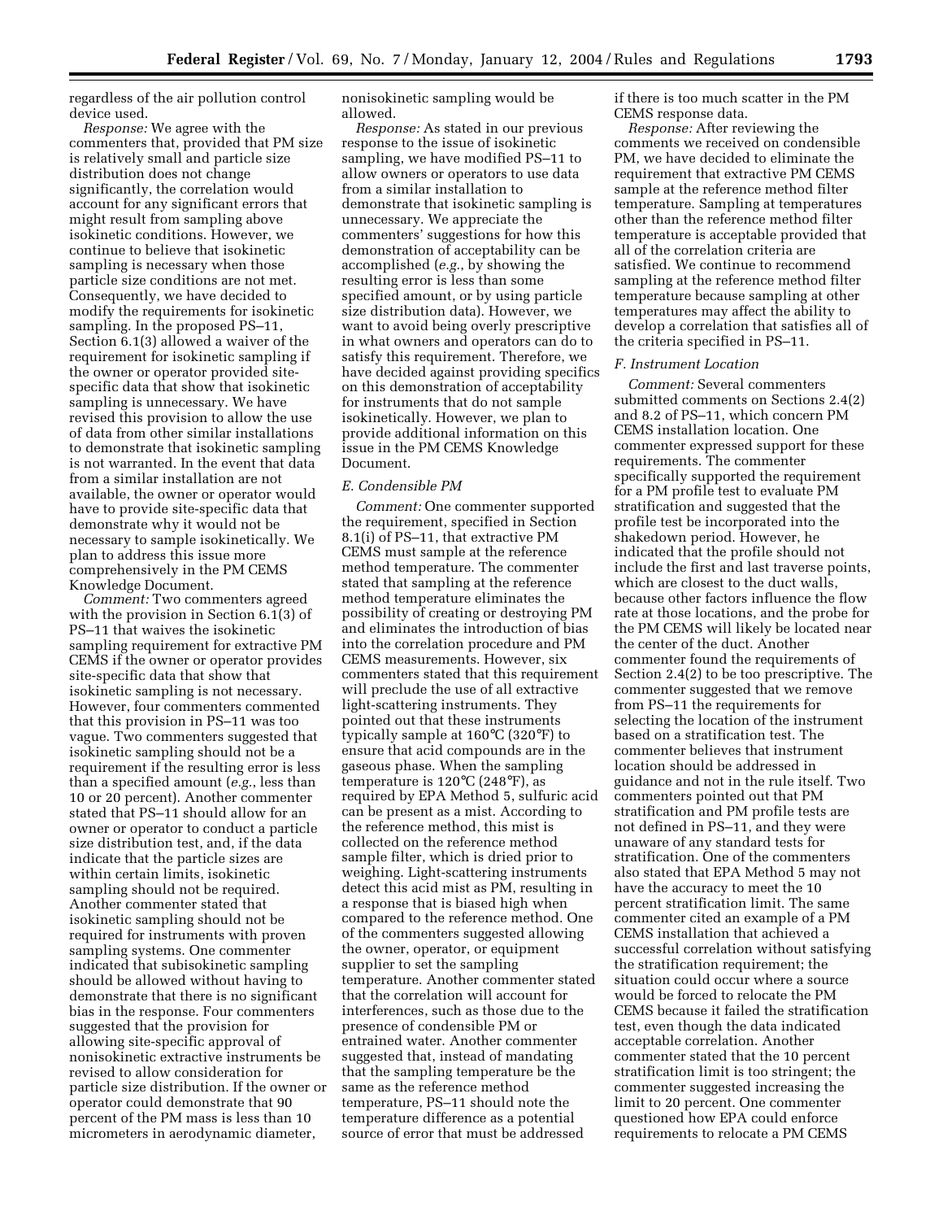regardless of the air pollution control device used.

*Response:* We agree with the commenters that, provided that PM size is relatively small and particle size distribution does not change significantly, the correlation would account for any significant errors that might result from sampling above isokinetic conditions. However, we continue to believe that isokinetic sampling is necessary when those particle size conditions are not met. Consequently, we have decided to modify the requirements for isokinetic sampling. In the proposed PS–11, Section 6.1(3) allowed a waiver of the requirement for isokinetic sampling if the owner or operator provided site-specific data that show that isokinetic sampling is unnecessary. We have revised this provision to allow the use of data from other similar installations to demonstrate that isokinetic sampling is not warranted. In the event that data from a similar installation are not available, the owner or operator would have to provide site-specific data that demonstrate why it would not be necessary to sample isokinetically. We plan to address this issue more comprehensively in the PM CEMS Knowledge Document.

*Comment:* Two commenters agreed with the provision in Section 6.1(3) of PS–11 that waives the isokinetic sampling requirement for extractive PM CEMS if the owner or operator provides site-specific data that show that isokinetic sampling is not necessary. However, four commenters commented that this provision in PS–11 was too vague. Two commenters suggested that isokinetic sampling should not be a requirement if the resulting error is less than a specified amount (*e.g.*, less than 10 or 20 percent). Another commenter stated that PS–11 should allow for an owner or operator to conduct a particle size distribution test, and, if the data indicate that the particle sizes are within certain limits, isokinetic sampling should not be required. Another commenter stated that isokinetic sampling should not be required for instruments with proven sampling systems. One commenter indicated that subisokinetic sampling should be allowed without having to demonstrate that there is no significant bias in the response. Four commenters suggested that the provision for allowing site-specific approval of nonisokinetic extractive instruments be revised to allow consideration for particle size distribution. If the owner or operator could demonstrate that 90 percent of the PM mass is less than 10 micrometers in aerodynamic diameter, nonisokinetic sampling would be allowed.

*Response:* As stated in our previous response to the issue of isokinetic sampling, we have modified PS–11 to allow owners or operators to use data from a similar installation to demonstrate that isokinetic sampling is unnecessary. We appreciate the commenters' suggestions for how this demonstration of acceptability can be accomplished (*e.g.*, by showing the resulting error is less than some specified amount, or by using particle size distribution data). However, we want to avoid being overly prescriptive in what owners and operators can do to satisfy this requirement. Therefore, we have decided against providing specifics on this demonstration of acceptability for instruments that do not sample isokinetically. However, we plan to provide additional information on this issue in the PM CEMS Knowledge Document.

### *E. Condensible PM*

*Comment:* One commenter supported the requirement, specified in Section 8.1(i) of PS–11, that extractive PM CEMS must sample at the reference method temperature. The commenter stated that sampling at the reference method temperature eliminates the possibility of creating or destroying PM and eliminates the introduction of bias into the correlation procedure and PM CEMS measurements. However, six commenters stated that this requirement will preclude the use of all extractive light-scattering instruments. They pointed out that these instruments typically sample at 160℃ (320℉) to ensure that acid compounds are in the gaseous phase. When the sampling temperature is 120℃ (248℉), as required by EPA Method 5, sulfuric acid can be present as a mist. According to the reference method, this mist is collected on the reference method sample filter, which is dried prior to weighing. Light-scattering instruments detect this acid mist as PM, resulting in a response that is biased high when compared to the reference method. One of the commenters suggested allowing the owner, operator, or equipment supplier to set the sampling temperature. Another commenter stated that the correlation will account for interferences, such as those due to the presence of condensible PM or entrained water. Another commenter suggested that, instead of mandating that the sampling temperature be the same as the reference method temperature, PS–11 should note the temperature difference as a potential source of error that must be addressed if there is too much scatter in the PM CEMS response data.

*Response:* After reviewing the comments we received on condensible PM, we have decided to eliminate the requirement that extractive PM CEMS sample at the reference method filter temperature. Sampling at temperatures other than the reference method filter temperature is acceptable provided that all of the correlation criteria are satisfied. We continue to recommend sampling at the reference method filter temperature because sampling at other temperatures may affect the ability to develop a correlation that satisfies all of the criteria specified in PS–11.

### *F. Instrument Location*

*Comment:* Several commenters submitted comments on Sections 2.4(2) and 8.2 of PS–11, which concern PM CEMS installation location. One commenter expressed support for these requirements. The commenter specifically supported the requirement for a PM profile test to evaluate PM stratification and suggested that the profile test be incorporated into the shakedown period. However, he indicated that the profile should not include the first and last traverse points, which are closest to the duct walls, because other factors influence the flow rate at those locations, and the probe for the PM CEMS will likely be located near the center of the duct. Another commenter found the requirements of Section 2.4(2) to be too prescriptive. The commenter suggested that we remove from PS–11 the requirements for selecting the location of the instrument based on a stratification test. The commenter believes that instrument location should be addressed in guidance and not in the rule itself. Two commenters pointed out that PM stratification and PM profile tests are not defined in PS–11, and they were unaware of any standard tests for stratification. One of the commenters also stated that EPA Method 5 may not have the accuracy to meet the 10 percent stratification limit. The same commenter cited an example of a PM CEMS installation that achieved a successful correlation without satisfying the stratification requirement; the situation could occur where a source would be forced to relocate the PM CEMS because it failed the stratification test, even though the data indicated acceptable correlation. Another commenter stated that the 10 percent stratification limit is too stringent; the commenter suggested increasing the limit to 20 percent. One commenter questioned how EPA could enforce requirements to relocate a PM CEMS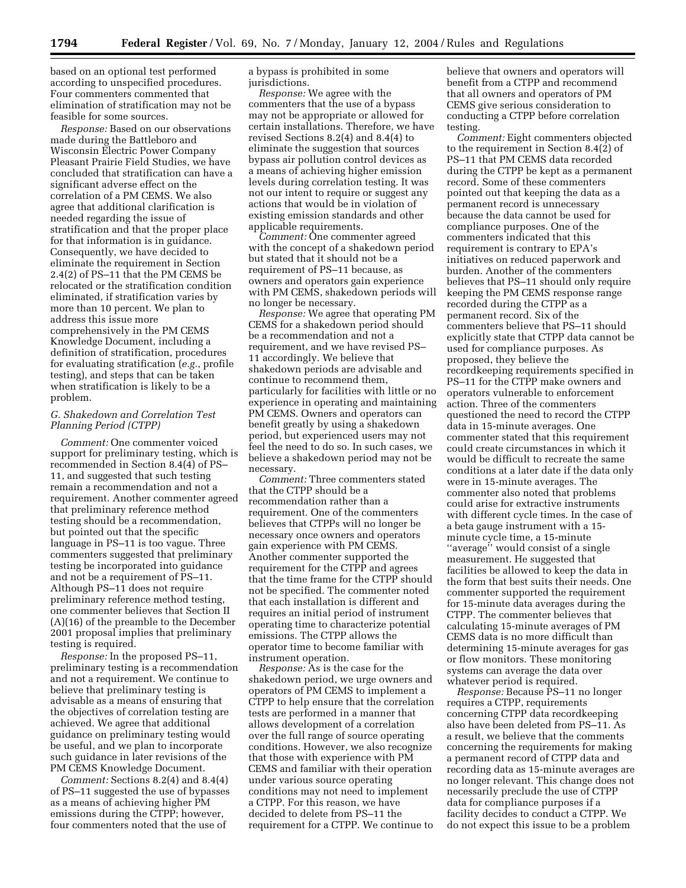based on an optional test performed according to unspecified procedures. Four commenters commented that elimination of stratification may not be feasible for some sources.

*Response:* Based on our observations made during the Battleboro and Wisconsin Electric Power Company Pleasant Prairie Field Studies, we have concluded that stratification can have a significant adverse effect on the correlation of a PM CEMS. We also agree that additional clarification is needed regarding the issue of stratification and that the proper place for that information is in guidance. Consequently, we have decided to eliminate the requirement in Section 2.4(2) of PS–11 that the PM CEMS be relocated or the stratification condition eliminated, if stratification varies by more than 10 percent. We plan to address this issue more comprehensively in the PM CEMS Knowledge Document, including a definition of stratification, procedures for evaluating stratification (*e.g.*, profile testing), and steps that can be taken when stratification is likely to be a problem.

### *G. Shakedown and Correlation Test Planning Period (CTPP)*

*Comment:* One commenter voiced support for preliminary testing, which is recommended in Section 8.4(4) of PS–11, and suggested that such testing remain a recommendation and not a requirement. Another commenter agreed that preliminary reference method testing should be a recommendation, but pointed out that the specific language in PS–11 is too vague. Three commenters suggested that preliminary testing be incorporated into guidance and not be a requirement of PS–11. Although PS–11 does not require preliminary reference method testing, one commenter believes that Section II (A)(16) of the preamble to the December 2001 proposal implies that preliminary testing is required.

*Response:* In the proposed PS–11, preliminary testing is a recommendation and not a requirement. We continue to believe that preliminary testing is advisable as a means of ensuring that the objectives of correlation testing are achieved. We agree that additional guidance on preliminary testing would be useful, and we plan to incorporate such guidance in later revisions of the PM CEMS Knowledge Document.

*Comment:* Sections 8.2(4) and 8.4(4) of PS–11 suggested the use of bypasses as a means of achieving higher PM emissions during the CTPP; however, four commenters noted that the use of a bypass is prohibited in some jurisdictions.

*Response:* We agree with the commenters that the use of a bypass may not be appropriate or allowed for certain installations. Therefore, we have revised Sections 8.2(4) and 8.4(4) to eliminate the suggestion that sources bypass air pollution control devices as a means of achieving higher emission levels during correlation testing. It was not our intent to require or suggest any actions that would be in violation of existing emission standards and other applicable requirements.

*Comment:* One commenter agreed with the concept of a shakedown period but stated that it should not be a requirement of PS–11 because, as owners and operators gain experience with PM CEMS, shakedown periods will no longer be necessary.

*Response:* We agree that operating PM CEMS for a shakedown period should be a recommendation and not a requirement, and we have revised PS–11 accordingly. We believe that shakedown periods are advisable and continue to recommend them, particularly for facilities with little or no experience in operating and maintaining PM CEMS. Owners and operators can benefit greatly by using a shakedown period, but experienced users may not feel the need to do so. In such cases, we believe a shakedown period may not be necessary.

*Comment:* Three commenters stated that the CTPP should be a recommendation rather than a requirement. One of the commenters believes that CTPPs will no longer be necessary once owners and operators gain experience with PM CEMS. Another commenter supported the requirement for the CTPP and agrees that the time frame for the CTPP should not be specified. The commenter noted that each installation is different and requires an initial period of instrument operating time to characterize potential emissions. The CTPP allows the operator time to become familiar with instrument operation.

*Response:* As is the case for the shakedown period, we urge owners and operators of PM CEMS to implement a CTPP to help ensure that the correlation tests are performed in a manner that allows development of a correlation over the full range of source operating conditions. However, we also recognize that those with experience with PM CEMS and familiar with their operation under various source operating conditions may not need to implement a CTPP. For this reason, we have decided to delete from PS–11 the requirement for a CTPP. We continue to believe that owners and operators will benefit from a CTPP and recommend that all owners and operators of PM CEMS give serious consideration to conducting a CTPP before correlation testing.

*Comment:* Eight commenters objected to the requirement in Section 8.4(2) of PS–11 that PM CEMS data recorded during the CTPP be kept as a permanent record. Some of these commenters pointed out that keeping the data as a permanent record is unnecessary because the data cannot be used for compliance purposes. One of the commenters indicated that this requirement is contrary to EPA's initiatives on reduced paperwork and burden. Another of the commenters believes that PS–11 should only require keeping the PM CEMS response range recorded during the CTPP as a permanent record. Six of the commenters believe that PS–11 should explicitly state that CTPP data cannot be used for compliance purposes. As proposed, they believe the recordkeeping requirements specified in PS–11 for the CTPP make owners and operators vulnerable to enforcement action. Three of the commenters questioned the need to record the CTPP data in 15-minute averages. One commenter stated that this requirement could create circumstances in which it would be difficult to recreate the same conditions at a later date if the data only were in 15-minute averages. The commenter also noted that problems could arise for extractive instruments with different cycle times. In the case of a beta gauge instrument with a 15-minute cycle time, a 15-minute "average" would consist of a single measurement. He suggested that facilities be allowed to keep the data in the form that best suits their needs. One commenter supported the requirement for 15-minute data averages during the CTPP. The commenter believes that calculating 15-minute averages of PM CEMS data is no more difficult than determining 15-minute averages for gas or flow monitors. These monitoring systems can average the data over whatever period is required.

*Response:* Because PS–11 no longer requires a CTPP, requirements concerning CTPP data recordkeeping also have been deleted from PS–11. As a result, we believe that the comments concerning the requirements for making a permanent record of CTPP data and recording data as 15-minute averages are no longer relevant. This change does not necessarily preclude the use of CTPP data for compliance purposes if a facility decides to conduct a CTPP. We do not expect this issue to be a problem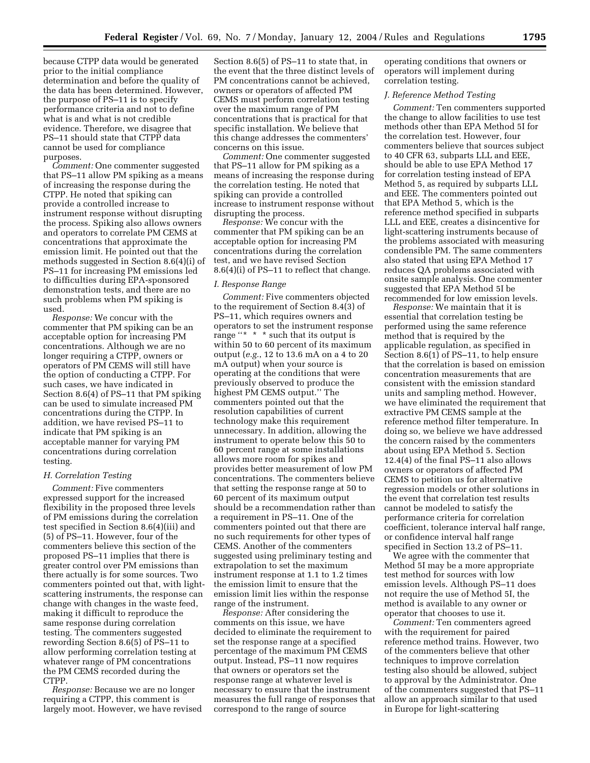because CTPP data would be generated prior to the initial compliance determination and before the quality of the data has been determined. However, the purpose of PS–11 is to specify performance criteria and not to define what is and what is not credible evidence. Therefore, we disagree that PS–11 should state that CTPP data cannot be used for compliance purposes.

*Comment:* One commenter suggested that PS–11 allow PM spiking as a means of increasing the response during the CTPP. He noted that spiking can provide a controlled increase to instrument response without disrupting the process. Spiking also allows owners and operators to correlate PM CEMS at concentrations that approximate the emission limit. He pointed out that the methods suggested in Section 8.6(4)(i) of PS–11 for increasing PM emissions led to difficulties during EPA-sponsored demonstration tests, and there are no such problems when PM spiking is used.

*Response:* We concur with the commenter that PM spiking can be an acceptable option for increasing PM concentrations. Although we are no longer requiring a CTPP, owners or operators of PM CEMS will still have the option of conducting a CTPP. For such cases, we have indicated in Section 8.6(4) of PS–11 that PM spiking can be used to simulate increased PM concentrations during the CTPP. In addition, we have revised PS–11 to indicate that PM spiking is an acceptable manner for varying PM concentrations during correlation testing.

### *H. Correlation Testing*

*Comment:* Five commenters expressed support for the increased flexibility in the proposed three levels of PM emissions during the correlation test specified in Section 8.6(4)(iii) and (5) of PS–11. However, four of the commenters believe this section of the proposed PS–11 implies that there is greater control over PM emissions than there actually is for some sources. Two commenters pointed out that, with light-scattering instruments, the response can change with changes in the waste feed, making it difficult to reproduce the same response during correlation testing. The commenters suggested rewording Section 8.6(5) of PS–11 to allow performing correlation testing at whatever range of PM concentrations the PM CEMS recorded during the CTPP.

*Response:* Because we are no longer requiring a CTPP, this comment is largely moot. However, we have revised Section 8.6(5) of PS–11 to state that, in the event that the three distinct levels of PM concentrations cannot be achieved, owners or operators of affected PM CEMS must perform correlation testing over the maximum range of PM concentrations that is practical for that specific installation. We believe that this change addresses the commenters' concerns on this issue.

*Comment:* One commenter suggested that PS–11 allow for PM spiking as a means of increasing the response during the correlation testing. He noted that spiking can provide a controlled increase to instrument response without disrupting the process.

*Response:* We concur with the commenter that PM spiking can be an acceptable option for increasing PM concentrations during the correlation test, and we have revised Section 8.6(4)(i) of PS–11 to reflect that change.

### *I. Response Range*

*Comment:* Five commenters objected to the requirement of Section 8.4(3) of PS–11, which requires owners and operators to set the instrument response range "* * * such that its output is within 50 to 60 percent of its maximum output (*e.g.*, 12 to 13.6 mA on a 4 to 20 mA output) when your source is operating at the conditions that were previously observed to produce the highest PM CEMS output." The commenters pointed out that the resolution capabilities of current technology make this requirement unnecessary. In addition, allowing the instrument to operate below this 50 to 60 percent range at some installations allows more room for spikes and provides better measurement of low PM concentrations. The commenters believe that setting the response range at 50 to 60 percent of its maximum output should be a recommendation rather than a requirement in PS–11. One of the commenters pointed out that there are no such requirements for other types of CEMS. Another of the commenters suggested using preliminary testing and extrapolation to set the maximum instrument response at 1.1 to 1.2 times the emission limit to ensure that the emission limit lies within the response range of the instrument.

*Response:* After considering the comments on this issue, we have decided to eliminate the requirement to set the response range at a specified percentage of the maximum PM CEMS output. Instead, PS–11 now requires that owners or operators set the response range at whatever level is necessary to ensure that the instrument measures the full range of responses that correspond to the range of source operating conditions that owners or operators will implement during correlation testing.

### *J. Reference Method Testing*

*Comment:* Ten commenters supported the change to allow facilities to use test methods other than EPA Method 5I for the correlation test. However, four commenters believe that sources subject to 40 CFR 63, subparts LLL and EEE, should be able to use EPA Method 17 for correlation testing instead of EPA Method 5, as required by subparts LLL and EEE. The commenters pointed out that EPA Method 5, which is the reference method specified in subparts LLL and EEE, creates a disincentive for light-scattering instruments because of the problems associated with measuring condensible PM. The same commenters also stated that using EPA Method 17 reduces QA problems associated with onsite sample analysis. One commenter suggested that EPA Method 5I be recommended for low emission levels.

*Response:* We maintain that it is essential that correlation testing be performed using the same reference method that is required by the applicable regulation, as specified in Section 8.6(1) of PS–11, to help ensure that the correlation is based on emission concentration measurements that are consistent with the emission standard units and sampling method. However, we have eliminated the requirement that extractive PM CEMS sample at the reference method filter temperature. In doing so, we believe we have addressed the concern raised by the commenters about using EPA Method 5. Section 12.4(4) of the final PS–11 also allows owners or operators of affected PM CEMS to petition us for alternative regression models or other solutions in the event that correlation test results cannot be modeled to satisfy the performance criteria for correlation coefficient, tolerance interval half range, or confidence interval half range specified in Section 13.2 of PS–11.

We agree with the commenter that Method 5I may be a more appropriate test method for sources with low emission levels. Although PS–11 does not require the use of Method 5I, the method is available to any owner or operator that chooses to use it.

*Comment:* Ten commenters agreed with the requirement for paired reference method trains. However, two of the commenters believe that other techniques to improve correlation testing also should be allowed, subject to approval by the Administrator. One of the commenters suggested that PS–11 allow an approach similar to that used in Europe for light-scattering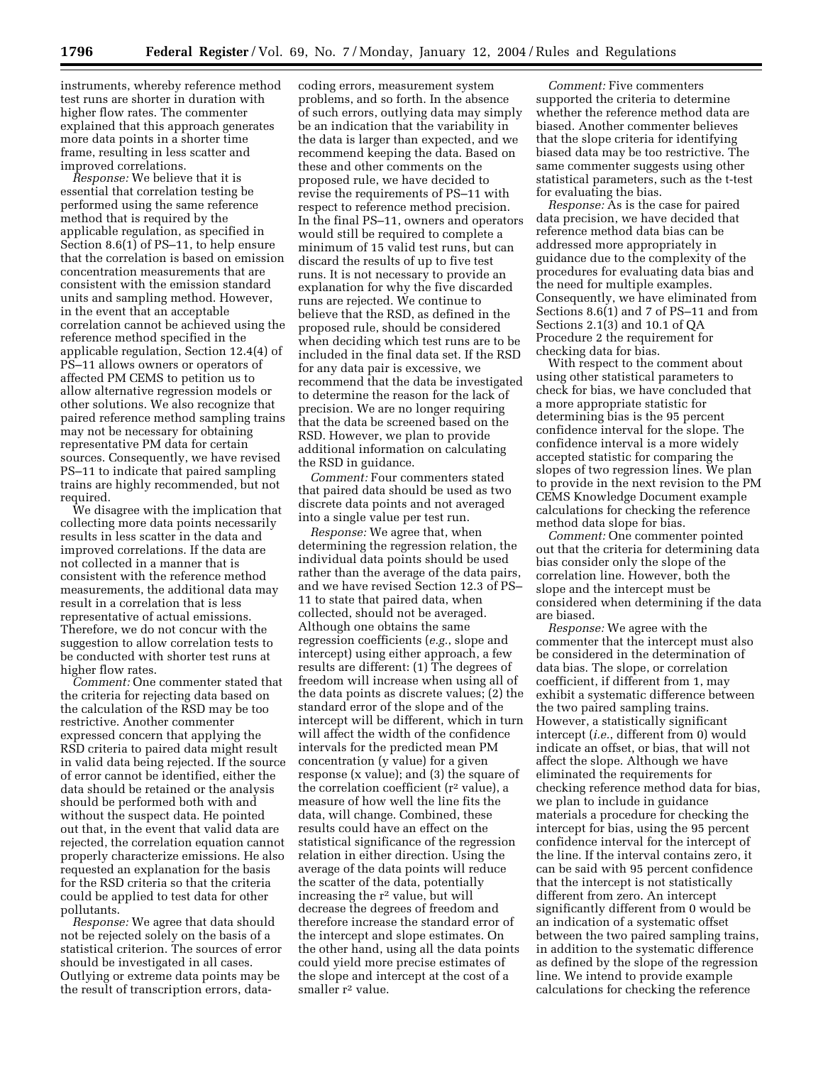instruments, whereby reference method test runs are shorter in duration with higher flow rates. The commenter explained that this approach generates more data points in a shorter time frame, resulting in less scatter and improved correlations.

*Response:* We believe that it is essential that correlation testing be performed using the same reference method that is required by the applicable regulation, as specified in Section 8.6(1) of PS–11, to help ensure that the correlation is based on emission concentration measurements that are consistent with the emission standard units and sampling method. However, in the event that an acceptable correlation cannot be achieved using the reference method specified in the applicable regulation, Section 12.4(4) of PS–11 allows owners or operators of affected PM CEMS to petition us to allow alternative regression models or other solutions. We also recognize that paired reference method sampling trains may not be necessary for obtaining representative PM data for certain sources. Consequently, we have revised PS–11 to indicate that paired sampling trains are highly recommended, but not required.

We disagree with the implication that collecting more data points necessarily results in less scatter in the data and improved correlations. If the data are not collected in a manner that is consistent with the reference method measurements, the additional data may result in a correlation that is less representative of actual emissions. Therefore, we do not concur with the suggestion to allow correlation tests to be conducted with shorter test runs at higher flow rates.

*Comment:* One commenter stated that the criteria for rejecting data based on the calculation of the RSD may be too restrictive. Another commenter expressed concern that applying the RSD criteria to paired data might result in valid data being rejected. If the source of error cannot be identified, either the data should be retained or the analysis should be performed both with and without the suspect data. He pointed out that, in the event that valid data are rejected, the correlation equation cannot properly characterize emissions. He also requested an explanation for the basis for the RSD criteria so that the criteria could be applied to test data for other pollutants.

*Response:* We agree that data should not be rejected solely on the basis of a statistical criterion. The sources of error should be investigated in all cases. Outlying or extreme data points may be the result of transcription errors, data-coding errors, measurement system problems, and so forth. In the absence of such errors, outlying data may simply be an indication that the variability in the data is larger than expected, and we recommend keeping the data. Based on these and other comments on the proposed rule, we have decided to revise the requirements of PS–11 with respect to reference method precision. In the final PS–11, owners and operators would still be required to complete a minimum of 15 valid test runs, but can discard the results of up to five test runs. It is not necessary to provide an explanation for why the five discarded runs are rejected. We continue to believe that the RSD, as defined in the proposed rule, should be considered when deciding which test runs are to be included in the final data set. If the RSD for any data pair is excessive, we recommend that the data be investigated to determine the reason for the lack of precision. We are no longer requiring that the data be screened based on the RSD. However, we plan to provide additional information on calculating the RSD in guidance.

*Comment:* Four commenters stated that paired data should be used as two discrete data points and not averaged into a single value per test run.

*Response:* We agree that, when determining the regression relation, the individual data points should be used rather than the average of the data pairs, and we have revised Section 12.3 of PS–11 to state that paired data, when collected, should not be averaged. Although one obtains the same regression coefficients (*e.g.*, slope and intercept) using either approach, a few results are different: (1) The degrees of freedom will increase when using all of the data points as discrete values; (2) the standard error of the slope and of the intercept will be different, which in turn will affect the width of the confidence intervals for the predicted mean PM concentration (y value) for a given response (x value); and (3) the square of the correlation coefficient ($r^2$ value), a measure of how well the line fits the data, will change. Combined, these results could have an effect on the statistical significance of the regression relation in either direction. Using the average of the data points will reduce the scatter of the data, potentially increasing the $r^2$ value, but will decrease the degrees of freedom and therefore increase the standard error of the intercept and slope estimates. On the other hand, using all the data points could yield more precise estimates of the slope and intercept at the cost of a smaller $r^2$ value.

*Comment:* Five commenters supported the criteria to determine whether the reference method data are biased. Another commenter believes that the slope criteria for identifying biased data may be too restrictive. The same commenter suggests using other statistical parameters, such as the t-test for evaluating the bias.

*Response:* As is the case for paired data precision, we have decided that reference method data bias can be addressed more appropriately in guidance due to the complexity of the procedures for evaluating data bias and the need for multiple examples. Consequently, we have eliminated from Sections 8.6(1) and 7 of PS–11 and from Sections 2.1(3) and 10.1 of QA Procedure 2 the requirement for checking data for bias.

With respect to the comment about using other statistical parameters to check for bias, we have concluded that a more appropriate statistic for determining bias is the 95 percent confidence interval for the slope. The confidence interval is a more widely accepted statistic for comparing the slopes of two regression lines. We plan to provide in the next revision to the PM CEMS Knowledge Document example calculations for checking the reference method data slope for bias.

*Comment:* One commenter pointed out that the criteria for determining data bias consider only the slope of the correlation line. However, both the slope and the intercept must be considered when determining if the data are biased.

*Response:* We agree with the commenter that the intercept must also be considered in the determination of data bias. The slope, or correlation coefficient, if different from 1, may exhibit a systematic difference between the two paired sampling trains. However, a statistically significant intercept (*i.e.*, different from 0) would indicate an offset, or bias, that will not affect the slope. Although we have eliminated the requirements for checking reference method data for bias, we plan to include in guidance materials a procedure for checking the intercept for bias, using the 95 percent confidence interval for the intercept of the line. If the interval contains zero, it can be said with 95 percent confidence that the intercept is not statistically different from zero. An intercept significantly different from 0 would be an indication of a systematic offset between the two paired sampling trains, in addition to the systematic difference as defined by the slope of the regression line. We intend to provide example calculations for checking the reference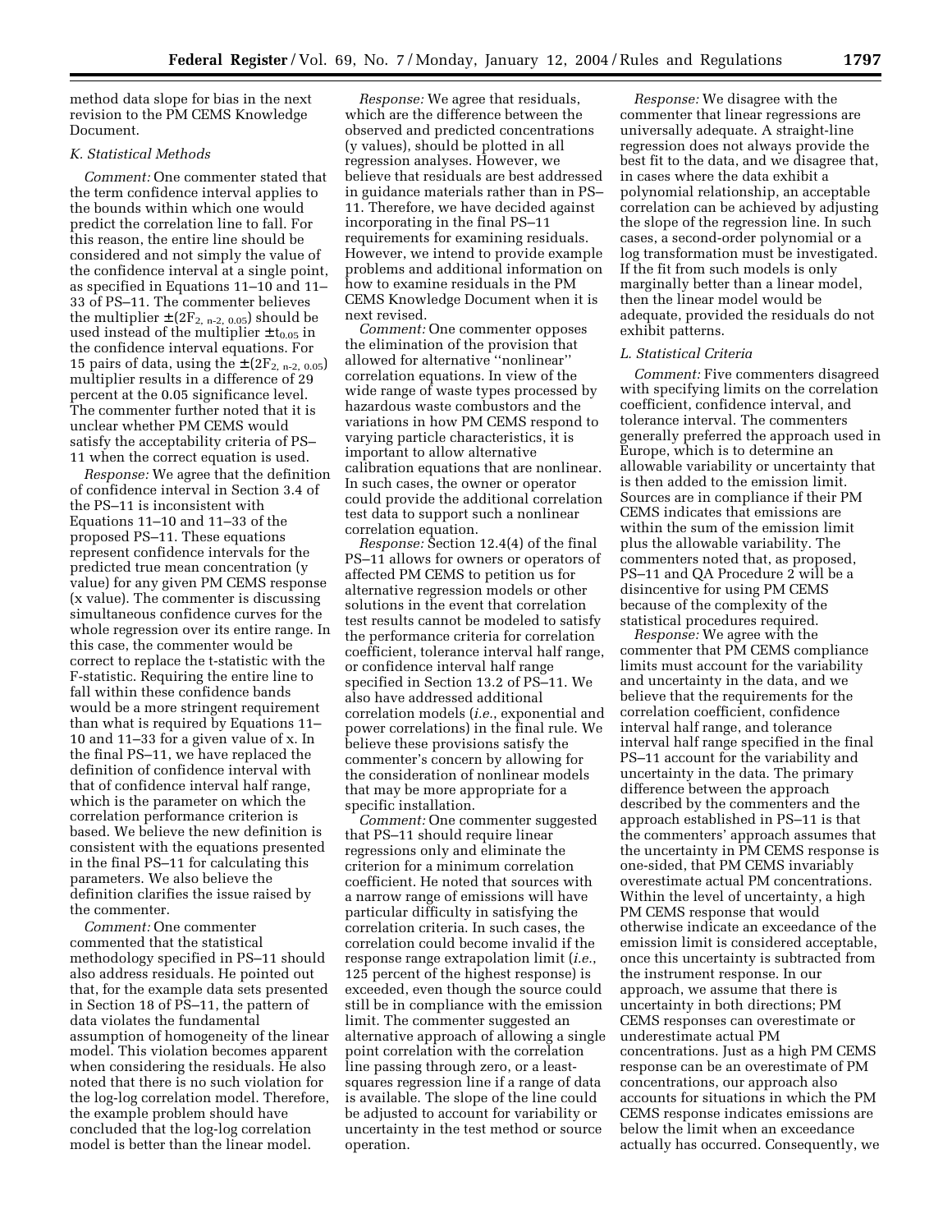method data slope for bias in the next revision to the PM CEMS Knowledge Document.

### K. Statistical Methods

*Comment:* One commenter stated that the term confidence interval applies to the bounds within which one would predict the correlation line to fall. For this reason, the entire line should be considered and not simply the value of the confidence interval at a single point, as specified in Equations 11–10 and 11–33 of PS–11. The commenter believes the multiplier $\pm(2F_{2,\ n-2,\ 0.05})$ should be used instead of the multiplier $\pm t_{0.05}$ in the confidence interval equations. For 15 pairs of data, using the $\pm(2F_{2,\ n-2,\ 0.05})$ multiplier results in a difference of 29 percent at the 0.05 significance level. The commenter further noted that it is unclear whether PM CEMS would satisfy the acceptability criteria of PS–11 when the correct equation is used.

*Response:* We agree that the definition of confidence interval in Section 3.4 of the PS–11 is inconsistent with Equations 11–10 and 11–33 of the proposed PS–11. These equations represent confidence intervals for the predicted true mean concentration (y value) for any given PM CEMS response (x value). The commenter is discussing simultaneous confidence curves for the whole regression over its entire range. In this case, the commenter would be correct to replace the t-statistic with the F-statistic. Requiring the entire line to fall within these confidence bands would be a more stringent requirement than what is required by Equations 11–10 and 11–33 for a given value of x. In the final PS–11, we have replaced the definition of confidence interval with that of confidence interval half range, which is the parameter on which the correlation performance criterion is based. We believe the new definition is consistent with the equations presented in the final PS–11 for calculating this parameters. We also believe the definition clarifies the issue raised by the commenter.

*Comment:* One commenter commented that the statistical methodology specified in PS–11 should also address residuals. He pointed out that, for the example data sets presented in Section 18 of PS–11, the pattern of data violates the fundamental assumption of homogeneity of the linear model. This violation becomes apparent when considering the residuals. He also noted that there is no such violation for the log-log correlation model. Therefore, the example problem should have concluded that the log-log correlation model is better than the linear model.

*Response:* We agree that residuals, which are the difference between the observed and predicted concentrations (y values), should be plotted in all regression analyses. However, we believe that residuals are best addressed in guidance materials rather than in PS–11. Therefore, we have decided against incorporating in the final PS–11 requirements for examining residuals. However, we intend to provide example problems and additional information on how to examine residuals in the PM CEMS Knowledge Document when it is next revised.

*Comment:* One commenter opposes the elimination of the provision that allowed for alternative "nonlinear" correlation equations. In view of the wide range of waste types processed by hazardous waste combustors and the variations in how PM CEMS respond to varying particle characteristics, it is important to allow alternative calibration equations that are nonlinear. In such cases, the owner or operator could provide the additional correlation test data to support such a nonlinear correlation equation.

*Response:* Section 12.4(4) of the final PS–11 allows for owners or operators of affected PM CEMS to petition us for alternative regression models or other solutions in the event that correlation test results cannot be modeled to satisfy the performance criteria for correlation coefficient, tolerance interval half range, or confidence interval half range specified in Section 13.2 of PS–11. We also have addressed additional correlation models (*i.e.*, exponential and power correlations) in the final rule. We believe these provisions satisfy the commenter's concern by allowing for the consideration of nonlinear models that may be more appropriate for a specific installation.

*Comment:* One commenter suggested that PS–11 should require linear regressions only and eliminate the criterion for a minimum correlation coefficient. He noted that sources with a narrow range of emissions will have particular difficulty in satisfying the correlation criteria. In such cases, the correlation could become invalid if the response range extrapolation limit (*i.e.*, 125 percent of the highest response) is exceeded, even though the source could still be in compliance with the emission limit. The commenter suggested an alternative approach of allowing a single point correlation with the correlation line passing through zero, or a least-squares regression line if a range of data is available. The slope of the line could be adjusted to account for variability or uncertainty in the test method or source operation.

*Response:* We disagree with the commenter that linear regressions are universally adequate. A straight-line regression does not always provide the best fit to the data, and we disagree that, in cases where the data exhibit a polynomial relationship, an acceptable correlation can be achieved by adjusting the slope of the regression line. In such cases, a second-order polynomial or a log transformation must be investigated. If the fit from such models is only marginally better than a linear model, then the linear model would be adequate, provided the residuals do not exhibit patterns.

### L. Statistical Criteria

*Comment:* Five commenters disagreed with specifying limits on the correlation coefficient, confidence interval, and tolerance interval. The commenters generally preferred the approach used in Europe, which is to determine an allowable variability or uncertainty that is then added to the emission limit. Sources are in compliance if their PM CEMS indicates that emissions are within the sum of the emission limit plus the allowable variability. The commenters noted that, as proposed, PS–11 and QA Procedure 2 will be a disincentive for using PM CEMS because of the complexity of the statistical procedures required.

*Response:* We agree with the commenter that PM CEMS compliance limits must account for the variability and uncertainty in the data, and we believe that the requirements for the correlation coefficient, confidence interval half range, and tolerance interval half range specified in the final PS–11 account for the variability and uncertainty in the data. The primary difference between the approach described by the commenters and the approach established in PS–11 is that the commenters' approach assumes that the uncertainty in PM CEMS response is one-sided, that PM CEMS invariably overestimate actual PM concentrations. Within the level of uncertainty, a high PM CEMS response that would otherwise indicate an exceedance of the emission limit is considered acceptable, once this uncertainty is subtracted from the instrument response. In our approach, we assume that there is uncertainty in both directions; PM CEMS responses can overestimate or underestimate actual PM concentrations. Just as a high PM CEMS response can be an overestimate of PM concentrations, our approach also accounts for situations in which the PM CEMS response indicates emissions are below the limit when an exceedance actually has occurred. Consequently, we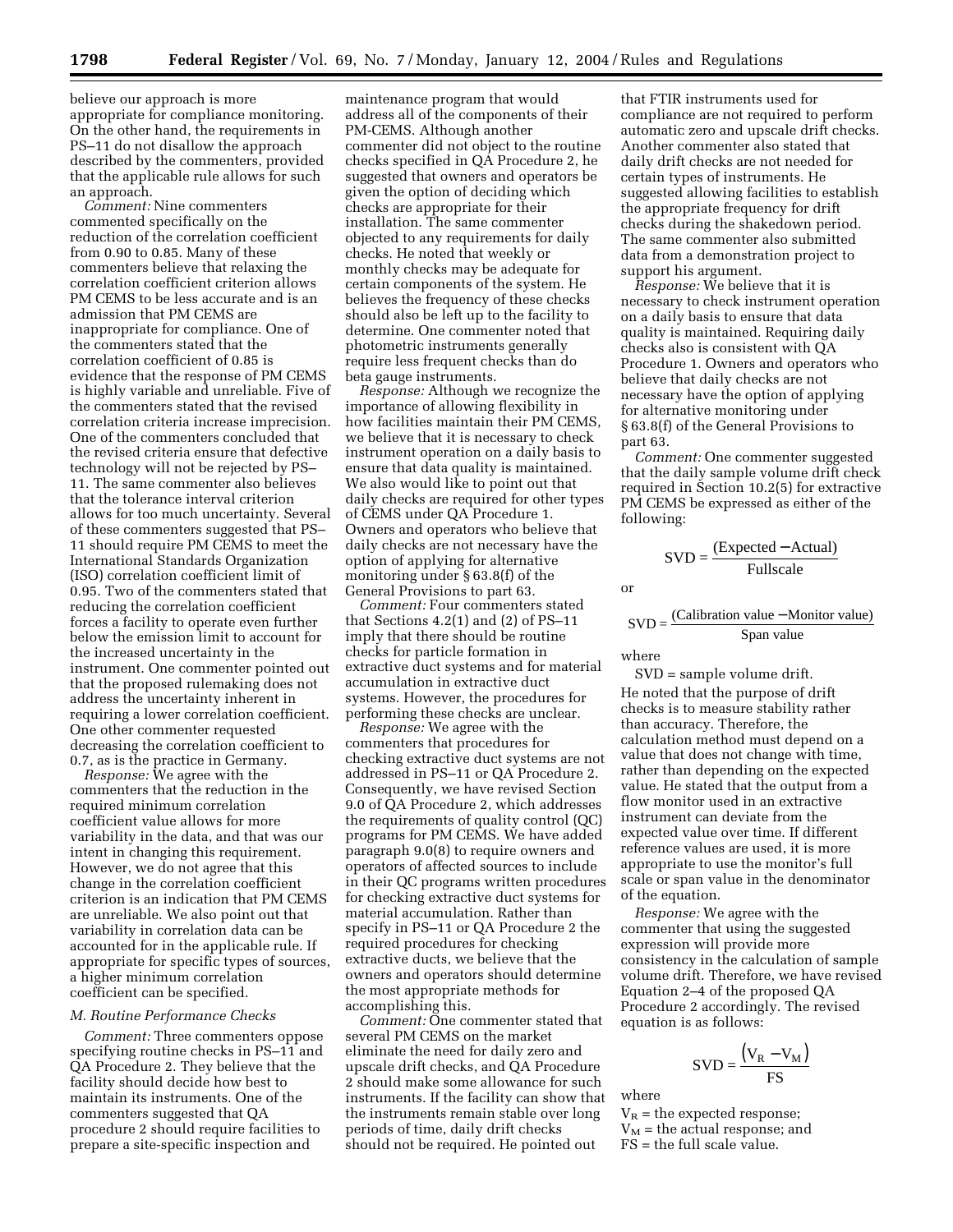believe our approach is more appropriate for compliance monitoring. On the other hand, the requirements in PS–11 do not disallow the approach described by the commenters, provided that the applicable rule allows for such an approach.

*Comment:* Nine commenters commented specifically on the reduction of the correlation coefficient from 0.90 to 0.85. Many of these commenters believe that relaxing the correlation coefficient criterion allows PM CEMS to be less accurate and is an admission that PM CEMS are inappropriate for compliance. One of the commenters stated that the correlation coefficient of 0.85 is evidence that the response of PM CEMS is highly variable and unreliable. Five of the commenters stated that the revised correlation criteria increase imprecision. One of the commenters concluded that the revised criteria ensure that defective technology will not be rejected by PS–11. The same commenter also believes that the tolerance interval criterion allows for too much uncertainty. Several of these commenters suggested that PS–11 should require PM CEMS to meet the International Standards Organization (ISO) correlation coefficient limit of 0.95. Two of the commenters stated that reducing the correlation coefficient forces a facility to operate even further below the emission limit to account for the increased uncertainty in the instrument. One commenter pointed out that the proposed rulemaking does not address the uncertainty inherent in requiring a lower correlation coefficient. One other commenter requested decreasing the correlation coefficient to 0.7, as is the practice in Germany.

*Response:* We agree with the commenters that the reduction in the required minimum correlation coefficient value allows for more variability in the data, and that was our intent in changing this requirement. However, we do not agree that this change in the correlation coefficient criterion is an indication that PM CEMS are unreliable. We also point out that variability in correlation data can be accounted for in the applicable rule. If appropriate for specific types of sources, a higher minimum correlation coefficient can be specified.

### *M. Routine Performance Checks*

*Comment:* Three commenters oppose specifying routine checks in PS–11 and QA Procedure 2. They believe that the facility should decide how best to maintain its instruments. One of the commenters suggested that QA procedure 2 should require facilities to prepare a site-specific inspection and maintenance program that would address all of the components of their PM-CEMS. Although another commenter did not object to the routine checks specified in QA Procedure 2, he suggested that owners and operators be given the option of deciding which checks are appropriate for their installation. The same commenter objected to any requirements for daily checks. He noted that weekly or monthly checks may be adequate for certain components of the system. He believes the frequency of these checks should also be left up to the facility to determine. One commenter noted that photometric instruments generally require less frequent checks than do beta gauge instruments.

*Response:* Although we recognize the importance of allowing flexibility in how facilities maintain their PM CEMS, we believe that it is necessary to check instrument operation on a daily basis to ensure that data quality is maintained. We also would like to point out that daily checks are required for other types of CEMS under QA Procedure 1. Owners and operators who believe that daily checks are not necessary have the option of applying for alternative monitoring under § 63.8(f) of the General Provisions to part 63.

*Comment:* Four commenters stated that Sections 4.2(1) and (2) of PS–11 imply that there should be routine checks for particle formation in extractive duct systems and for material accumulation in extractive duct systems. However, the procedures for performing these checks are unclear.

*Response:* We agree with the commenters that procedures for checking extractive duct systems are not addressed in PS–11 or QA Procedure 2. Consequently, we have revised Section 9.0 of QA Procedure 2, which addresses the requirements of quality control (QC) programs for PM CEMS. We have added paragraph 9.0(8) to require owners and operators of affected sources to include in their QC programs written procedures for checking extractive duct systems for material accumulation. Rather than specify in PS–11 or QA Procedure 2 the required procedures for checking extractive ducts, we believe that the owners and operators should determine the most appropriate methods for accomplishing this.

*Comment:* One commenter stated that several PM CEMS on the market eliminate the need for daily zero and upscale drift checks, and QA Procedure 2 should make some allowance for such instruments. If the facility can show that the instruments remain stable over long periods of time, daily drift checks should not be required. He pointed out that FTIR instruments used for compliance are not required to perform automatic zero and upscale drift checks. Another commenter also stated that daily drift checks are not needed for certain types of instruments. He suggested allowing facilities to establish the appropriate frequency for drift checks during the shakedown period. The same commenter also submitted data from a demonstration project to support his argument.

*Response:* We believe that it is necessary to check instrument operation on a daily basis to ensure that data quality is maintained. Requiring daily checks also is consistent with QA Procedure 1. Owners and operators who believe that daily checks are not necessary have the option of applying for alternative monitoring under § 63.8(f) of the General Provisions to part 63.

*Comment:* One commenter suggested that the daily sample volume drift check required in Section 10.2(5) for extractive PM CEMS be expressed as either of the following:

$$\text{SVD} = \frac{(\text{Expected} - \text{Actual})}{\text{Fullscale}}$$

or

$$\text{SVD} = \frac{(\text{Calibration value} - \text{Monitor value})}{\text{Span value}}$$

where

SVD = sample volume drift.

He noted that the purpose of drift checks is to measure stability rather than accuracy. Therefore, the calculation method must depend on a value that does not change with time, rather than depending on the expected value. He stated that the output from a flow monitor used in an extractive instrument can deviate from the expected value over time. If different reference values are used, it is more appropriate to use the monitor's full scale or span value in the denominator of the equation.

*Response:* We agree with the commenter that using the suggested expression will provide more consistency in the calculation of sample volume drift. Therefore, we have revised Equation 2–4 of the proposed QA Procedure 2 accordingly. The revised equation is as follows:

$$\text{SVD} = \frac{(V_R - V_M)}{\text{FS}}$$

where

$V_R$ = the expected response;
$V_M$ = the actual response; and
FS = the full scale value.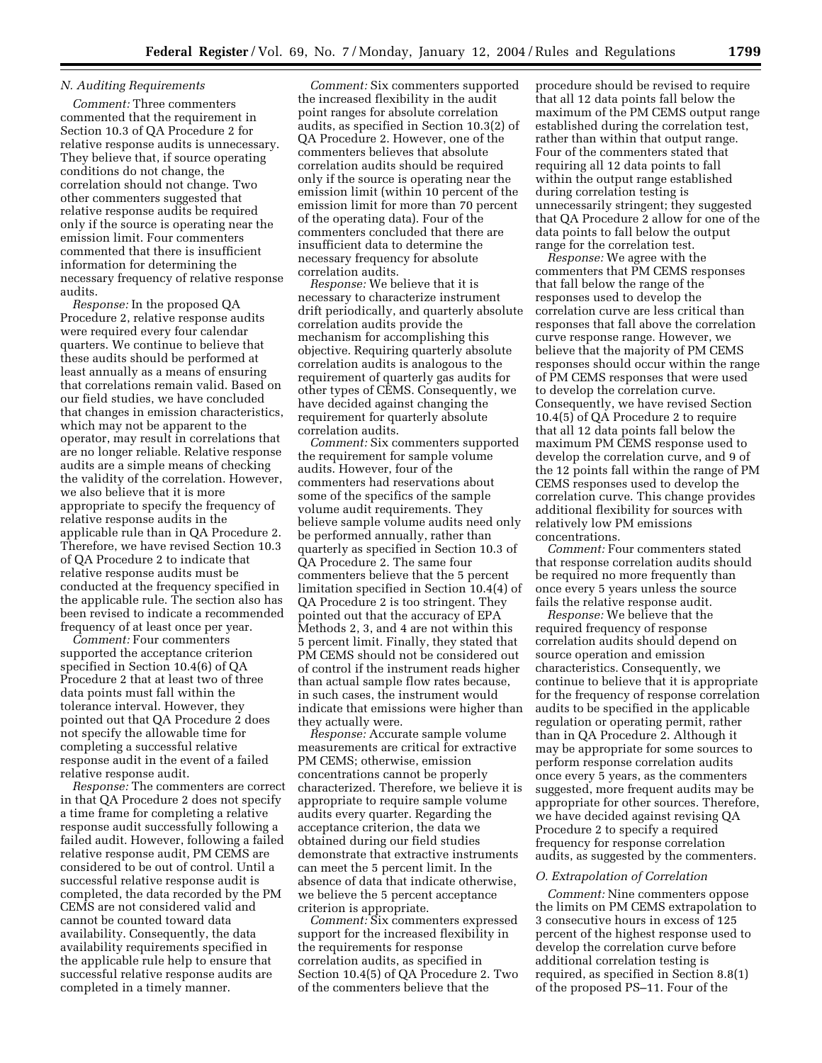### N. Auditing Requirements

*Comment:* Three commenters commented that the requirement in Section 10.3 of QA Procedure 2 for relative response audits is unnecessary. They believe that, if source operating conditions do not change, the correlation should not change. Two other commenters suggested that relative response audits be required only if the source is operating near the emission limit. Four commenters commented that there is insufficient information for determining the necessary frequency of relative response audits.

*Response:* In the proposed QA Procedure 2, relative response audits were required every four calendar quarters. We continue to believe that these audits should be performed at least annually as a means of ensuring that correlations remain valid. Based on our field studies, we have concluded that changes in emission characteristics, which may not be apparent to the operator, may result in correlations that are no longer reliable. Relative response audits are a simple means of checking the validity of the correlation. However, we also believe that it is more appropriate to specify the frequency of relative response audits in the applicable rule than in QA Procedure 2. Therefore, we have revised Section 10.3 of QA Procedure 2 to indicate that relative response audits must be conducted at the frequency specified in the applicable rule. The section also has been revised to indicate a recommended frequency of at least once per year.

*Comment:* Four commenters supported the acceptance criterion specified in Section 10.4(6) of QA Procedure 2 that at least two of three data points must fall within the tolerance interval. However, they pointed out that QA Procedure 2 does not specify the allowable time for completing a successful relative response audit in the event of a failed relative response audit.

*Response:* The commenters are correct in that QA Procedure 2 does not specify a time frame for completing a relative response audit successfully following a failed audit. However, following a failed relative response audit, PM CEMS are considered to be out of control. Until a successful relative response audit is completed, the data recorded by the PM CEMS are not considered valid and cannot be counted toward data availability. Consequently, the data availability requirements specified in the applicable rule help to ensure that successful relative response audits are completed in a timely manner.

*Comment:* Six commenters supported the increased flexibility in the audit point ranges for absolute correlation audits, as specified in Section 10.3(2) of QA Procedure 2. However, one of the commenters believes that absolute correlation audits should be required only if the source is operating near the emission limit (within 10 percent of the emission limit for more than 70 percent of the operating data). Four of the commenters concluded that there are insufficient data to determine the necessary frequency for absolute correlation audits.

*Response:* We believe that it is necessary to characterize instrument drift periodically, and quarterly absolute correlation audits provide the mechanism for accomplishing this objective. Requiring quarterly absolute correlation audits is analogous to the requirement of quarterly gas audits for other types of CEMS. Consequently, we have decided against changing the requirement for quarterly absolute correlation audits.

*Comment:* Six commenters supported the requirement for sample volume audits. However, four of the commenters had reservations about some of the specifics of the sample volume audit requirements. They believe sample volume audits need only be performed annually, rather than quarterly as specified in Section 10.3 of QA Procedure 2. The same four commenters believe that the 5 percent limitation specified in Section 10.4(4) of QA Procedure 2 is too stringent. They pointed out that the accuracy of EPA Methods 2, 3, and 4 are not within this 5 percent limit. Finally, they stated that PM CEMS should not be considered out of control if the instrument reads higher than actual sample flow rates because, in such cases, the instrument would indicate that emissions were higher than they actually were.

*Response:* Accurate sample volume measurements are critical for extractive PM CEMS; otherwise, emission concentrations cannot be properly characterized. Therefore, we believe it is appropriate to require sample volume audits every quarter. Regarding the acceptance criterion, the data we obtained during our field studies demonstrate that extractive instruments can meet the 5 percent limit. In the absence of data that indicate otherwise, we believe the 5 percent acceptance criterion is appropriate.

*Comment:* Six commenters expressed support for the increased flexibility in the requirements for response correlation audits, as specified in Section 10.4(5) of QA Procedure 2. Two of the commenters believe that the procedure should be revised to require that all 12 data points fall below the maximum of the PM CEMS output range established during the correlation test, rather than within that output range. Four of the commenters stated that requiring all 12 data points to fall within the output range established during correlation testing is unnecessarily stringent; they suggested that QA Procedure 2 allow for one of the data points to fall below the output range for the correlation test.

*Response:* We agree with the commenters that PM CEMS responses that fall below the range of the responses used to develop the correlation curve are less critical than responses that fall above the correlation curve response range. However, we believe that the majority of PM CEMS responses should occur within the range of PM CEMS responses that were used to develop the correlation curve. Consequently, we have revised Section 10.4(5) of QA Procedure 2 to require that all 12 data points fall below the maximum PM CEMS response used to develop the correlation curve, and 9 of the 12 points fall within the range of PM CEMS responses used to develop the correlation curve. This change provides additional flexibility for sources with relatively low PM emissions concentrations.

*Comment:* Four commenters stated that response correlation audits should be required no more frequently than once every 5 years unless the source fails the relative response audit.

*Response:* We believe that the required frequency of response correlation audits should depend on source operation and emission characteristics. Consequently, we continue to believe that it is appropriate for the frequency of response correlation audits to be specified in the applicable regulation or operating permit, rather than in QA Procedure 2. Although it may be appropriate for some sources to perform response correlation audits once every 5 years, as the commenters suggested, more frequent audits may be appropriate for other sources. Therefore, we have decided against revising QA Procedure 2 to specify a required frequency for response correlation audits, as suggested by the commenters.

### O. Extrapolation of Correlation

*Comment:* Nine commenters oppose the limits on PM CEMS extrapolation to 3 consecutive hours in excess of 125 percent of the highest response used to develop the correlation curve before additional correlation testing is required, as specified in Section 8.8(1) of the proposed PS–11. Four of the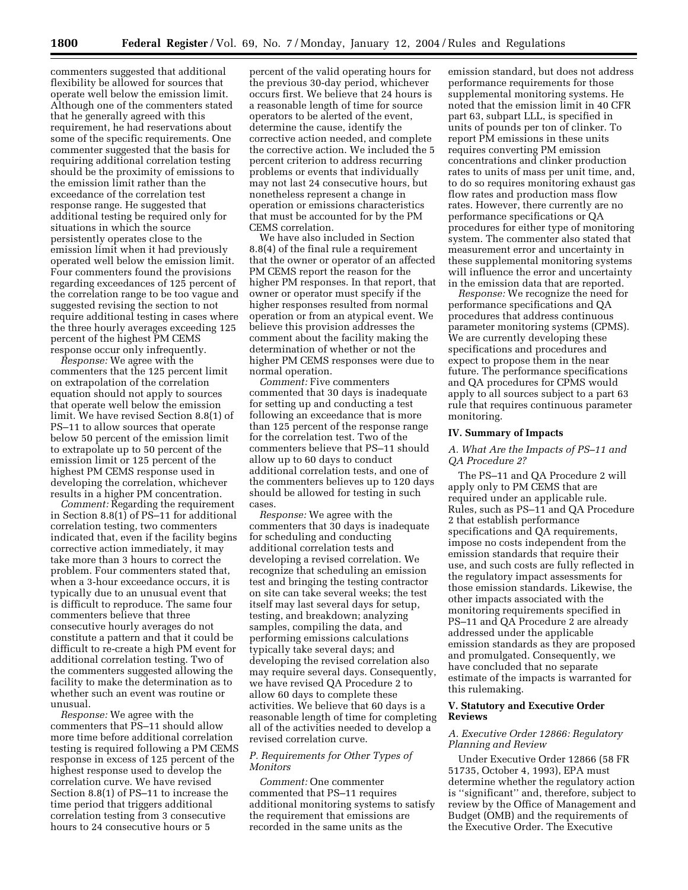commenters suggested that additional flexibility be allowed for sources that operate well below the emission limit. Although one of the commenters stated that he generally agreed with this requirement, he had reservations about some of the specific requirements. One commenter suggested that the basis for requiring additional correlation testing should be the proximity of emissions to the emission limit rather than the exceedance of the correlation test response range. He suggested that additional testing be required only for situations in which the source persistently operates close to the emission limit when it had previously operated well below the emission limit. Four commenters found the provisions regarding exceedances of 125 percent of the correlation range to be too vague and suggested revising the section to not require additional testing in cases where the three hourly averages exceeding 125 percent of the highest PM CEMS response occur only infrequently.

*Response:* We agree with the commenters that the 125 percent limit on extrapolation of the correlation equation should not apply to sources that operate well below the emission limit. We have revised Section 8.8(1) of PS–11 to allow sources that operate below 50 percent of the emission limit to extrapolate up to 50 percent of the emission limit or 125 percent of the highest PM CEMS response used in developing the correlation, whichever results in a higher PM concentration.

*Comment:* Regarding the requirement in Section 8.8(1) of PS–11 for additional correlation testing, two commenters indicated that, even if the facility begins corrective action immediately, it may take more than 3 hours to correct the problem. Four commenters stated that, when a 3-hour exceedance occurs, it is typically due to an unusual event that is difficult to reproduce. The same four commenters believe that three consecutive hourly averages do not constitute a pattern and that it could be difficult to re-create a high PM event for additional correlation testing. Two of the commenters suggested allowing the facility to make the determination as to whether such an event was routine or unusual.

*Response:* We agree with the commenters that PS–11 should allow more time before additional correlation testing is required following a PM CEMS response in excess of 125 percent of the highest response used to develop the correlation curve. We have revised Section 8.8(1) of PS–11 to increase the time period that triggers additional correlation testing from 3 consecutive hours to 24 consecutive hours or 5 percent of the valid operating hours for the previous 30-day period, whichever occurs first. We believe that 24 hours is a reasonable length of time for source operators to be alerted of the event, determine the cause, identify the corrective action needed, and complete the corrective action. We included the 5 percent criterion to address recurring problems or events that individually may not last 24 consecutive hours, but nonetheless represent a change in operation or emissions characteristics that must be accounted for by the PM CEMS correlation.

We have also included in Section 8.8(4) of the final rule a requirement that the owner or operator of an affected PM CEMS report the reason for the higher PM responses. In that report, that owner or operator must specify if the higher responses resulted from normal operation or from an atypical event. We believe this provision addresses the comment about the facility making the determination of whether or not the higher PM CEMS responses were due to normal operation.

*Comment:* Five commenters commented that 30 days is inadequate for setting up and conducting a test following an exceedance that is more than 125 percent of the response range for the correlation test. Two of the commenters believe that PS–11 should allow up to 60 days to conduct additional correlation tests, and one of the commenters believes up to 120 days should be allowed for testing in such cases.

*Response:* We agree with the commenters that 30 days is inadequate for scheduling and conducting additional correlation tests and developing a revised correlation. We recognize that scheduling an emission test and bringing the testing contractor on site can take several weeks; the test itself may last several days for setup, testing, and breakdown; analyzing samples, compiling the data, and performing emissions calculations typically take several days; and developing the revised correlation also may require several days. Consequently, we have revised QA Procedure 2 to allow 60 days to complete these activities. We believe that 60 days is a reasonable length of time for completing all of the activities needed to develop a revised correlation curve.

### *P. Requirements for Other Types of Monitors*

*Comment:* One commenter commented that PS–11 requires additional monitoring systems to satisfy the requirement that emissions are recorded in the same units as the emission standard, but does not address performance requirements for those supplemental monitoring systems. He noted that the emission limit in 40 CFR part 63, subpart LLL, is specified in units of pounds per ton of clinker. To report PM emissions in these units requires converting PM emission concentrations and clinker production rates to units of mass per unit time, and, to do so requires monitoring exhaust gas flow rates and production mass flow rates. However, there currently are no performance specifications or QA procedures for either type of monitoring system. The commenter also stated that measurement error and uncertainty in these supplemental monitoring systems will influence the error and uncertainty in the emission data that are reported.

*Response:* We recognize the need for performance specifications and QA procedures that address continuous parameter monitoring systems (CPMS). We are currently developing these specifications and procedures and expect to propose them in the near future. The performance specifications and QA procedures for CPMS would apply to all sources subject to a part 63 rule that requires continuous parameter monitoring.

## IV. Summary of Impacts

### *A. What Are the Impacts of PS–11 and QA Procedure 2?*

The PS–11 and QA Procedure 2 will apply only to PM CEMS that are required under an applicable rule. Rules, such as PS–11 and QA Procedure 2 that establish performance specifications and QA requirements, impose no costs independent from the emission standards that require their use, and such costs are fully reflected in the regulatory impact assessments for those emission standards. Likewise, the other impacts associated with the monitoring requirements specified in PS–11 and QA Procedure 2 are already addressed under the applicable emission standards as they are proposed and promulgated. Consequently, we have concluded that no separate estimate of the impacts is warranted for this rulemaking.

## V. Statutory and Executive Order Reviews

### *A. Executive Order 12866: Regulatory Planning and Review*

Under Executive Order 12866 (58 FR 51735, October 4, 1993), EPA must determine whether the regulatory action is ''significant'' and, therefore, subject to review by the Office of Management and Budget (OMB) and the requirements of the Executive Order. The Executive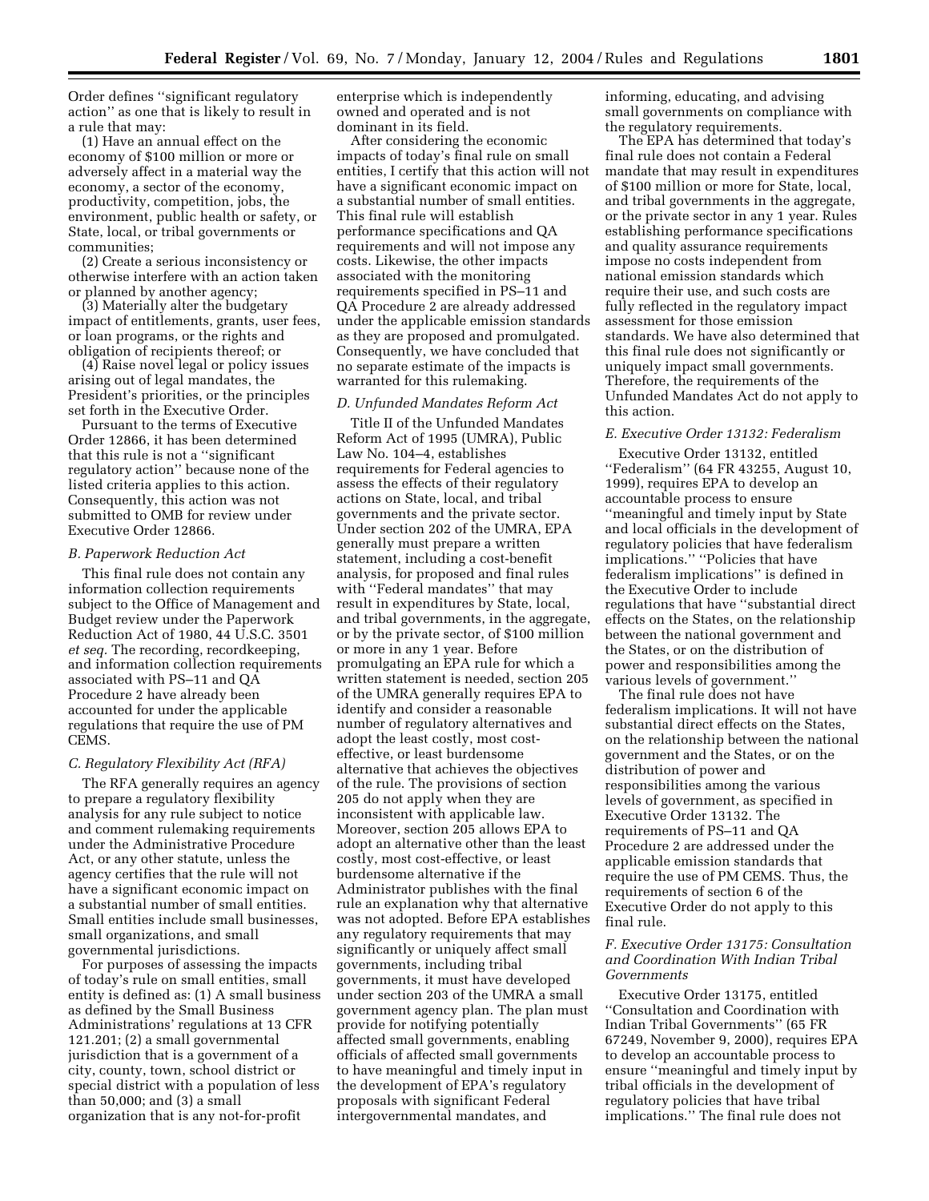Order defines ''significant regulatory action'' as one that is likely to result in a rule that may:

(1) Have an annual effect on the economy of $100 million or more or adversely affect in a material way the economy, a sector of the economy, productivity, competition, jobs, the environment, public health or safety, or State, local, or tribal governments or communities;

(2) Create a serious inconsistency or otherwise interfere with an action taken or planned by another agency;

(3) Materially alter the budgetary impact of entitlements, grants, user fees, or loan programs, or the rights and obligation of recipients thereof; or

(4) Raise novel legal or policy issues arising out of legal mandates, the President's priorities, or the principles set forth in the Executive Order.

Pursuant to the terms of Executive Order 12866, it has been determined that this rule is not a ''significant regulatory action'' because none of the listed criteria applies to this action. Consequently, this action was not submitted to OMB for review under Executive Order 12866.

### *B. Paperwork Reduction Act*

This final rule does not contain any information collection requirements subject to the Office of Management and Budget review under the Paperwork Reduction Act of 1980, 44 U.S.C. 3501 *et seq.* The recording, recordkeeping, and information collection requirements associated with PS–11 and QA Procedure 2 have already been accounted for under the applicable regulations that require the use of PM CEMS.

### *C. Regulatory Flexibility Act (RFA)*

The RFA generally requires an agency to prepare a regulatory flexibility analysis for any rule subject to notice and comment rulemaking requirements under the Administrative Procedure Act, or any other statute, unless the agency certifies that the rule will not have a significant economic impact on a substantial number of small entities. Small entities include small businesses, small organizations, and small governmental jurisdictions.

For purposes of assessing the impacts of today's rule on small entities, small entity is defined as: (1) A small business as defined by the Small Business Administrations' regulations at 13 CFR 121.201; (2) a small governmental jurisdiction that is a government of a city, county, town, school district or special district with a population of less than 50,000; and (3) a small organization that is any not-for-profit enterprise which is independently owned and operated and is not dominant in its field.

After considering the economic impacts of today's final rule on small entities, I certify that this action will not have a significant economic impact on a substantial number of small entities. This final rule will establish performance specifications and QA requirements and will not impose any costs. Likewise, the other impacts associated with the monitoring requirements specified in PS–11 and QA Procedure 2 are already addressed under the applicable emission standards as they are proposed and promulgated. Consequently, we have concluded that no separate estimate of the impacts is warranted for this rulemaking.

### *D. Unfunded Mandates Reform Act*

Title II of the Unfunded Mandates Reform Act of 1995 (UMRA), Public Law No. 104–4, establishes requirements for Federal agencies to assess the effects of their regulatory actions on State, local, and tribal governments and the private sector. Under section 202 of the UMRA, EPA generally must prepare a written statement, including a cost-benefit analysis, for proposed and final rules with ''Federal mandates'' that may result in expenditures by State, local, and tribal governments, in the aggregate, or by the private sector, of $100 million or more in any 1 year. Before promulgating an EPA rule for which a written statement is needed, section 205 of the UMRA generally requires EPA to identify and consider a reasonable number of regulatory alternatives and adopt the least costly, most cost-effective, or least burdensome alternative that achieves the objectives of the rule. The provisions of section 205 do not apply when they are inconsistent with applicable law. Moreover, section 205 allows EPA to adopt an alternative other than the least costly, most cost-effective, or least burdensome alternative if the Administrator publishes with the final rule an explanation why that alternative was not adopted. Before EPA establishes any regulatory requirements that may significantly or uniquely affect small governments, including tribal governments, it must have developed under section 203 of the UMRA a small government agency plan. The plan must provide for notifying potentially affected small governments, enabling officials of affected small governments to have meaningful and timely input in the development of EPA's regulatory proposals with significant Federal intergovernmental mandates, and informing, educating, and advising small governments on compliance with the regulatory requirements.

The EPA has determined that today's final rule does not contain a Federal mandate that may result in expenditures of $100 million or more for State, local, and tribal governments in the aggregate, or the private sector in any 1 year. Rules establishing performance specifications and quality assurance requirements impose no costs independent from national emission standards which require their use, and such costs are fully reflected in the regulatory impact assessment for those emission standards. We have also determined that this final rule does not significantly or uniquely impact small governments. Therefore, the requirements of the Unfunded Mandates Act do not apply to this action.

### *E. Executive Order 13132: Federalism*

Executive Order 13132, entitled ''Federalism'' (64 FR 43255, August 10, 1999), requires EPA to develop an accountable process to ensure ''meaningful and timely input by State and local officials in the development of regulatory policies that have federalism implications.'' ''Policies that have federalism implications'' is defined in the Executive Order to include regulations that have ''substantial direct effects on the States, on the relationship between the national government and the States, or on the distribution of power and responsibilities among the various levels of government.''

The final rule does not have federalism implications. It will not have substantial direct effects on the States, on the relationship between the national government and the States, or on the distribution of power and responsibilities among the various levels of government, as specified in Executive Order 13132. The requirements of PS–11 and QA Procedure 2 are addressed under the applicable emission standards that require the use of PM CEMS. Thus, the requirements of section 6 of the Executive Order do not apply to this final rule.

### *F. Executive Order 13175: Consultation and Coordination With Indian Tribal Governments*

Executive Order 13175, entitled ''Consultation and Coordination with Indian Tribal Governments'' (65 FR 67249, November 9, 2000), requires EPA to develop an accountable process to ensure ''meaningful and timely input by tribal officials in the development of regulatory policies that have tribal implications.'' The final rule does not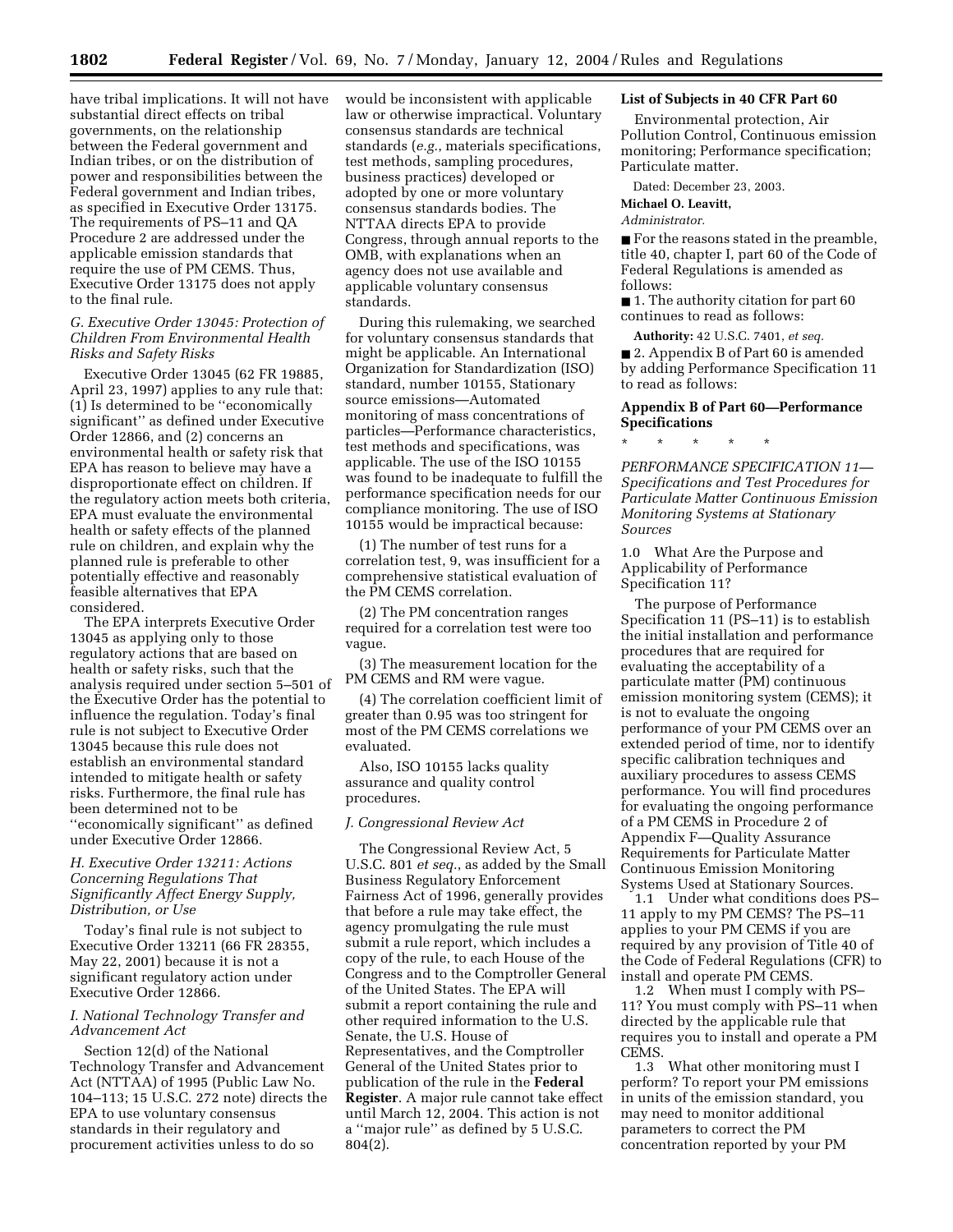have tribal implications. It will not have substantial direct effects on tribal governments, on the relationship between the Federal government and Indian tribes, or on the distribution of power and responsibilities between the Federal government and Indian tribes, as specified in Executive Order 13175. The requirements of PS–11 and QA Procedure 2 are addressed under the applicable emission standards that require the use of PM CEMS. Thus, Executive Order 13175 does not apply to the final rule.

### *G. Executive Order 13045: Protection of Children From Environmental Health Risks and Safety Risks*

Executive Order 13045 (62 FR 19885, April 23, 1997) applies to any rule that: (1) Is determined to be ''economically significant'' as defined under Executive Order 12866, and (2) concerns an environmental health or safety risk that EPA has reason to believe may have a disproportionate effect on children. If the regulatory action meets both criteria, EPA must evaluate the environmental health or safety effects of the planned rule on children, and explain why the planned rule is preferable to other potentially effective and reasonably feasible alternatives that EPA considered.

The EPA interprets Executive Order 13045 as applying only to those regulatory actions that are based on health or safety risks, such that the analysis required under section 5–501 of the Executive Order has the potential to influence the regulation. Today's final rule is not subject to Executive Order 13045 because this rule does not establish an environmental standard intended to mitigate health or safety risks. Furthermore, the final rule has been determined not to be ''economically significant'' as defined under Executive Order 12866.

### *H. Executive Order 13211: Actions Concerning Regulations That Significantly Affect Energy Supply, Distribution, or Use*

Today's final rule is not subject to Executive Order 13211 (66 FR 28355, May 22, 2001) because it is not a significant regulatory action under Executive Order 12866.

### *I. National Technology Transfer and Advancement Act*

Section 12(d) of the National Technology Transfer and Advancement Act (NTTAA) of 1995 (Public Law No. 104–113; 15 U.S.C. 272 note) directs the EPA to use voluntary consensus standards in their regulatory and procurement activities unless to do so would be inconsistent with applicable law or otherwise impractical. Voluntary consensus standards are technical standards (*e.g.*, materials specifications, test methods, sampling procedures, business practices) developed or adopted by one or more voluntary consensus standards bodies. The NTTAA directs EPA to provide Congress, through annual reports to the OMB, with explanations when an agency does not use available and applicable voluntary consensus standards.

During this rulemaking, we searched for voluntary consensus standards that might be applicable. An International Organization for Standardization (ISO) standard, number 10155, Stationary source emissions—Automated monitoring of mass concentrations of particles—Performance characteristics, test methods and specifications, was applicable. The use of the ISO 10155 was found to be inadequate to fulfill the performance specification needs for our compliance monitoring. The use of ISO 10155 would be impractical because:

(1) The number of test runs for a correlation test, 9, was insufficient for a comprehensive statistical evaluation of the PM CEMS correlation.

(2) The PM concentration ranges required for a correlation test were too vague.

(3) The measurement location for the PM CEMS and RM were vague.

(4) The correlation coefficient limit of greater than 0.95 was too stringent for most of the PM CEMS correlations we evaluated.

Also, ISO 10155 lacks quality assurance and quality control procedures.

### *J. Congressional Review Act*

The Congressional Review Act, 5 U.S.C. 801 *et seq.*, as added by the Small Business Regulatory Enforcement Fairness Act of 1996, generally provides that before a rule may take effect, the agency promulgating the rule must submit a rule report, which includes a copy of the rule, to each House of the Congress and to the Comptroller General of the United States. The EPA will submit a report containing the rule and other required information to the U.S. Senate, the U.S. House of Representatives, and the Comptroller General of the United States prior to publication of the rule in the **Federal Register**. A major rule cannot take effect until March 12, 2004. This action is not a ''major rule'' as defined by 5 U.S.C. 804(2).

### List of Subjects in 40 CFR Part 60

Environmental protection, Air Pollution Control, Continuous emission monitoring; Performance specification; Particulate matter.

Dated: December 23, 2003.

**Michael O. Leavitt,**

*Administrator.*

■ For the reasons stated in the preamble, title 40, chapter I, part 60 of the Code of Federal Regulations is amended as follows:

■ 1. The authority citation for part 60 continues to read as follows:

**Authority:** 42 U.S.C. 7401, *et seq.*

■ 2. Appendix B of Part 60 is amended by adding Performance Specification 11 to read as follows:

### Appendix B of Part 60—Performance Specifications

\* \* \* \* \*

*PERFORMANCE SPECIFICATION 11—Specifications and Test Procedures for Particulate Matter Continuous Emission Monitoring Systems at Stationary Sources*

1.0 What Are the Purpose and Applicability of Performance Specification 11?

The purpose of Performance Specification 11 (PS–11) is to establish the initial installation and performance procedures that are required for evaluating the acceptability of a particulate matter (PM) continuous emission monitoring system (CEMS); it is not to evaluate the ongoing performance of your PM CEMS over an extended period of time, nor to identify specific calibration techniques and auxiliary procedures to assess CEMS performance. You will find procedures for evaluating the ongoing performance of a PM CEMS in Procedure 2 of Appendix F—Quality Assurance Requirements for Particulate Matter Continuous Emission Monitoring Systems Used at Stationary Sources.

1.1 Under what conditions does PS–11 apply to my PM CEMS? The PS–11 applies to your PM CEMS if you are required by any provision of Title 40 of the Code of Federal Regulations (CFR) to install and operate PM CEMS.

1.2 When must I comply with PS–11? You must comply with PS–11 when directed by the applicable rule that requires you to install and operate a PM CEMS.

1.3 What other monitoring must I perform? To report your PM emissions in units of the emission standard, you may need to monitor additional parameters to correct the PM concentration reported by your PM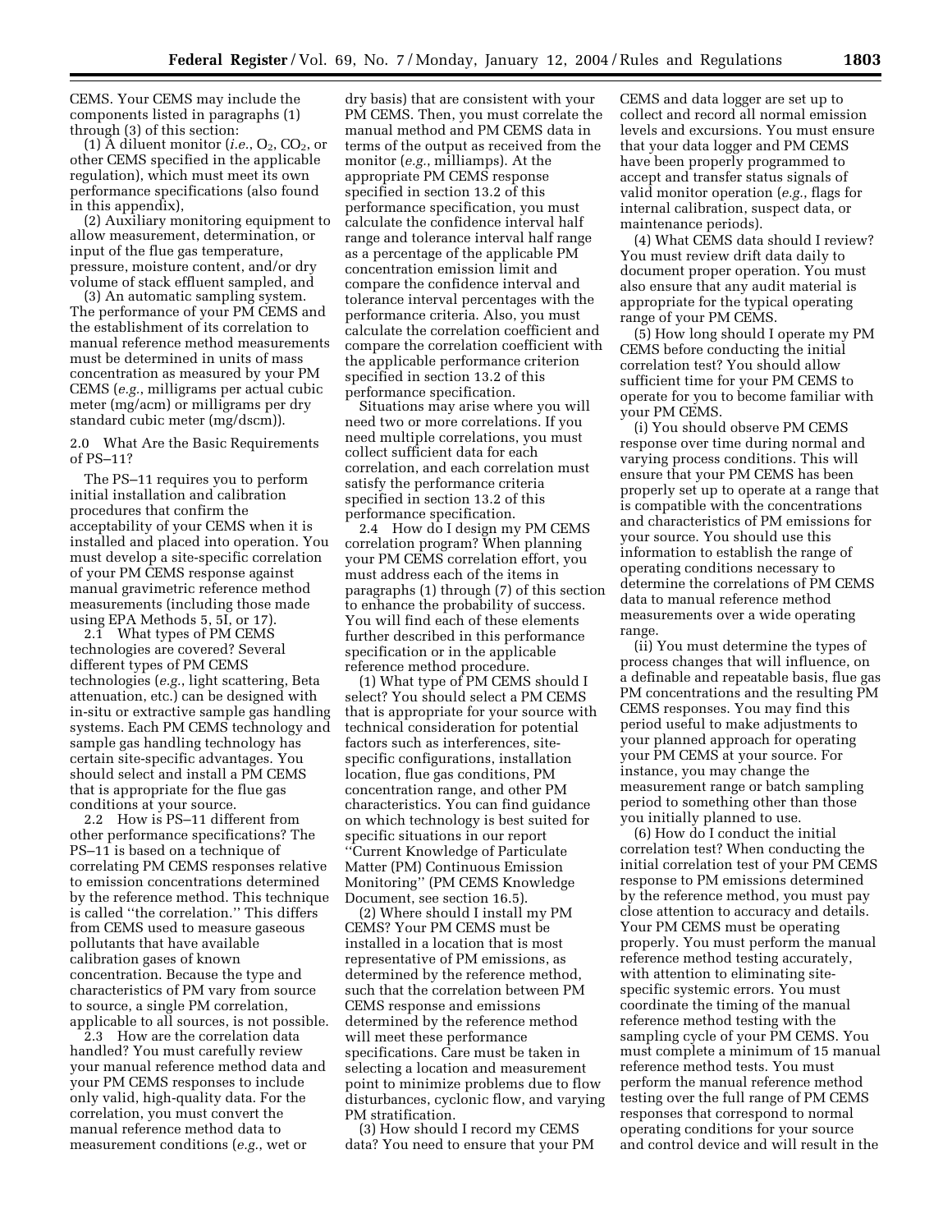CEMS. Your CEMS may include the components listed in paragraphs (1) through (3) of this section:

(1) A diluent monitor (*i.e.*, $O_2$, $CO_2$, or other CEMS specified in the applicable regulation), which must meet its own performance specifications (also found in this appendix),

(2) Auxiliary monitoring equipment to allow measurement, determination, or input of the flue gas temperature, pressure, moisture content, and/or dry volume of stack effluent sampled, and

(3) An automatic sampling system. The performance of your PM CEMS and the establishment of its correlation to manual reference method measurements must be determined in units of mass concentration as measured by your PM CEMS (*e.g.*, milligrams per actual cubic meter (mg/acm) or milligrams per dry standard cubic meter (mg/dscm)).

## 2.0 What Are the Basic Requirements of PS–11?

The PS–11 requires you to perform initial installation and calibration procedures that confirm the acceptability of your CEMS when it is installed and placed into operation. You must develop a site-specific correlation of your PM CEMS response against manual gravimetric reference method measurements (including those made using EPA Methods 5, 5I, or 17).

2.1 What types of PM CEMS technologies are covered? Several different types of PM CEMS technologies (*e.g.*, light scattering, Beta attenuation, etc.) can be designed with in-situ or extractive sample gas handling systems. Each PM CEMS technology and sample gas handling technology has certain site-specific advantages. You should select and install a PM CEMS that is appropriate for the flue gas conditions at your source.

2.2 How is PS–11 different from other performance specifications? The PS–11 is based on a technique of correlating PM CEMS responses relative to emission concentrations determined by the reference method. This technique is called "the correlation." This differs from CEMS used to measure gaseous pollutants that have available calibration gases of known concentration. Because the type and characteristics of PM vary from source to source, a single PM correlation, applicable to all sources, is not possible.

2.3 How are the correlation data handled? You must carefully review your manual reference method data and your PM CEMS responses to include only valid, high-quality data. For the correlation, you must convert the manual reference method data to measurement conditions (*e.g.*, wet or dry basis) that are consistent with your PM CEMS. Then, you must correlate the manual method and PM CEMS data in terms of the output as received from the monitor (*e.g.*, milliamps). At the appropriate PM CEMS response specified in section 13.2 of this performance specification, you must calculate the confidence interval half range and tolerance interval half range as a percentage of the applicable PM concentration emission limit and compare the confidence interval and tolerance interval percentages with the performance criteria. Also, you must calculate the correlation coefficient and compare the correlation coefficient with the applicable performance criterion specified in section 13.2 of this performance specification.

Situations may arise where you will need two or more correlations. If you need multiple correlations, you must collect sufficient data for each correlation, and each correlation must satisfy the performance criteria specified in section 13.2 of this performance specification.

2.4 How do I design my PM CEMS correlation program? When planning your PM CEMS correlation effort, you must address each of the items in paragraphs (1) through (7) of this section to enhance the probability of success. You will find each of these elements further described in this performance specification or in the applicable reference method procedure.

(1) What type of PM CEMS should I select? You should select a PM CEMS that is appropriate for your source with technical consideration for potential factors such as interferences, site-specific configurations, installation location, flue gas conditions, PM concentration range, and other PM characteristics. You can find guidance on which technology is best suited for specific situations in our report "Current Knowledge of Particulate Matter (PM) Continuous Emission Monitoring" (PM CEMS Knowledge Document, see section 16.5).

(2) Where should I install my PM CEMS? Your PM CEMS must be installed in a location that is most representative of PM emissions, as determined by the reference method, such that the correlation between PM CEMS response and emissions determined by the reference method will meet these performance specifications. Care must be taken in selecting a location and measurement point to minimize problems due to flow disturbances, cyclonic flow, and varying PM stratification.

(3) How should I record my CEMS data? You need to ensure that your PM CEMS and data logger are set up to collect and record all normal emission levels and excursions. You must ensure that your data logger and PM CEMS have been properly programmed to accept and transfer status signals of valid monitor operation (*e.g.*, flags for internal calibration, suspect data, or maintenance periods).

(4) What CEMS data should I review? You must review drift data daily to document proper operation. You must also ensure that any audit material is appropriate for the typical operating range of your PM CEMS.

(5) How long should I operate my PM CEMS before conducting the initial correlation test? You should allow sufficient time for your PM CEMS to operate for you to become familiar with your PM CEMS.

(i) You should observe PM CEMS response over time during normal and varying process conditions. This will ensure that your PM CEMS has been properly set up to operate at a range that is compatible with the concentrations and characteristics of PM emissions for your source. You should use this information to establish the range of operating conditions necessary to determine the correlations of PM CEMS data to manual reference method measurements over a wide operating range.

(ii) You must determine the types of process changes that will influence, on a definable and repeatable basis, flue gas PM concentrations and the resulting PM CEMS responses. You may find this period useful to make adjustments to your planned approach for operating your PM CEMS at your source. For instance, you may change the measurement range or batch sampling period to something other than those you initially planned to use.

(6) How do I conduct the initial correlation test? When conducting the initial correlation test of your PM CEMS response to PM emissions determined by the reference method, you must pay close attention to accuracy and details. Your PM CEMS must be operating properly. You must perform the manual reference method testing accurately, with attention to eliminating site-specific systemic errors. You must coordinate the timing of the manual reference method testing with the sampling cycle of your PM CEMS. You must complete a minimum of 15 manual reference method tests. You must perform the manual reference method testing over the full range of PM CEMS responses that correspond to normal operating conditions for your source and control device and will result in the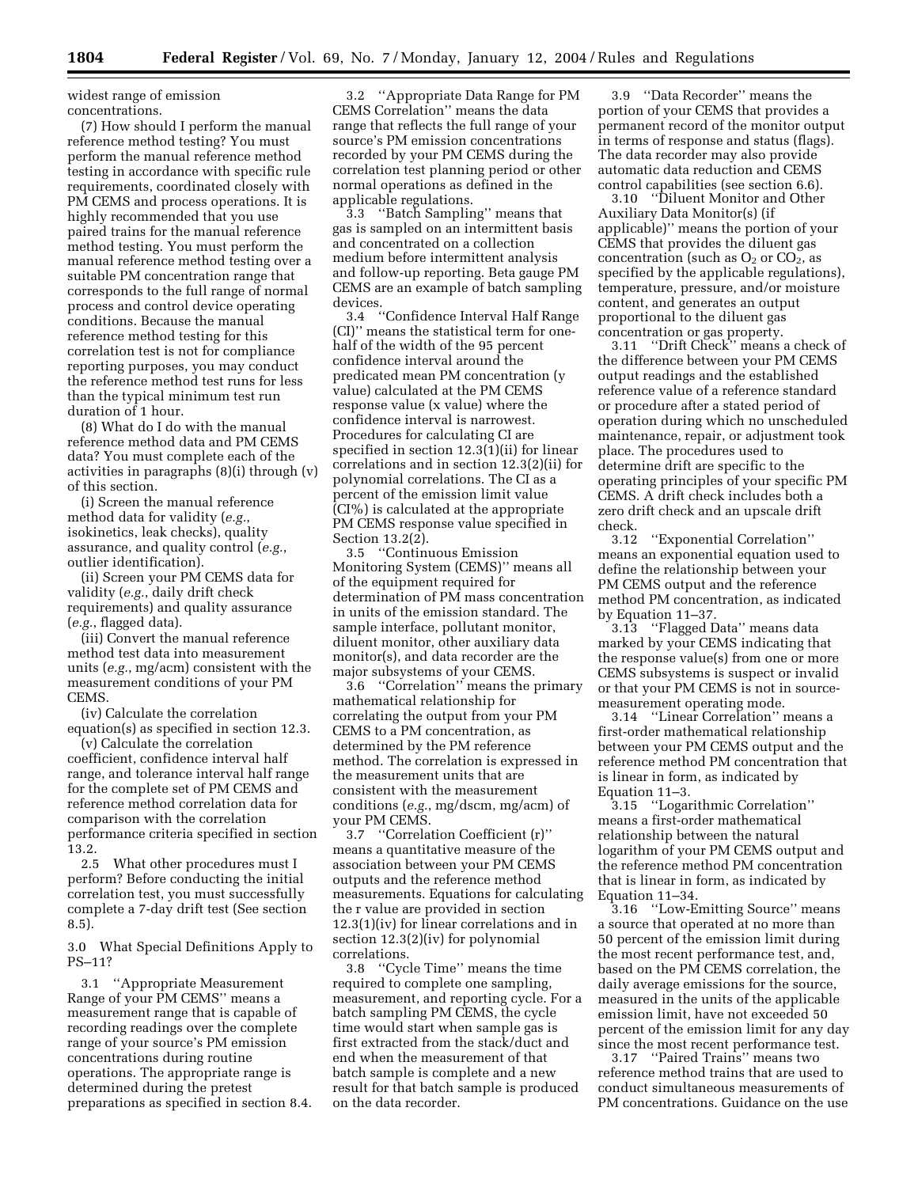widest range of emission concentrations.

(7) How should I perform the manual reference method testing? You must perform the manual reference method testing in accordance with specific rule requirements, coordinated closely with PM CEMS and process operations. It is highly recommended that you use paired trains for the manual reference method testing. You must perform the manual reference method testing over a suitable PM concentration range that corresponds to the full range of normal process and control device operating conditions. Because the manual reference method testing for this correlation test is not for compliance reporting purposes, you may conduct the reference method test runs for less than the typical minimum test run duration of 1 hour.

(8) What do I do with the manual reference method data and PM CEMS data? You must complete each of the activities in paragraphs (8)(i) through (v) of this section.

(i) Screen the manual reference method data for validity (*e.g.*, isokinetics, leak checks), quality assurance, and quality control (*e.g.*, outlier identification).

(ii) Screen your PM CEMS data for validity (*e.g.*, daily drift check requirements) and quality assurance (*e.g.*, flagged data).

(iii) Convert the manual reference method test data into measurement units (*e.g.*, mg/acm) consistent with the measurement conditions of your PM CEMS.

(iv) Calculate the correlation equation(s) as specified in section 12.3.

(v) Calculate the correlation coefficient, confidence interval half range, and tolerance interval half range for the complete set of PM CEMS and reference method correlation data for comparison with the correlation performance criteria specified in section 13.2.

2.5 What other procedures must I perform? Before conducting the initial correlation test, you must successfully complete a 7-day drift test (See section 8.5).

3.0 What Special Definitions Apply to PS–11?

3.1 ''Appropriate Measurement Range of your PM CEMS'' means a measurement range that is capable of recording readings over the complete range of your source's PM emission concentrations during routine operations. The appropriate range is determined during the pretest preparations as specified in section 8.4.

3.2 ''Appropriate Data Range for PM CEMS Correlation'' means the data range that reflects the full range of your source's PM emission concentrations recorded by your PM CEMS during the correlation test planning period or other normal operations as defined in the applicable regulations.

3.3 ''Batch Sampling'' means that gas is sampled on an intermittent basis and concentrated on a collection medium before intermittent analysis and follow-up reporting. Beta gauge PM CEMS are an example of batch sampling devices.

3.4 ''Confidence Interval Half Range (CI)'' means the statistical term for one-half of the width of the 95 percent confidence interval around the predicated mean PM concentration (y value) calculated at the PM CEMS response value (x value) where the confidence interval is narrowest. Procedures for calculating CI are specified in section 12.3(1)(ii) for linear correlations and in section 12.3(2)(ii) for polynomial correlations. The CI as a percent of the emission limit value (CI%) is calculated at the appropriate PM CEMS response value specified in Section 13.2(2).

3.5 ''Continuous Emission Monitoring System (CEMS)'' means all of the equipment required for determination of PM mass concentration in units of the emission standard. The sample interface, pollutant monitor, diluent monitor, other auxiliary data monitor(s), and data recorder are the major subsystems of your CEMS.

3.6 ''Correlation'' means the primary mathematical relationship for correlating the output from your PM CEMS to a PM concentration, as determined by the PM reference method. The correlation is expressed in the measurement units that are consistent with the measurement conditions (*e.g.*, mg/dscm, mg/acm) of your PM CEMS.

3.7 ''Correlation Coefficient (r)'' means a quantitative measure of the association between your PM CEMS outputs and the reference method measurements. Equations for calculating the r value are provided in section 12.3(1)(iv) for linear correlations and in section 12.3(2)(iv) for polynomial correlations.

3.8 ''Cycle Time'' means the time required to complete one sampling, measurement, and reporting cycle. For a batch sampling PM CEMS, the cycle time would start when sample gas is first extracted from the stack/duct and end when the measurement of that batch sample is complete and a new result for that batch sample is produced on the data recorder.

3.9 ''Data Recorder'' means the portion of your CEMS that provides a permanent record of the monitor output in terms of response and status (flags). The data recorder may also provide automatic data reduction and CEMS control capabilities (see section 6.6).

3.10 ''Diluent Monitor and Other Auxiliary Data Monitor(s) (if applicable)'' means the portion of your CEMS that provides the diluent gas concentration (such as $O_2$ or $CO_2$, as specified by the applicable regulations), temperature, pressure, and/or moisture content, and generates an output proportional to the diluent gas concentration or gas property.

3.11 ''Drift Check'' means a check of the difference between your PM CEMS output readings and the established reference value of a reference standard or procedure after a stated period of operation during which no unscheduled maintenance, repair, or adjustment took place. The procedures used to determine drift are specific to the operating principles of your specific PM CEMS. A drift check includes both a zero drift check and an upscale drift check.

3.12 ''Exponential Correlation'' means an exponential equation used to define the relationship between your PM CEMS output and the reference method PM concentration, as indicated by Equation 11–37.

3.13 ''Flagged Data'' means data marked by your CEMS indicating that the response value(s) from one or more CEMS subsystems is suspect or invalid or that your PM CEMS is not in source-measurement operating mode.

3.14 ''Linear Correlation'' means a first-order mathematical relationship between your PM CEMS output and the reference method PM concentration that is linear in form, as indicated by Equation 11–3.

3.15 ''Logarithmic Correlation'' means a first-order mathematical relationship between the natural logarithm of your PM CEMS output and the reference method PM concentration that is linear in form, as indicated by Equation 11–34.

3.16 ''Low-Emitting Source'' means a source that operated at no more than 50 percent of the emission limit during the most recent performance test, and, based on the PM CEMS correlation, the daily average emissions for the source, measured in the units of the applicable emission limit, have not exceeded 50 percent of the emission limit for any day since the most recent performance test.

3.17 ''Paired Trains'' means two reference method trains that are used to conduct simultaneous measurements of PM concentrations. Guidance on the use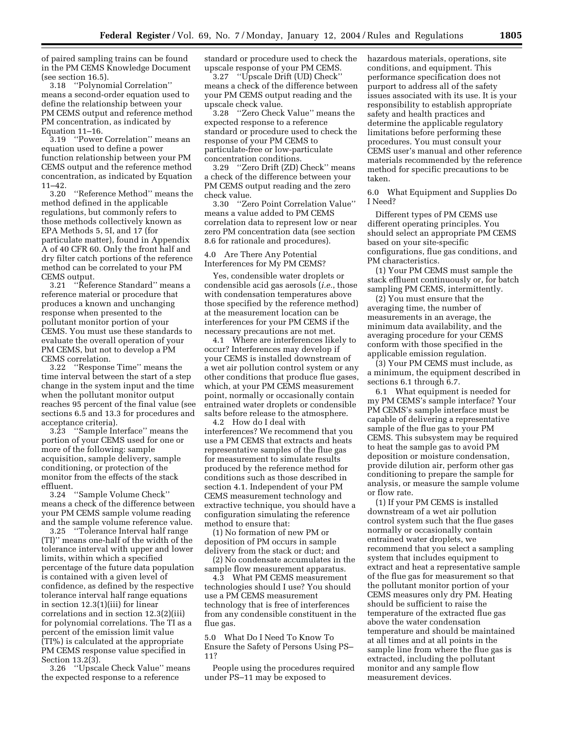of paired sampling trains can be found in the PM CEMS Knowledge Document (see section 16.5).

3.18 ''Polynomial Correlation'' means a second-order equation used to define the relationship between your PM CEMS output and reference method PM concentration, as indicated by Equation 11–16.

3.19 ''Power Correlation'' means an equation used to define a power function relationship between your PM CEMS output and the reference method concentration, as indicated by Equation 11–42.

3.20 ''Reference Method'' means the method defined in the applicable regulations, but commonly refers to those methods collectively known as EPA Methods 5, 5I, and 17 (for particulate matter), found in Appendix A of 40 CFR 60. Only the front half and dry filter catch portions of the reference method can be correlated to your PM CEMS output.

3.21 ''Reference Standard'' means a reference material or procedure that produces a known and unchanging response when presented to the pollutant monitor portion of your CEMS. You must use these standards to evaluate the overall operation of your PM CEMS, but not to develop a PM CEMS correlation.

3.22 ''Response Time'' means the time interval between the start of a step change in the system input and the time when the pollutant monitor output reaches 95 percent of the final value (see sections 6.5 and 13.3 for procedures and acceptance criteria).

3.23 ''Sample Interface'' means the portion of your CEMS used for one or more of the following: sample acquisition, sample delivery, sample conditioning, or protection of the monitor from the effects of the stack effluent.

3.24 ''Sample Volume Check'' means a check of the difference between your PM CEMS sample volume reading and the sample volume reference value.

3.25 ''Tolerance Interval half range (TI)'' means one-half of the width of the tolerance interval with upper and lower limits, within which a specified percentage of the future data population is contained with a given level of confidence, as defined by the respective tolerance interval half range equations in section 12.3(1)(iii) for linear correlations and in section 12.3(2)(iii) for polynomial correlations. The TI as a percent of the emission limit value (TI%) is calculated at the appropriate PM CEMS response value specified in Section 13.2(3).

3.26 ''Upscale Check Value'' means the expected response to a reference standard or procedure used to check the upscale response of your PM CEMS.

3.27 ''Upscale Drift (UD) Check'' means a check of the difference between your PM CEMS output reading and the upscale check value.

3.28 ''Zero Check Value'' means the expected response to a reference standard or procedure used to check the response of your PM CEMS to particulate-free or low-particulate concentration conditions.

3.29 ''Zero Drift (ZD) Check'' means a check of the difference between your PM CEMS output reading and the zero check value.

3.30 ''Zero Point Correlation Value'' means a value added to PM CEMS correlation data to represent low or near zero PM concentration data (see section 8.6 for rationale and procedures).

4.0 Are There Any Potential Interferences for My PM CEMS?

Yes, condensible water droplets or condensible acid gas aerosols (*i.e.*, those with condensation temperatures above those specified by the reference method) at the measurement location can be interferences for your PM CEMS if the necessary precautions are not met.

4.1 Where are interferences likely to occur? Interferences may develop if your CEMS is installed downstream of a wet air pollution control system or any other conditions that produce flue gases, which, at your PM CEMS measurement point, normally or occasionally contain entrained water droplets or condensible salts before release to the atmosphere.

4.2 How do I deal with interferences? We recommend that you use a PM CEMS that extracts and heats representative samples of the flue gas for measurement to simulate results produced by the reference method for conditions such as those described in section 4.1. Independent of your PM CEMS measurement technology and extractive technique, you should have a configuration simulating the reference method to ensure that:

(1) No formation of new PM or deposition of PM occurs in sample delivery from the stack or duct; and

(2) No condensate accumulates in the sample flow measurement apparatus.

4.3 What PM CEMS measurement technologies should I use? You should use a PM CEMS measurement technology that is free of interferences from any condensible constituent in the flue gas.

5.0 What Do I Need To Know To Ensure the Safety of Persons Using PS–11?

People using the procedures required under PS–11 may be exposed to hazardous materials, operations, site conditions, and equipment. This performance specification does not purport to address all of the safety issues associated with its use. It is your responsibility to establish appropriate safety and health practices and determine the applicable regulatory limitations before performing these procedures. You must consult your CEMS user's manual and other reference materials recommended by the reference method for specific precautions to be taken.

6.0 What Equipment and Supplies Do I Need?

Different types of PM CEMS use different operating principles. You should select an appropriate PM CEMS based on your site-specific configurations, flue gas conditions, and PM characteristics.

(1) Your PM CEMS must sample the stack effluent continuously or, for batch sampling PM CEMS, intermittently.

(2) You must ensure that the averaging time, the number of measurements in an average, the minimum data availability, and the averaging procedure for your CEMS conform with those specified in the applicable emission regulation.

(3) Your PM CEMS must include, as a minimum, the equipment described in sections 6.1 through 6.7.

6.1 What equipment is needed for my PM CEMS's sample interface? Your PM CEMS's sample interface must be capable of delivering a representative sample of the flue gas to your PM CEMS. This subsystem may be required to heat the sample gas to avoid PM deposition or moisture condensation, provide dilution air, perform other gas conditioning to prepare the sample for analysis, or measure the sample volume or flow rate.

(1) If your PM CEMS is installed downstream of a wet air pollution control system such that the flue gases normally or occasionally contain entrained water droplets, we recommend that you select a sampling system that includes equipment to extract and heat a representative sample of the flue gas for measurement so that the pollutant monitor portion of your CEMS measures only dry PM. Heating should be sufficient to raise the temperature of the extracted flue gas above the water condensation temperature and should be maintained at all times and at all points in the sample line from where the flue gas is extracted, including the pollutant monitor and any sample flow measurement devices.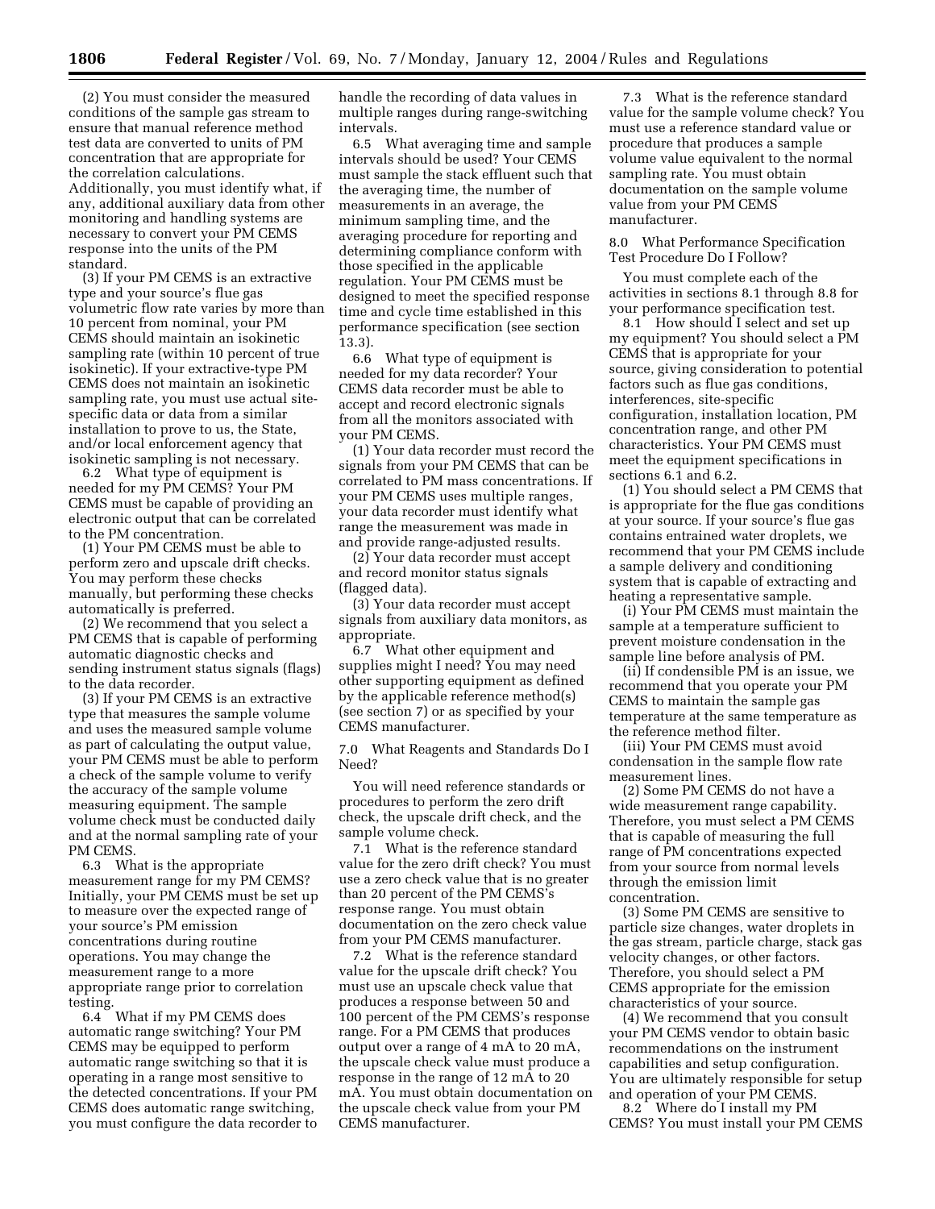(2) You must consider the measured conditions of the sample gas stream to ensure that manual reference method test data are converted to units of PM concentration that are appropriate for the correlation calculations. Additionally, you must identify what, if any, additional auxiliary data from other monitoring and handling systems are necessary to convert your PM CEMS response into the units of the PM standard.

(3) If your PM CEMS is an extractive type and your source's flue gas volumetric flow rate varies by more than 10 percent from nominal, your PM CEMS should maintain an isokinetic sampling rate (within 10 percent of true isokinetic). If your extractive-type PM CEMS does not maintain an isokinetic sampling rate, you must use actual site-specific data or data from a similar installation to prove to us, the State, and/or local enforcement agency that isokinetic sampling is not necessary.

6.2 What type of equipment is needed for my PM CEMS? Your PM CEMS must be capable of providing an electronic output that can be correlated to the PM concentration.

(1) Your PM CEMS must be able to perform zero and upscale drift checks. You may perform these checks manually, but performing these checks automatically is preferred.

(2) We recommend that you select a PM CEMS that is capable of performing automatic diagnostic checks and sending instrument status signals (flags) to the data recorder.

(3) If your PM CEMS is an extractive type that measures the sample volume and uses the measured sample volume as part of calculating the output value, your PM CEMS must be able to perform a check of the sample volume to verify the accuracy of the sample volume measuring equipment. The sample volume check must be conducted daily and at the normal sampling rate of your PM CEMS.

6.3 What is the appropriate measurement range for my PM CEMS? Initially, your PM CEMS must be set up to measure over the expected range of your source's PM emission concentrations during routine operations. You may change the measurement range to a more appropriate range prior to correlation testing.

6.4 What if my PM CEMS does automatic range switching? Your PM CEMS may be equipped to perform automatic range switching so that it is operating in a range most sensitive to the detected concentrations. If your PM CEMS does automatic range switching, you must configure the data recorder to handle the recording of data values in multiple ranges during range-switching intervals.

6.5 What averaging time and sample intervals should be used? Your CEMS must sample the stack effluent such that the averaging time, the number of measurements in an average, the minimum sampling time, and the averaging procedure for reporting and determining compliance conform with those specified in the applicable regulation. Your PM CEMS must be designed to meet the specified response time and cycle time established in this performance specification (see section 13.3).

6.6 What type of equipment is needed for my data recorder? Your CEMS data recorder must be able to accept and record electronic signals from all the monitors associated with your PM CEMS.

(1) Your data recorder must record the signals from your PM CEMS that can be correlated to PM mass concentrations. If your PM CEMS uses multiple ranges, your data recorder must identify what range the measurement was made in and provide range-adjusted results.

(2) Your data recorder must accept and record monitor status signals (flagged data).

(3) Your data recorder must accept signals from auxiliary data monitors, as appropriate.

6.7 What other equipment and supplies might I need? You may need other supporting equipment as defined by the applicable reference method(s) (see section 7) or as specified by your CEMS manufacturer.

7.0 What Reagents and Standards Do I Need?

You will need reference standards or procedures to perform the zero drift check, the upscale drift check, and the sample volume check.

7.1 What is the reference standard value for the zero drift check? You must use a zero check value that is no greater than 20 percent of the PM CEMS's response range. You must obtain documentation on the zero check value from your PM CEMS manufacturer.

7.2 What is the reference standard value for the upscale drift check? You must use an upscale check value that produces a response between 50 and 100 percent of the PM CEMS's response range. For a PM CEMS that produces output over a range of 4 mA to 20 mA, the upscale check value must produce a response in the range of 12 mA to 20 mA. You must obtain documentation on the upscale check value from your PM CEMS manufacturer.

7.3 What is the reference standard value for the sample volume check? You must use a reference standard value or procedure that produces a sample volume value equivalent to the normal sampling rate. You must obtain documentation on the sample volume value from your PM CEMS manufacturer.

8.0 What Performance Specification Test Procedure Do I Follow?

You must complete each of the activities in sections 8.1 through 8.8 for your performance specification test.

8.1 How should I select and set up my equipment? You should select a PM CEMS that is appropriate for your source, giving consideration to potential factors such as flue gas conditions, interferences, site-specific configuration, installation location, PM concentration range, and other PM characteristics. Your PM CEMS must meet the equipment specifications in sections 6.1 and 6.2.

(1) You should select a PM CEMS that is appropriate for the flue gas conditions at your source. If your source's flue gas contains entrained water droplets, we recommend that your PM CEMS include a sample delivery and conditioning system that is capable of extracting and heating a representative sample.

(i) Your PM CEMS must maintain the sample at a temperature sufficient to prevent moisture condensation in the sample line before analysis of PM.

(ii) If condensible PM is an issue, we recommend that you operate your PM CEMS to maintain the sample gas temperature at the same temperature as the reference method filter.

(iii) Your PM CEMS must avoid condensation in the sample flow rate measurement lines.

(2) Some PM CEMS do not have a wide measurement range capability. Therefore, you must select a PM CEMS that is capable of measuring the full range of PM concentrations expected from your source from normal levels through the emission limit concentration.

(3) Some PM CEMS are sensitive to particle size changes, water droplets in the gas stream, particle charge, stack gas velocity changes, or other factors. Therefore, you should select a PM CEMS appropriate for the emission characteristics of your source.

(4) We recommend that you consult your PM CEMS vendor to obtain basic recommendations on the instrument capabilities and setup configuration. You are ultimately responsible for setup and operation of your PM CEMS.

8.2 Where do I install my PM CEMS? You must install your PM CEMS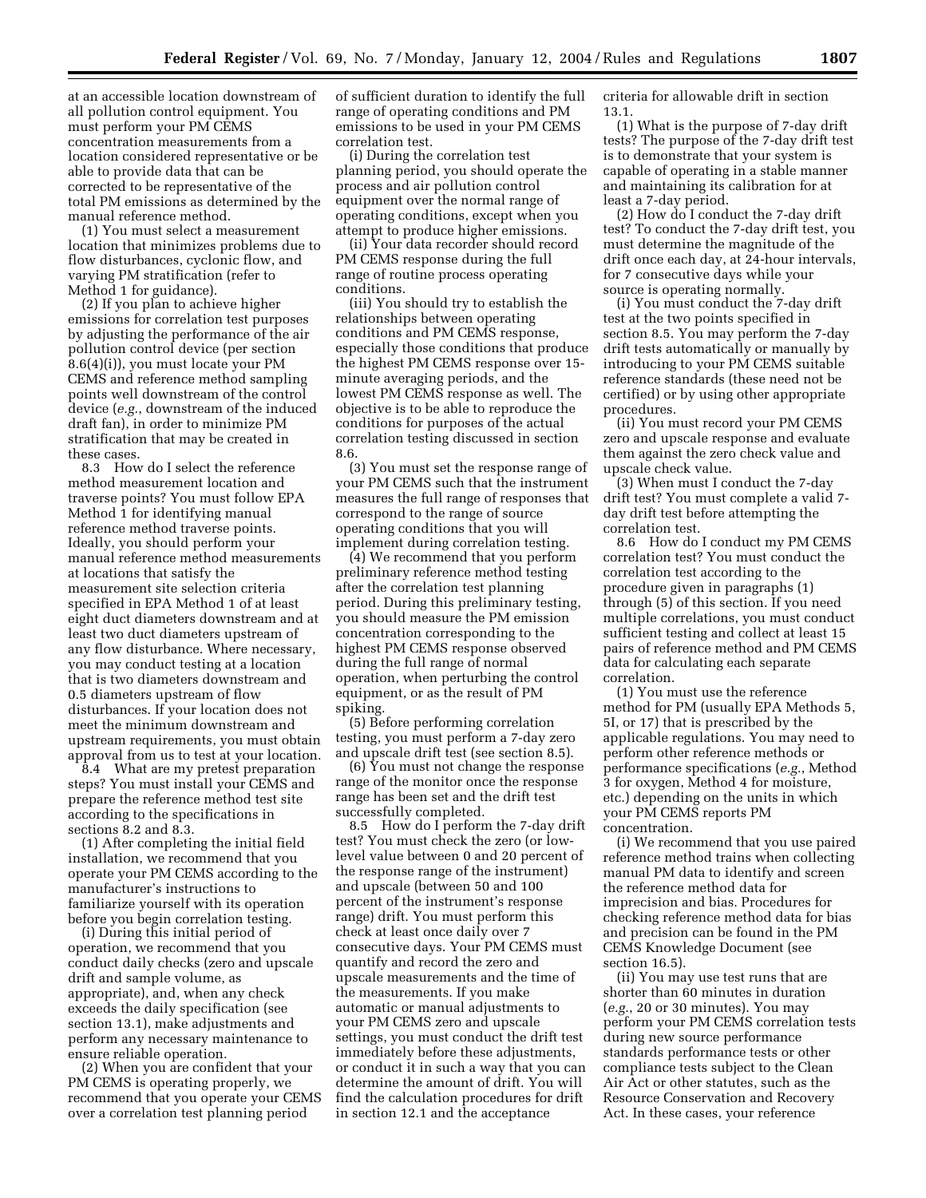at an accessible location downstream of all pollution control equipment. You must perform your PM CEMS concentration measurements from a location considered representative or be able to provide data that can be corrected to be representative of the total PM emissions as determined by the manual reference method.

(1) You must select a measurement location that minimizes problems due to flow disturbances, cyclonic flow, and varying PM stratification (refer to Method 1 for guidance).

(2) If you plan to achieve higher emissions for correlation test purposes by adjusting the performance of the air pollution control device (per section 8.6(4)(i)), you must locate your PM CEMS and reference method sampling points well downstream of the control device (*e.g.*, downstream of the induced draft fan), in order to minimize PM stratification that may be created in these cases.

8.3 How do I select the reference method measurement location and traverse points? You must follow EPA Method 1 for identifying manual reference method traverse points. Ideally, you should perform your manual reference method measurements at locations that satisfy the measurement site selection criteria specified in EPA Method 1 of at least eight duct diameters downstream and at least two duct diameters upstream of any flow disturbance. Where necessary, you may conduct testing at a location that is two diameters downstream and 0.5 diameters upstream of flow disturbances. If your location does not meet the minimum downstream and upstream requirements, you must obtain approval from us to test at your location.

8.4 What are my pretest preparation steps? You must install your CEMS and prepare the reference method test site according to the specifications in sections 8.2 and 8.3.

(1) After completing the initial field installation, we recommend that you operate your PM CEMS according to the manufacturer's instructions to familiarize yourself with its operation before you begin correlation testing.

(i) During this initial period of operation, we recommend that you conduct daily checks (zero and upscale drift and sample volume, as appropriate), and, when any check exceeds the daily specification (see section 13.1), make adjustments and perform any necessary maintenance to ensure reliable operation.

(2) When you are confident that your PM CEMS is operating properly, we recommend that you operate your CEMS over a correlation test planning period of sufficient duration to identify the full range of operating conditions and PM emissions to be used in your PM CEMS correlation test.

(i) During the correlation test planning period, you should operate the process and air pollution control equipment over the normal range of operating conditions, except when you attempt to produce higher emissions.

(ii) Your data recorder should record PM CEMS response during the full range of routine process operating conditions.

(iii) You should try to establish the relationships between operating conditions and PM CEMS response, especially those conditions that produce the highest PM CEMS response over 15-minute averaging periods, and the lowest PM CEMS response as well. The objective is to be able to reproduce the conditions for purposes of the actual correlation testing discussed in section 8.6.

(3) You must set the response range of your PM CEMS such that the instrument measures the full range of responses that correspond to the range of source operating conditions that you will implement during correlation testing.

(4) We recommend that you perform preliminary reference method testing after the correlation test planning period. During this preliminary testing, you should measure the PM emission concentration corresponding to the highest PM CEMS response observed during the full range of normal operation, when perturbing the control equipment, or as the result of PM spiking.

(5) Before performing correlation testing, you must perform a 7-day zero and upscale drift test (see section 8.5).

(6) You must not change the response range of the monitor once the response range has been set and the drift test successfully completed.

8.5 How do I perform the 7-day drift test? You must check the zero (or low-level value between 0 and 20 percent of the response range of the instrument) and upscale (between 50 and 100 percent of the instrument's response range) drift. You must perform this check at least once daily over 7 consecutive days. Your PM CEMS must quantify and record the zero and upscale measurements and the time of the measurements. If you make automatic or manual adjustments to your PM CEMS zero and upscale settings, you must conduct the drift test immediately before these adjustments, or conduct it in such a way that you can determine the amount of drift. You will find the calculation procedures for drift in section 12.1 and the acceptance criteria for allowable drift in section 13.1.

(1) What is the purpose of 7-day drift tests? The purpose of the 7-day drift test is to demonstrate that your system is capable of operating in a stable manner and maintaining its calibration for at least a 7-day period.

(2) How do I conduct the 7-day drift test? To conduct the 7-day drift test, you must determine the magnitude of the drift once each day, at 24-hour intervals, for 7 consecutive days while your source is operating normally.

(i) You must conduct the 7-day drift test at the two points specified in section 8.5. You may perform the 7-day drift tests automatically or manually by introducing to your PM CEMS suitable reference standards (these need not be certified) or by using other appropriate procedures.

(ii) You must record your PM CEMS zero and upscale response and evaluate them against the zero check value and upscale check value.

(3) When must I conduct the 7-day drift test? You must complete a valid 7-day drift test before attempting the correlation test.

8.6 How do I conduct my PM CEMS correlation test? You must conduct the correlation test according to the procedure given in paragraphs (1) through (5) of this section. If you need multiple correlations, you must conduct sufficient testing and collect at least 15 pairs of reference method and PM CEMS data for calculating each separate correlation.

(1) You must use the reference method for PM (usually EPA Methods 5, 5I, or 17) that is prescribed by the applicable regulations. You may need to perform other reference methods or performance specifications (*e.g.*, Method 3 for oxygen, Method 4 for moisture, etc.) depending on the units in which your PM CEMS reports PM concentration.

(i) We recommend that you use paired reference method trains when collecting manual PM data to identify and screen the reference method data for imprecision and bias. Procedures for checking reference method data for bias and precision can be found in the PM CEMS Knowledge Document (see section 16.5).

(ii) You may use test runs that are shorter than 60 minutes in duration (*e.g.*, 20 or 30 minutes). You may perform your PM CEMS correlation tests during new source performance standards performance tests or other compliance tests subject to the Clean Air Act or other statutes, such as the Resource Conservation and Recovery Act. In these cases, your reference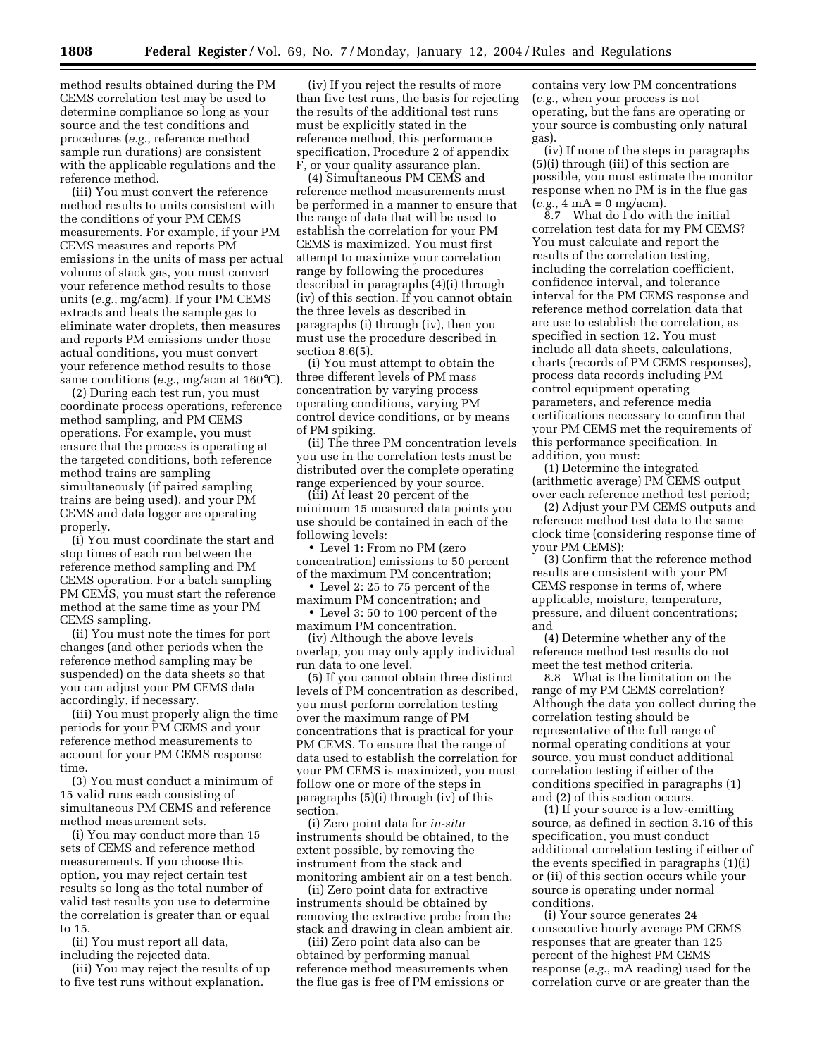method results obtained during the PM CEMS correlation test may be used to determine compliance so long as your source and the test conditions and procedures (*e.g.*, reference method sample run durations) are consistent with the applicable regulations and the reference method.

(iii) You must convert the reference method results to units consistent with the conditions of your PM CEMS measurements. For example, if your PM CEMS measures and reports PM emissions in the units of mass per actual volume of stack gas, you must convert your reference method results to those units (*e.g.*, mg/acm). If your PM CEMS extracts and heats the sample gas to eliminate water droplets, then measures and reports PM emissions under those actual conditions, you must convert your reference method results to those same conditions (*e.g.*, mg/acm at 160°C).

(2) During each test run, you must coordinate process operations, reference method sampling, and PM CEMS operations. For example, you must ensure that the process is operating at the targeted conditions, both reference method trains are sampling simultaneously (if paired sampling trains are being used), and your PM CEMS and data logger are operating properly.

(i) You must coordinate the start and stop times of each run between the reference method sampling and PM CEMS operation. For a batch sampling PM CEMS, you must start the reference method at the same time as your PM CEMS sampling.

(ii) You must note the times for port changes (and other periods when the reference method sampling may be suspended) on the data sheets so that you can adjust your PM CEMS data accordingly, if necessary.

(iii) You must properly align the time periods for your PM CEMS and your reference method measurements to account for your PM CEMS response time.

(3) You must conduct a minimum of 15 valid runs each consisting of simultaneous PM CEMS and reference method measurement sets.

(i) You may conduct more than 15 sets of CEMS and reference method measurements. If you choose this option, you may reject certain test results so long as the total number of valid test results you use to determine the correlation is greater than or equal to 15.

(ii) You must report all data, including the rejected data.

(iii) You may reject the results of up to five test runs without explanation.

(iv) If you reject the results of more than five test runs, the basis for rejecting the results of the additional test runs must be explicitly stated in the reference method, this performance specification, Procedure 2 of appendix F, or your quality assurance plan.

(4) Simultaneous PM CEMS and reference method measurements must be performed in a manner to ensure that the range of data that will be used to establish the correlation for your PM CEMS is maximized. You must first attempt to maximize your correlation range by following the procedures described in paragraphs (4)(i) through (iv) of this section. If you cannot obtain the three levels as described in paragraphs (i) through (iv), then you must use the procedure described in section 8.6(5).

(i) You must attempt to obtain the three different levels of PM mass concentration by varying process operating conditions, varying PM control device conditions, or by means of PM spiking.

(ii) The three PM concentration levels you use in the correlation tests must be distributed over the complete operating range experienced by your source.

(iii) At least 20 percent of the minimum 15 measured data points you use should be contained in each of the following levels:

- Level 1: From no PM (zero concentration) emissions to 50 percent of the maximum PM concentration;
- Level 2: 25 to 75 percent of the maximum PM concentration; and
- Level 3: 50 to 100 percent of the maximum PM concentration.

(iv) Although the above levels overlap, you may only apply individual run data to one level.

(5) If you cannot obtain three distinct levels of PM concentration as described, you must perform correlation testing over the maximum range of PM concentrations that is practical for your PM CEMS. To ensure that the range of data used to establish the correlation for your PM CEMS is maximized, you must follow one or more of the steps in paragraphs (5)(i) through (iv) of this section.

(i) Zero point data for *in-situ* instruments should be obtained, to the extent possible, by removing the instrument from the stack and monitoring ambient air on a test bench.

(ii) Zero point data for extractive instruments should be obtained by removing the extractive probe from the stack and drawing in clean ambient air.

(iii) Zero point data also can be obtained by performing manual reference method measurements when the flue gas is free of PM emissions or contains very low PM concentrations (*e.g.*, when your process is not operating, but the fans are operating or your source is combusting only natural gas).

(iv) If none of the steps in paragraphs (5)(i) through (iii) of this section are possible, you must estimate the monitor response when no PM is in the flue gas (*e.g.*, 4 mA = 0 mg/acm).

8.7 What do I do with the initial correlation test data for my PM CEMS? You must calculate and report the results of the correlation testing, including the correlation coefficient, confidence interval, and tolerance interval for the PM CEMS response and reference method correlation data that are use to establish the correlation, as specified in section 12. You must include all data sheets, calculations, charts (records of PM CEMS responses), process data records including PM control equipment operating parameters, and reference media certifications necessary to confirm that your PM CEMS met the requirements of this performance specification. In addition, you must:

(1) Determine the integrated (arithmetic average) PM CEMS output over each reference method test period;

(2) Adjust your PM CEMS outputs and reference method test data to the same clock time (considering response time of your PM CEMS);

(3) Confirm that the reference method results are consistent with your PM CEMS response in terms of, where applicable, moisture, temperature, pressure, and diluent concentrations; and

(4) Determine whether any of the reference method test results do not meet the test method criteria.

8.8 What is the limitation on the range of my PM CEMS correlation? Although the data you collect during the correlation testing should be representative of the full range of normal operating conditions at your source, you must conduct additional correlation testing if either of the conditions specified in paragraphs (1) and (2) of this section occurs.

(1) If your source is a low-emitting source, as defined in section 3.16 of this specification, you must conduct additional correlation testing if either of the events specified in paragraphs (1)(i) or (ii) of this section occurs while your source is operating under normal conditions.

(i) Your source generates 24 consecutive hourly average PM CEMS responses that are greater than 125 percent of the highest PM CEMS response (*e.g.*, mA reading) used for the correlation curve or are greater than the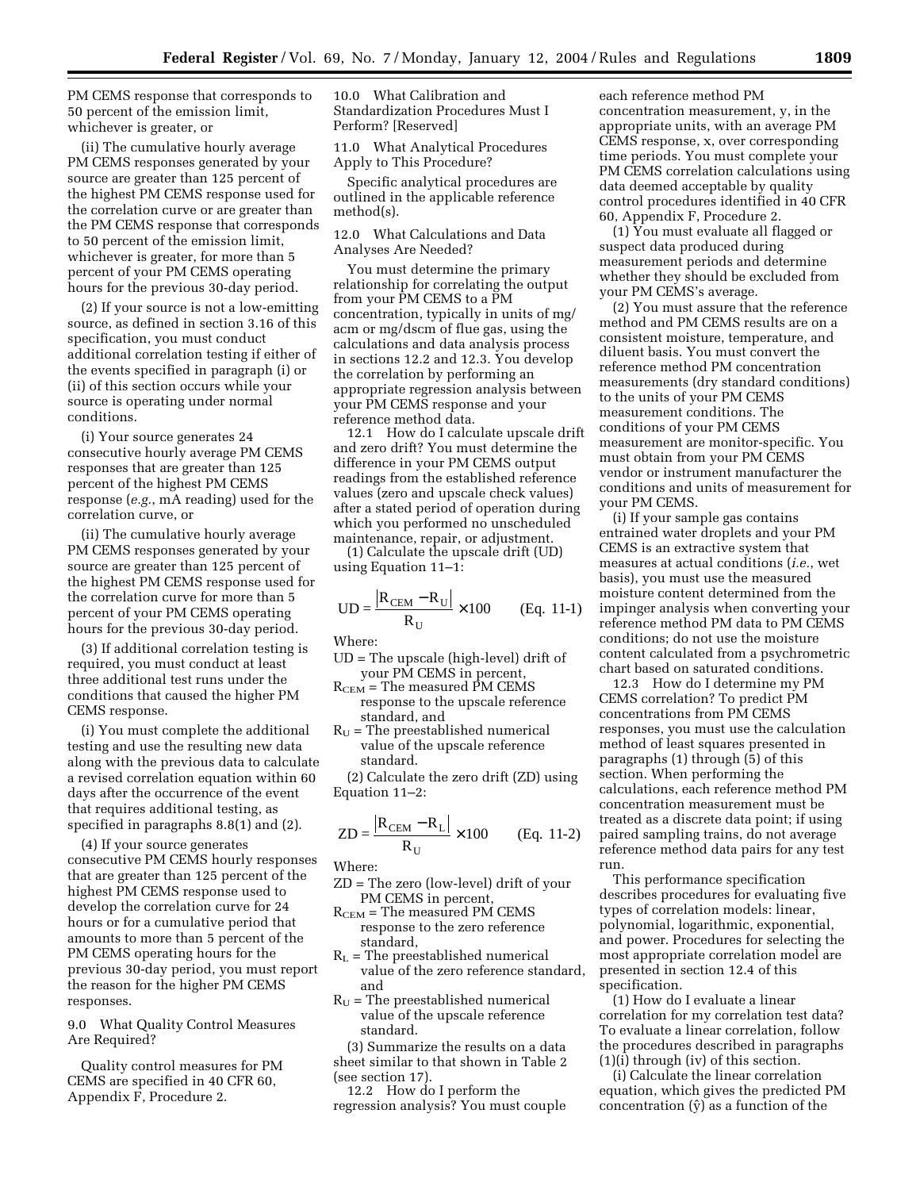PM CEMS response that corresponds to 50 percent of the emission limit, whichever is greater, or

(ii) The cumulative hourly average PM CEMS responses generated by your source are greater than 125 percent of the highest PM CEMS response used for the correlation curve or are greater than the PM CEMS response that corresponds to 50 percent of the emission limit, whichever is greater, for more than 5 percent of your PM CEMS operating hours for the previous 30-day period.

(2) If your source is not a low-emitting source, as defined in section 3.16 of this specification, you must conduct additional correlation testing if either of the events specified in paragraph (i) or (ii) of this section occurs while your source is operating under normal conditions.

(i) Your source generates 24 consecutive hourly average PM CEMS responses that are greater than 125 percent of the highest PM CEMS response (*e.g.*, mA reading) used for the correlation curve, or

(ii) The cumulative hourly average PM CEMS responses generated by your source are greater than 125 percent of the highest PM CEMS response used for the correlation curve for more than 5 percent of your PM CEMS operating hours for the previous 30-day period.

(3) If additional correlation testing is required, you must conduct at least three additional test runs under the conditions that caused the higher PM CEMS response.

(i) You must complete the additional testing and use the resulting new data along with the previous data to calculate a revised correlation equation within 60 days after the occurrence of the event that requires additional testing, as specified in paragraphs 8.8(1) and (2).

(4) If your source generates consecutive PM CEMS hourly responses that are greater than 125 percent of the highest PM CEMS response used to develop the correlation curve for 24 hours or for a cumulative period that amounts to more than 5 percent of the PM CEMS operating hours for the previous 30-day period, you must report the reason for the higher PM CEMS responses.

## 9.0 What Quality Control Measures Are Required?

Quality control measures for PM CEMS are specified in 40 CFR 60, Appendix F, Procedure 2.

## 10.0 What Calibration and Standardization Procedures Must I Perform? [Reserved]

## 11.0 What Analytical Procedures Apply to This Procedure?

Specific analytical procedures are outlined in the applicable reference method(s).

## 12.0 What Calculations and Data Analyses Are Needed?

You must determine the primary relationship for correlating the output from your PM CEMS to a PM concentration, typically in units of mg/acm or mg/dscm of flue gas, using the calculations and data analysis process in sections 12.2 and 12.3. You develop the correlation by performing an appropriate regression analysis between your PM CEMS response and your reference method data.

12.1 How do I calculate upscale drift and zero drift? You must determine the difference in your PM CEMS output readings from the established reference values (zero and upscale check values) after a stated period of operation during which you performed no unscheduled maintenance, repair, or adjustment.

(1) Calculate the upscale drift (UD) using Equation 11–1:

$$UD = \frac{\left|R_{CEM} - R_U\right|}{R_U} \times 100 \qquad \text{(Eq. 11-1)}$$

Where:

UD = The upscale (high-level) drift of your PM CEMS in percent,

$R_{CEM}$ = The measured PM CEMS response to the upscale reference standard, and

$R_U$ = The preestablished numerical value of the upscale reference standard.

(2) Calculate the zero drift (ZD) using Equation 11–2:

$$ZD = \frac{\left|R_{CEM} - R_L\right|}{R_U} \times 100 \qquad \text{(Eq. 11-2)}$$

Where:

ZD = The zero (low-level) drift of your PM CEMS in percent,

$R_{CEM}$ = The measured PM CEMS response to the zero reference standard,

$R_L$ = The preestablished numerical value of the zero reference standard, and

$R_U$ = The preestablished numerical value of the upscale reference standard.

(3) Summarize the results on a data sheet similar to that shown in Table 2 (see section 17).

12.2 How do I perform the regression analysis? You must couple each reference method PM concentration measurement, y, in the appropriate units, with an average PM CEMS response, x, over corresponding time periods. You must complete your PM CEMS correlation calculations using data deemed acceptable by quality control procedures identified in 40 CFR 60, Appendix F, Procedure 2.

(1) You must evaluate all flagged or suspect data produced during measurement periods and determine whether they should be excluded from your PM CEMS's average.

(2) You must assure that the reference method and PM CEMS results are on a consistent moisture, temperature, and diluent basis. You must convert the reference method PM concentration measurements (dry standard conditions) to the units of your PM CEMS measurement conditions. The conditions of your PM CEMS measurement are monitor-specific. You must obtain from your PM CEMS vendor or instrument manufacturer the conditions and units of measurement for your PM CEMS.

(i) If your sample gas contains entrained water droplets and your PM CEMS is an extractive system that measures at actual conditions (*i.e.*, wet basis), you must use the measured moisture content determined from the impinger analysis when converting your reference method PM data to PM CEMS conditions; do not use the moisture content calculated from a psychrometric chart based on saturated conditions.

12.3 How do I determine my PM CEMS correlation? To predict PM concentrations from PM CEMS responses, you must use the calculation method of least squares presented in paragraphs (1) through (5) of this section. When performing the calculations, each reference method PM concentration measurement must be treated as a discrete data point; if using paired sampling trains, do not average reference method data pairs for any test run.

This performance specification describes procedures for evaluating five types of correlation models: linear, polynomial, logarithmic, exponential, and power. Procedures for selecting the most appropriate correlation model are presented in section 12.4 of this specification.

(1) How do I evaluate a linear correlation for my correlation test data? To evaluate a linear correlation, follow the procedures described in paragraphs (1)(i) through (iv) of this section.

(i) Calculate the linear correlation equation, which gives the predicted PM concentration ($\hat{y}$) as a function of the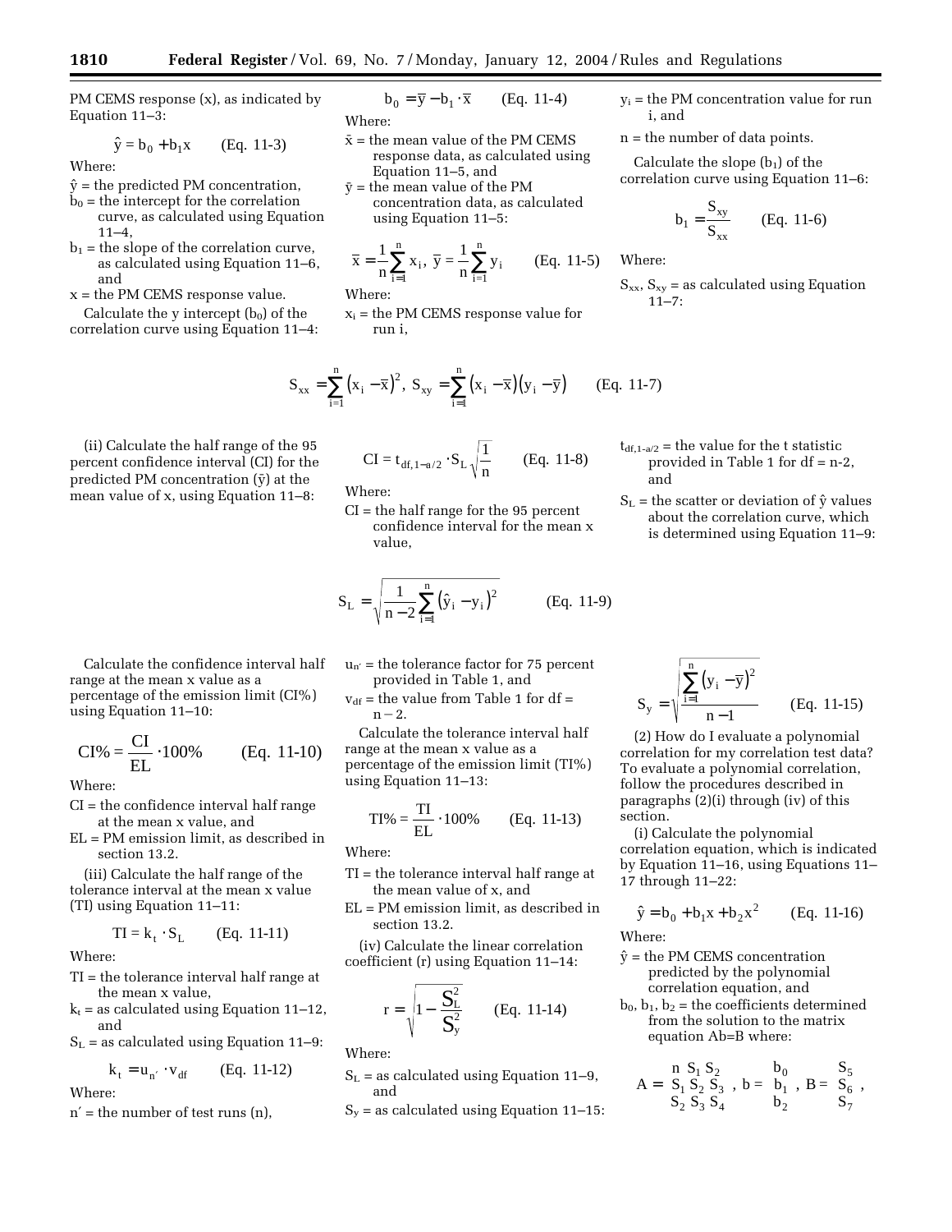PM CEMS response (x), as indicated by Equation 11–3:

$$\hat{y} = b_0 + b_1 x \qquad \text{(Eq. 11-3)}$$

Where:

$\hat{y}$ = the predicted PM concentration,

$b_0$ = the intercept for the correlation curve, as calculated using Equation 11–4,

$b_1$ = the slope of the correlation curve, as calculated using Equation 11–6, and

x = the PM CEMS response value.

Calculate the y intercept ($b_0$) of the correlation curve using Equation 11–4:

$$b_0 = \bar{y} - b_1 \cdot \bar{x} \qquad \text{(Eq. 11-4)}$$

Where:

$\bar{x}$ = the mean value of the PM CEMS response data, as calculated using Equation 11–5, and

$\bar{y}$ = the mean value of the PM concentration data, as calculated using Equation 11–5:

$$\bar{x} = \frac{1}{n}\sum_{i=1}^{n} x_i,\ \bar{y} = \frac{1}{n}\sum_{i=1}^{n} y_i \qquad \text{(Eq. 11-5)}$$

Where:

$x_i$ = the PM CEMS response value for run i,

$y_i$ = the PM concentration value for run i, and

n = the number of data points.

Calculate the slope ($b_1$) of the correlation curve using Equation 11–6:

$$b_1 = \frac{S_{xy}}{S_{xx}} \qquad \text{(Eq. 11-6)}$$

Where:

$S_{xx}$, $S_{xy}$ = as calculated using Equation 11–7:

$$S_{xx} = \sum_{i=1}^{n}\left(x_i - \bar{x}\right)^2,\ S_{xy} = \sum_{i=1}^{n}\left(x_i - \bar{x}\right)\left(y_i - \bar{y}\right) \qquad \text{(Eq. 11-7)}$$

(ii) Calculate the half range of the 95 percent confidence interval (CI) for the predicted PM concentration ($\hat{y}$) at the mean value of x, using Equation 11–8:

$$CI = t_{df,1-\alpha/2} \cdot S_L \sqrt{\frac{1}{n}} \qquad \text{(Eq. 11-8)}$$

Where:

CI = the half range for the 95 percent confidence interval for the mean x value,

$t_{df,1-\alpha/2}$ = the value for the t statistic provided in Table 1 for df = n-2, and

$S_L$ = the scatter or deviation of $\hat{y}$ values about the correlation curve, which is determined using Equation 11–9:

$$S_L = \sqrt{\frac{1}{n-2}\sum_{i=1}^{n}\left(\hat{y}_i - y_i\right)^2} \qquad \text{(Eq. 11-9)}$$

Calculate the confidence interval half range at the mean x value as a percentage of the emission limit (CI%) using Equation 11–10:

$$CI\% = \frac{CI}{EL} \cdot 100\% \qquad \text{(Eq. 11-10)}$$

Where:

CI = the confidence interval half range at the mean x value, and

EL = PM emission limit, as described in section 13.2.

(iii) Calculate the half range of the tolerance interval at the mean x value (TI) using Equation 11–11:

$$TI = k_t \cdot S_L \qquad \text{(Eq. 11-11)}$$

Where:

TI = the tolerance interval half range at the mean x value,

$k_t$ = as calculated using Equation 11–12, and

$S_L$ = as calculated using Equation 11–9:

$$k_t = u_{n'} \cdot v_{df} \qquad \text{(Eq. 11-12)}$$

Where:

n′ = the number of test runs (n),

$u_{n'}$ = the tolerance factor for 75 percent provided in Table 1, and

$v_{df}$ = the value from Table 1 for df = n − 2.

Calculate the tolerance interval half range at the mean x value as a percentage of the emission limit (TI%) using Equation 11–13:

$$TI\% = \frac{TI}{EL} \cdot 100\% \qquad \text{(Eq. 11-13)}$$

Where:

TI = the tolerance interval half range at the mean value of x, and

EL = PM emission limit, as described in section 13.2.

(iv) Calculate the linear correlation coefficient (r) using Equation 11–14:

$$r = \sqrt{1 - \frac{S_L^2}{S_y^2}} \qquad \text{(Eq. 11-14)}$$

Where:

$S_L$ = as calculated using Equation 11–9, and

$S_y$ = as calculated using Equation 11–15:

$$S_y = \sqrt{\frac{\sum_{i=1}^{n}\left(y_i - \bar{y}\right)^2}{n-1}} \qquad \text{(Eq. 11-15)}$$

(2) How do I evaluate a polynomial correlation for my correlation test data? To evaluate a polynomial correlation, follow the procedures described in paragraphs (2)(i) through (iv) of this section.

(i) Calculate the polynomial correlation equation, which is indicated by Equation 11–16, using Equations 11–17 through 11–22:

$$\hat{y} = b_0 + b_1 x + b_2 x^2 \qquad \text{(Eq. 11-16)}$$

Where:

$\hat{y}$ = the PM CEMS concentration predicted by the polynomial correlation equation, and

$b_0$, $b_1$, $b_2$ = the coefficients determined from the solution to the matrix equation Ab=B where:

$$A = \begin{matrix} n & S_1 & S_2 \\ S_1 & S_2 & S_3 \\ S_2 & S_3 & S_4 \end{matrix},\ b = \begin{matrix} b_0 \\ b_1 \\ b_2 \end{matrix},\ B = \begin{matrix} S_5 \\ S_6 \\ S_7 \end{matrix},$$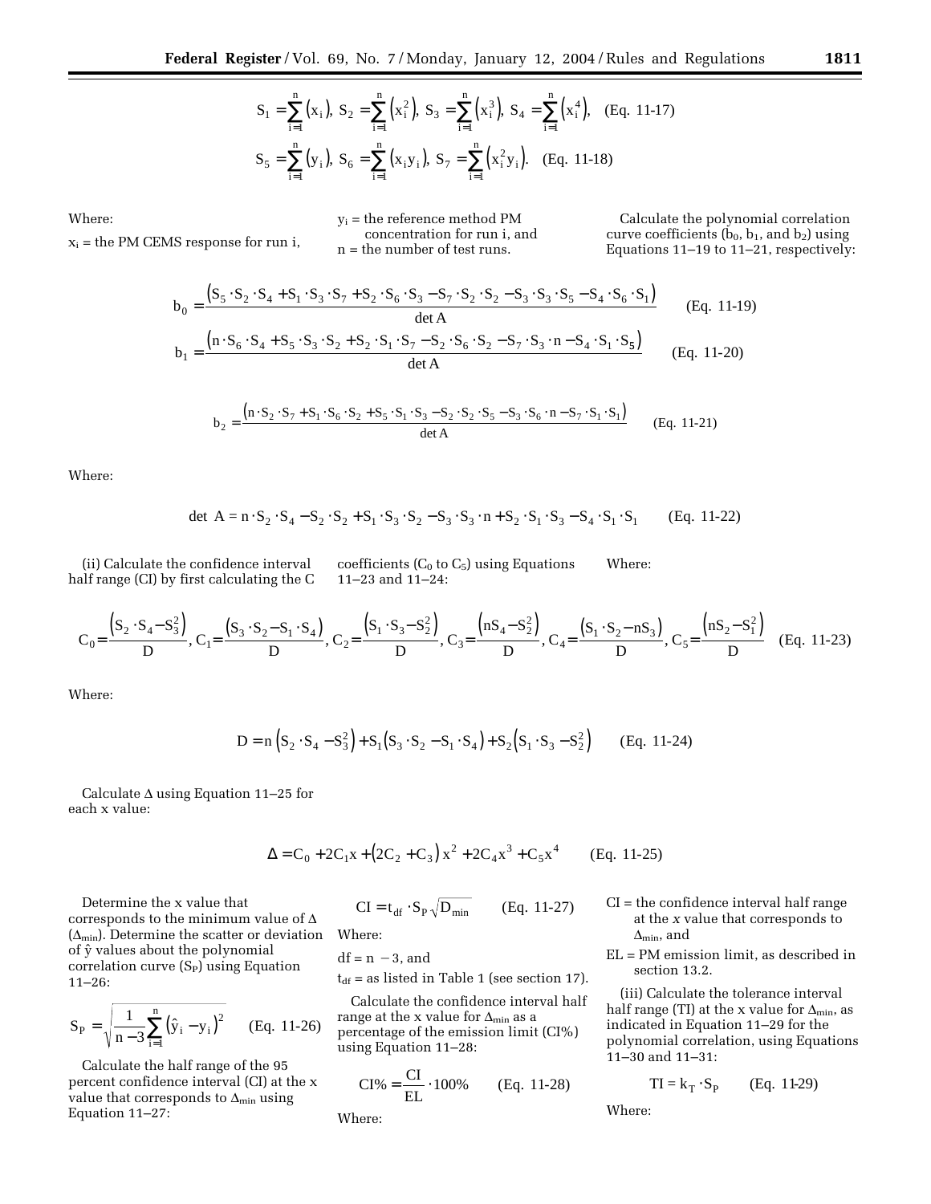$$S_1 = \sum_{i=1}^{n}(x_i),\ S_2 = \sum_{i=1}^{n}(x_i^2),\ S_3 = \sum_{i=1}^{n}(x_i^3),\ S_4 = \sum_{i=1}^{n}(x_i^4), \quad \text{(Eq. 11-17)}$$

$$S_5 = \sum_{i=1}^{n}(y_i),\ S_6 = \sum_{i=1}^{n}(x_i y_i),\ S_7 = \sum_{i=1}^{n}(x_i^2 y_i). \quad \text{(Eq. 11-18)}$$

Where:

$x_i$ = the PM CEMS response for run i,

$y_i$ = the reference method PM concentration for run i, and

n = the number of test runs.

Calculate the polynomial correlation curve coefficients ($b_0$, $b_1$, and $b_2$) using Equations 11–19 to 11–21, respectively:

$$b_0 = \frac{\left(S_5 \cdot S_2 \cdot S_4 + S_1 \cdot S_3 \cdot S_7 + S_2 \cdot S_6 \cdot S_3 - S_7 \cdot S_2 \cdot S_2 - S_3 \cdot S_3 \cdot S_5 - S_4 \cdot S_6 \cdot S_1\right)}{\det A} \quad \text{(Eq. 11-19)}$$

$$b_1 = \frac{\left(n \cdot S_6 \cdot S_4 + S_5 \cdot S_3 \cdot S_2 + S_2 \cdot S_1 \cdot S_7 - S_2 \cdot S_6 \cdot S_2 - S_7 \cdot S_3 \cdot n - S_4 \cdot S_1 \cdot S_5\right)}{\det A} \quad \text{(Eq. 11-20)}$$

$$b_2 = \frac{\left(n \cdot S_2 \cdot S_7 + S_1 \cdot S_6 \cdot S_2 + S_5 \cdot S_1 \cdot S_3 - S_2 \cdot S_2 \cdot S_5 - S_3 \cdot S_6 \cdot n - S_7 \cdot S_1 \cdot S_1\right)}{\det A} \quad \text{(Eq. 11-21)}$$

Where:

$$\det A = n \cdot S_2 \cdot S_4 - S_2 \cdot S_2 \cdot S_2 + S_1 \cdot S_3 \cdot S_2 - S_3 \cdot S_3 \cdot n + S_2 \cdot S_1 \cdot S_3 - S_4 \cdot S_1 \cdot S_1 \quad \text{(Eq. 11-22)}$$

(ii) Calculate the confidence interval half range (CI) by first calculating the C coefficients ($C_0$ to $C_5$) using Equations 11–23 and 11–24:

$$C_0 = \frac{\left(S_2 \cdot S_4 - S_3^2\right)}{D},\ C_1 = \frac{\left(S_3 \cdot S_2 - S_1 \cdot S_4\right)}{D},\ C_2 = \frac{\left(S_1 \cdot S_3 - S_2^2\right)}{D},\ C_3 = \frac{\left(nS_4 - S_2^2\right)}{D},\ C_4 = \frac{\left(S_1 \cdot S_2 - nS_3\right)}{D},\ C_5 = \frac{\left(nS_2 - S_1^2\right)}{D} \quad \text{(Eq. 11-23)}$$

Where:

$$D = n\left(S_2 \cdot S_4 - S_3^2\right) + S_1\left(S_3 \cdot S_2 - S_1 \cdot S_4\right) + S_2\left(S_1 \cdot S_3 - S_2^2\right) \quad \text{(Eq. 11-24)}$$

Calculate Δ using Equation 11–25 for each x value:

$$\Delta = C_0 + 2C_1 x + \left(2C_2 + C_3\right)x^2 + 2C_4 x^3 + C_5 x^4 \quad \text{(Eq. 11-25)}$$

Determine the x value that corresponds to the minimum value of Δ ($\Delta_{min}$). Determine the scatter or deviation of $\hat{y}$ values about the polynomial correlation curve ($S_P$) using Equation 11–26:

$$S_P = \sqrt{\frac{1}{n-3}\sum_{i=1}^{n}\left(\hat{y}_i - y_i\right)^2} \quad \text{(Eq. 11-26)}$$

Calculate the half range of the 95 percent confidence interval (CI) at the x value that corresponds to $\Delta_{min}$ using Equation 11–27:

$$CI = t_{df} \cdot S_P \sqrt{D_{min}} \quad \text{(Eq. 11-27)}$$

Where:

df = n − 3, and

$t_{df}$ = as listed in Table 1 (see section 17).

Calculate the confidence interval half range at the x value for $\Delta_{min}$ as a percentage of the emission limit (CI%) using Equation 11–28:

$$CI\% = \frac{CI}{EL} \cdot 100\% \quad \text{(Eq. 11-28)}$$

Where:

CI = the confidence interval half range at the *x* value that corresponds to $\Delta_{min}$, and

EL = PM emission limit, as described in section 13.2.

(iii) Calculate the tolerance interval half range (TI) at the x value for $\Delta_{min}$, as indicated in Equation 11–29 for the polynomial correlation, using Equations 11–30 and 11–31:

$$TI = k_T \cdot S_P \quad \text{(Eq. 11-29)}$$

Where: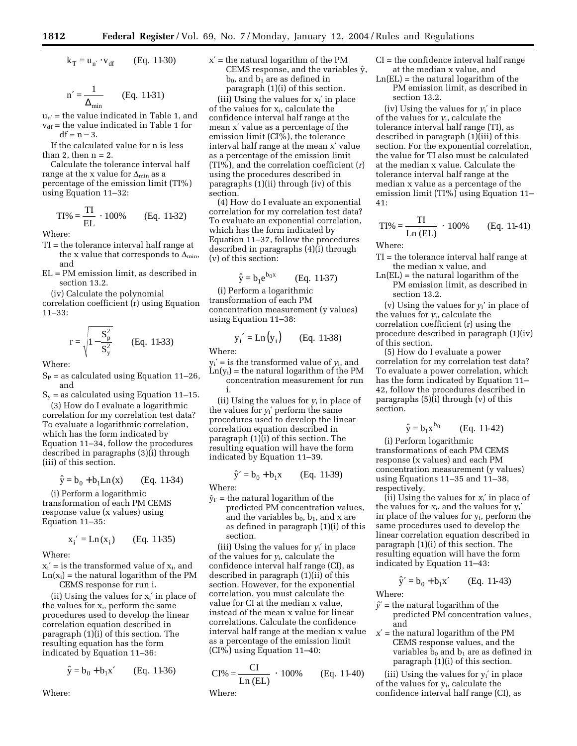$$k_T = u_{n'} \cdot v_{df} \qquad \text{(Eq. 11-30)}$$

$$n' = \frac{1}{\Delta_{min}} \qquad \text{(Eq. 11-31)}$$

$u_{n'}$ = the value indicated in Table 1, and
$v_{df}$ = the value indicated in Table 1 for df = n − 3.

If the calculated value for n is less than 2, then n = 2.

Calculate the tolerance interval half range at the x value for $\Delta_{min}$ as a percentage of the emission limit (TI%) using Equation 11–32:

$$TI\% = \frac{TI}{EL} \cdot 100\% \qquad \text{(Eq. 11-32)}$$

Where:

TI = the tolerance interval half range at the x value that corresponds to $\Delta_{min}$, and
EL = PM emission limit, as described in section 13.2.

(iv) Calculate the polynomial correlation coefficient (r) using Equation 11–33:

$$r = \sqrt{1 - \frac{S_p^2}{S_y^2}} \qquad \text{(Eq. 11-33)}$$

Where:

$S_P$ = as calculated using Equation 11–26, and
$S_y$ = as calculated using Equation 11–15.

(3) How do I evaluate a logarithmic correlation for my correlation test data? To evaluate a logarithmic correlation, which has the form indicated by Equation 11–34, follow the procedures described in paragraphs (3)(i) through (iii) of this section.

$$\hat{y} = b_0 + b_1 Ln(x) \qquad \text{(Eq. 11-34)}$$

(i) Perform a logarithmic transformation of each PM CEMS response value (x values) using Equation 11–35:

$$x_i' = Ln(x_i) \qquad \text{(Eq. 11-35)}$$

Where:

$x_i'$ = is the transformed value of $x_i$, and
$Ln(x_i)$ = the natural logarithm of the PM CEMS response for run i.

(ii) Using the values for $x_i'$ in place of the values for $x_i$, perform the same procedures used to develop the linear correlation equation described in paragraph (1)(i) of this section. The resulting equation has the form indicated by Equation 11–36:

$$\hat{y} = b_0 + b_1 x' \qquad \text{(Eq. 11-36)}$$

Where:

$x'$ = the natural logarithm of the PM CEMS response, and the variables $\hat{y}$, $b_0$, and $b_1$ are as defined in paragraph (1)(i) of this section.

(iii) Using the values for $x_i'$ in place of the values for $x_i$, calculate the confidence interval half range at the mean $x'$ value as a percentage of the emission limit (CI%), the tolerance interval half range at the mean $x'$ value as a percentage of the emission limit (TI%), and the correlation coefficient (*r*) using the procedures described in paragraphs (1)(ii) through (iv) of this section.

(4) How do I evaluate an exponential correlation for my correlation test data? To evaluate an exponential correlation, which has the form indicated by Equation 11–37, follow the procedures described in paragraphs (4)(i) through (v) of this section:

$$\hat{y} = b_1 e^{b_0 x} \qquad \text{(Eq. 11-37)}$$

(i) Perform a logarithmic transformation of each PM concentration measurement (y values) using Equation 11–38:

$$y_i' = Ln(y_i) \qquad \text{(Eq. 11-38)}$$

Where:

$y_i'$ = is the transformed value of $y_i$, and
$Ln(y_i)$ = the natural logarithm of the PM concentration measurement for run i.

(ii) Using the values for $y_i$ in place of the values for $y_i'$ perform the same procedures used to develop the linear correlation equation described in paragraph (1)(i) of this section. The resulting equation will have the form indicated by Equation 11–39.

$$\hat{y}' = b_0 + b_1 x \qquad \text{(Eq. 11-39)}$$

Where:

$\hat{y}_{i'}$ = the natural logarithm of the predicted PM concentration values, and the variables $b_0$, $b_1$, and x are as defined in paragraph (1)(i) of this section.

(iii) Using the values for $y_i'$ in place of the values for $y_i$, calculate the confidence interval half range (CI), as described in paragraph (1)(ii) of this section. However, for the exponential correlation, you must calculate the value for CI at the median x value, instead of the mean x value for linear correlations. Calculate the confidence interval half range at the median x value as a percentage of the emission limit (CI%) using Equation 11–40:

$$CI\% = \frac{CI}{Ln(EL)} \cdot 100\% \qquad \text{(Eq. 11-40)}$$

Where:

CI = the confidence interval half range at the median x value, and
Ln(EL) = the natural logarithm of the PM emission limit, as described in section 13.2.

(iv) Using the values for $y_i'$ in place of the values for $y_i$, calculate the tolerance interval half range (TI), as described in paragraph (1)(iii) of this section. For the exponential correlation, the value for TI also must be calculated at the median x value. Calculate the tolerance interval half range at the median x value as a percentage of the emission limit (TI%) using Equation 11–41:

$$TI\% = \frac{TI}{Ln(EL)} \cdot 100\% \qquad \text{(Eq. 11-41)}$$

Where:

TI = the tolerance interval half range at the median x value, and
Ln(EL) = the natural logarithm of the PM emission limit, as described in section 13.2.

(v) Using the values for $y_i'$ in place of the values for $y_i$, calculate the correlation coefficient (r) using the procedure described in paragraph (1)(iv) of this section.

(5) How do I evaluate a power correlation for my correlation test data? To evaluate a power correlation, which has the form indicated by Equation 11–42, follow the procedures described in paragraphs (5)(i) through (v) of this section.

$$\hat{y} = b_1 x^{b_0} \qquad \text{(Eq. 11-42)}$$

(i) Perform logarithmic transformations of each PM CEMS response (x values) and each PM concentration measurement (y values) using Equations 11–35 and 11–38, respectively.

(ii) Using the values for $x_i'$ in place of the values for $x_i$, and the values for $y_i'$ in place of the values for $y_i$, perform the same procedures used to develop the linear correlation equation described in paragraph (1)(i) of this section. The resulting equation will have the form indicated by Equation 11–43:

$$\hat{y}' = b_0 + b_1 x' \qquad \text{(Eq. 11-43)}$$

Where:

$\hat{y}'$ = the natural logarithm of the predicted PM concentration values, and
$x'$ = the natural logarithm of the PM CEMS response values, and the variables $b_0$ and $b_1$ are as defined in paragraph (1)(i) of this section.

(iii) Using the values for $y_i'$ in place of the values for $y_i$, calculate the confidence interval half range (CI), as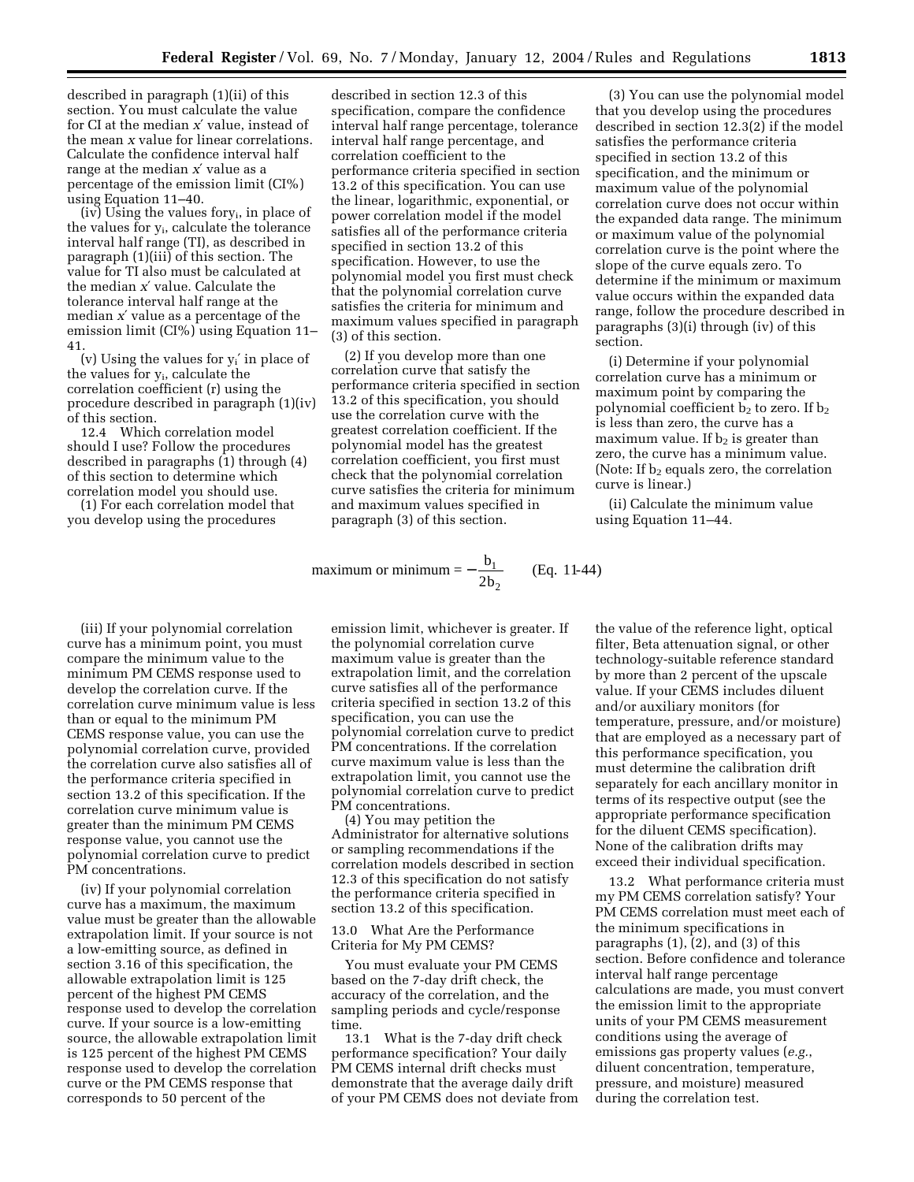described in paragraph (1)(ii) of this section. You must calculate the value for CI at the median $x'$ value, instead of the mean $x$ value for linear correlations. Calculate the confidence interval half range at the median $x'$ value as a percentage of the emission limit (CI%) using Equation 11–40.

(iv) Using the values for$y_i$, in place of the values for $y_i$, calculate the tolerance interval half range (TI), as described in paragraph (1)(iii) of this section. The value for TI also must be calculated at the median $x'$ value. Calculate the tolerance interval half range at the median $x'$ value as a percentage of the emission limit (CI%) using Equation 11–41.

(v) Using the values for $y_i'$ in place of the values for $y_i$, calculate the correlation coefficient (r) using the procedure described in paragraph (1)(iv) of this section.

12.4 Which correlation model should I use? Follow the procedures described in paragraphs (1) through (4) of this section to determine which correlation model you should use.

(1) For each correlation model that you develop using the procedures described in section 12.3 of this specification, compare the confidence interval half range percentage, tolerance interval half range percentage, and correlation coefficient to the performance criteria specified in section 13.2 of this specification. You can use the linear, logarithmic, exponential, or power correlation model if the model satisfies all of the performance criteria specified in section 13.2 of this specification. However, to use the polynomial model you first must check that the polynomial correlation curve satisfies the criteria for minimum and maximum values specified in paragraph (3) of this section.

(2) If you develop more than one correlation curve that satisfy the performance criteria specified in section 13.2 of this specification, you should use the correlation curve with the greatest correlation coefficient. If the polynomial model has the greatest correlation coefficient, you first must check that the polynomial correlation curve satisfies the criteria for minimum and maximum values specified in paragraph (3) of this section.

(3) You can use the polynomial model that you develop using the procedures described in section 12.3(2) if the model satisfies the performance criteria specified in section 13.2 of this specification, and the minimum or maximum value of the polynomial correlation curve does not occur within the expanded data range. The minimum or maximum value of the polynomial correlation curve is the point where the slope of the curve equals zero. To determine if the minimum or maximum value occurs within the expanded data range, follow the procedure described in paragraphs (3)(i) through (iv) of this section.

(i) Determine if your polynomial correlation curve has a minimum or maximum point by comparing the polynomial coefficient $b_2$ to zero. If $b_2$ is less than zero, the curve has a maximum value. If $b_2$ is greater than zero, the curve has a minimum value. (Note: If $b_2$ equals zero, the correlation curve is linear.)

(ii) Calculate the minimum value using Equation 11–44.

$$\text{maximum or minimum} = -\frac{b_1}{2b_2} \qquad \text{(Eq. 11-44)}$$

(iii) If your polynomial correlation curve has a minimum point, you must compare the minimum value to the minimum PM CEMS response used to develop the correlation curve. If the correlation curve minimum value is less than or equal to the minimum PM CEMS response value, you can use the polynomial correlation curve, provided the correlation curve also satisfies all of the performance criteria specified in section 13.2 of this specification. If the correlation curve minimum value is greater than the minimum PM CEMS response value, you cannot use the polynomial correlation curve to predict PM concentrations.

(iv) If your polynomial correlation curve has a maximum, the maximum value must be greater than the allowable extrapolation limit. If your source is not a low-emitting source, as defined in section 3.16 of this specification, the allowable extrapolation limit is 125 percent of the highest PM CEMS response used to develop the correlation curve. If your source is a low-emitting source, the allowable extrapolation limit is 125 percent of the highest PM CEMS response used to develop the correlation curve or the PM CEMS response that corresponds to 50 percent of the emission limit, whichever is greater. If the polynomial correlation curve maximum value is greater than the extrapolation limit, and the correlation curve satisfies all of the performance criteria specified in section 13.2 of this specification, you can use the polynomial correlation curve to predict PM concentrations. If the correlation curve maximum value is less than the extrapolation limit, you cannot use the polynomial correlation curve to predict PM concentrations.

(4) You may petition the Administrator for alternative solutions or sampling recommendations if the correlation models described in section 12.3 of this specification do not satisfy the performance criteria specified in section 13.2 of this specification.

13.0 What Are the Performance Criteria for My PM CEMS?

You must evaluate your PM CEMS based on the 7-day drift check, the accuracy of the correlation, and the sampling periods and cycle/response time.

13.1 What is the 7-day drift check performance specification? Your daily PM CEMS internal drift checks must demonstrate that the average daily drift of your PM CEMS does not deviate from the value of the reference light, optical filter, Beta attenuation signal, or other technology-suitable reference standard by more than 2 percent of the upscale value. If your CEMS includes diluent and/or auxiliary monitors (for temperature, pressure, and/or moisture) that are employed as a necessary part of this performance specification, you must determine the calibration drift separately for each ancillary monitor in terms of its respective output (see the appropriate performance specification for the diluent CEMS specification). None of the calibration drifts may exceed their individual specification.

13.2 What performance criteria must my PM CEMS correlation satisfy? Your PM CEMS correlation must meet each of the minimum specifications in paragraphs (1), (2), and (3) of this section. Before confidence and tolerance interval half range percentage calculations are made, you must convert the emission limit to the appropriate units of your PM CEMS measurement conditions using the average of emissions gas property values (*e.g.*, diluent concentration, temperature, pressure, and moisture) measured during the correlation test.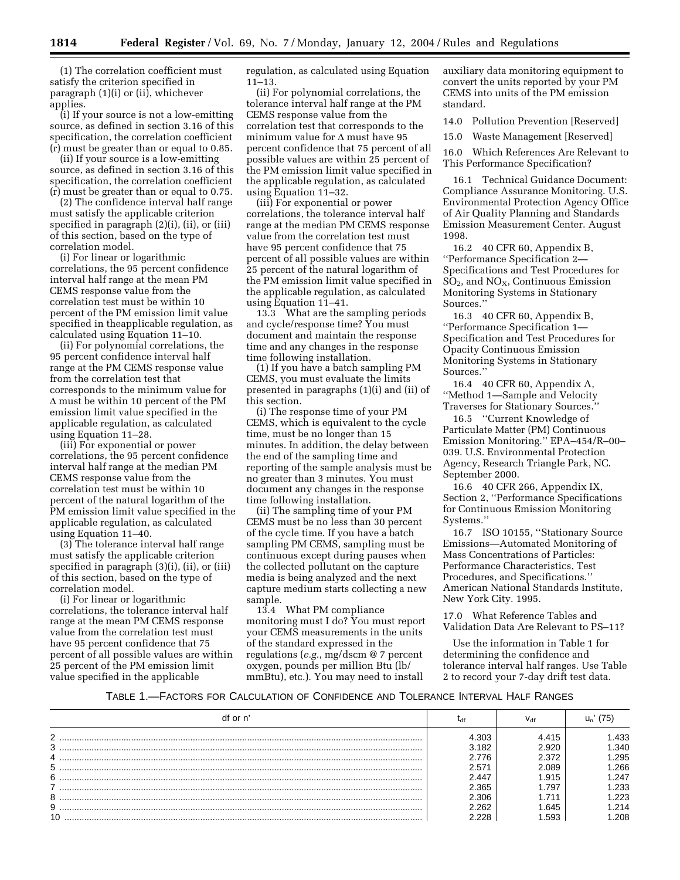(1) The correlation coefficient must satisfy the criterion specified in paragraph (1)(i) or (ii), whichever applies.

(i) If your source is not a low-emitting source, as defined in section 3.16 of this specification, the correlation coefficient (r) must be greater than or equal to 0.85.

(ii) If your source is a low-emitting source, as defined in section 3.16 of this specification, the correlation coefficient (r) must be greater than or equal to 0.75.

(2) The confidence interval half range must satisfy the applicable criterion specified in paragraph (2)(i), (ii), or (iii) of this section, based on the type of correlation model.

(i) For linear or logarithmic correlations, the 95 percent confidence interval half range at the mean PM CEMS response value from the correlation test must be within 10 percent of the PM emission limit value specified in theapplicable regulation, as calculated using Equation 11–10.

(ii) For polynomial correlations, the 95 percent confidence interval half range at the PM CEMS response value from the correlation test that corresponds to the minimum value for $\Delta$ must be within 10 percent of the PM emission limit value specified in the applicable regulation, as calculated using Equation 11–28.

(iii) For exponential or power correlations, the 95 percent confidence interval half range at the median PM CEMS response value from the correlation test must be within 10 percent of the natural logarithm of the PM emission limit value specified in the applicable regulation, as calculated using Equation 11–40.

(3) The tolerance interval half range must satisfy the applicable criterion specified in paragraph (3)(i), (ii), or (iii) of this section, based on the type of correlation model.

(i) For linear or logarithmic correlations, the tolerance interval half range at the mean PM CEMS response value from the correlation test must have 95 percent confidence that 75 percent of all possible values are within 25 percent of the PM emission limit value specified in the applicable regulation, as calculated using Equation 11–13.

(ii) For polynomial correlations, the tolerance interval half range at the PM CEMS response value from the correlation test that corresponds to the minimum value for $\Delta$ must have 95 percent confidence that 75 percent of all possible values are within 25 percent of the PM emission limit value specified in the applicable regulation, as calculated using Equation 11–32.

(iii) For exponential or power correlations, the tolerance interval half range at the median PM CEMS response value from the correlation test must have 95 percent confidence that 75 percent of all possible values are within 25 percent of the natural logarithm of the PM emission limit value specified in the applicable regulation, as calculated using Equation 11–41.

13.3 What are the sampling periods and cycle/response time? You must document and maintain the response time and any changes in the response time following installation.

(1) If you have a batch sampling PM CEMS, you must evaluate the limits presented in paragraphs (1)(i) and (ii) of this section.

(i) The response time of your PM CEMS, which is equivalent to the cycle time, must be no longer than 15 minutes. In addition, the delay between the end of the sampling time and reporting of the sample analysis must be no greater than 3 minutes. You must document any changes in the response time following installation.

(ii) The sampling time of your PM CEMS must be no less than 30 percent of the cycle time. If you have a batch sampling PM CEMS, sampling must be continuous except during pauses when the collected pollutant on the capture media is being analyzed and the next capture medium starts collecting a new sample.

13.4 What PM compliance monitoring must I do? You must report your CEMS measurements in the units of the standard expressed in the regulations (*e.g.*, mg/dscm @ 7 percent oxygen, pounds per million Btu (lb/mmBtu), etc.). You may need to install auxiliary data monitoring equipment to convert the units reported by your PM CEMS into units of the PM emission standard.

14.0 Pollution Prevention [Reserved]

15.0 Waste Management [Reserved]

16.0 Which References Are Relevant to This Performance Specification?

16.1 Technical Guidance Document: Compliance Assurance Monitoring. U.S. Environmental Protection Agency Office of Air Quality Planning and Standards Emission Measurement Center. August 1998.

16.2 40 CFR 60, Appendix B, ''Performance Specification 2—Specifications and Test Procedures for $SO_2$, and $NO_X$, Continuous Emission Monitoring Systems in Stationary Sources.''

16.3 40 CFR 60, Appendix B, ''Performance Specification 1—Specification and Test Procedures for Opacity Continuous Emission Monitoring Systems in Stationary Sources.''

16.4 40 CFR 60, Appendix A, ''Method 1—Sample and Velocity Traverses for Stationary Sources.''

16.5 ''Current Knowledge of Particulate Matter (PM) Continuous Emission Monitoring.'' EPA–454/R–00–039. U.S. Environmental Protection Agency, Research Triangle Park, NC. September 2000.

16.6 40 CFR 266, Appendix IX, Section 2, ''Performance Specifications for Continuous Emission Monitoring Systems.''

16.7 ISO 10155, ''Stationary Source Emissions—Automated Monitoring of Mass Concentrations of Particles: Performance Characteristics, Test Procedures, and Specifications.'' American National Standards Institute, New York City. 1995.

17.0 What Reference Tables and Validation Data Are Relevant to PS–11?

Use the information in Table 1 for determining the confidence and tolerance interval half ranges. Use Table 2 to record your 7-day drift test data.

TABLE 1.—FACTORS FOR CALCULATION OF CONFIDENCE AND TOLERANCE INTERVAL HALF RANGES

| df or n' | $t_{df}$ | $v_{df}$ | $u_n'$ (75) |
|---|---|---|---|
| 2 | 4.303 | 4.415 | 1.433 |
| 3 | 3.182 | 2.920 | 1.340 |
| 4 | 2.776 | 2.372 | 1.295 |
| 5 | 2.571 | 2.089 | 1.266 |
| 6 | 2.447 | 1.915 | 1.247 |
| 7 | 2.365 | 1.797 | 1.233 |
| 8 | 2.306 | 1.711 | 1.223 |
| 9 | 2.262 | 1.645 | 1.214 |
| 10 | 2.228 | 1.593 | 1.208 |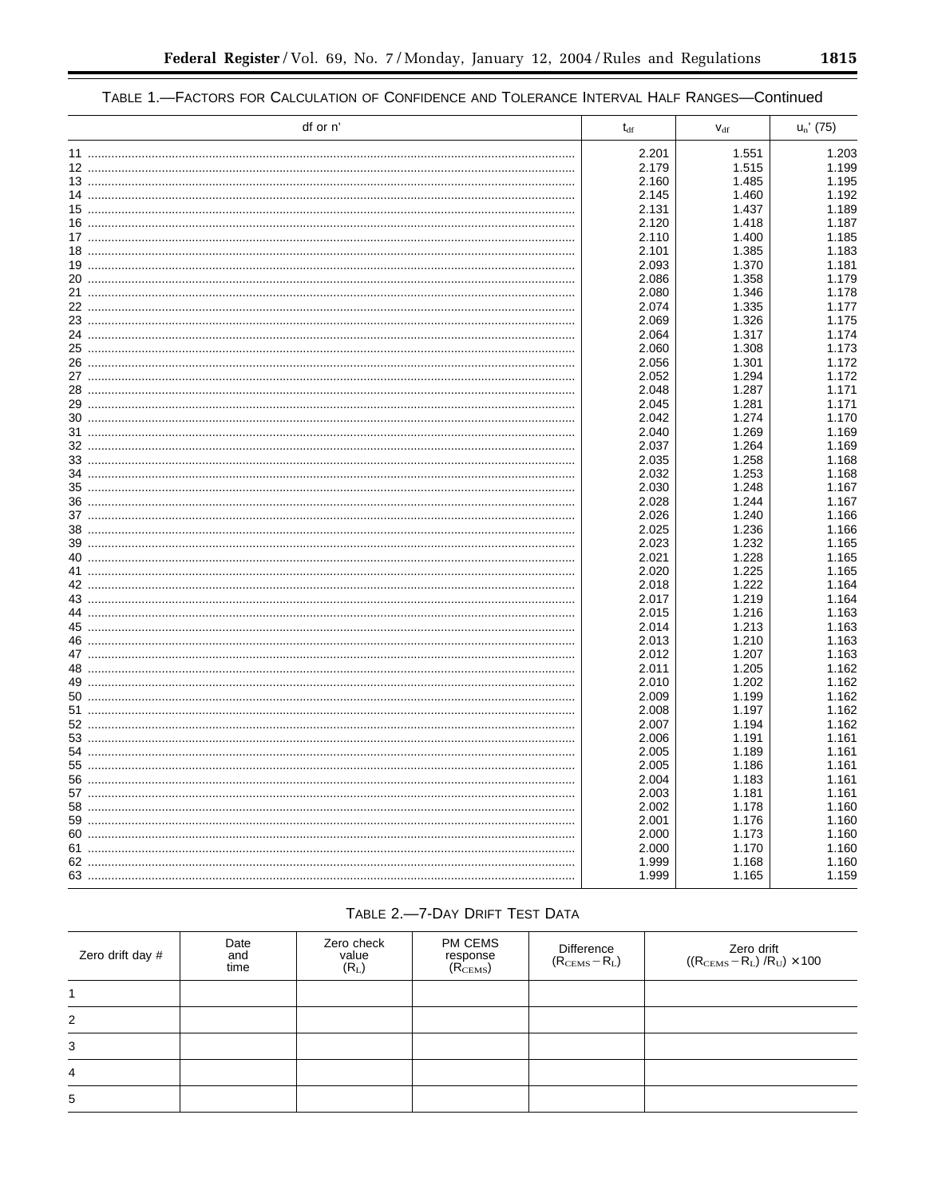TABLE 1.—FACTORS FOR CALCULATION OF CONFIDENCE AND TOLERANCE INTERVAL HALF RANGES—Continued

| df or n' | $t_{df}$ | $v_{df}$ | $u_n'$ (75) |
|---|---|---|---|
| 11 | 2.201 | 1.551 | 1.203 |
| 12 | 2.179 | 1.515 | 1.199 |
| 13 | 2.160 | 1.485 | 1.195 |
| 14 | 2.145 | 1.460 | 1.192 |
| 15 | 2.131 | 1.437 | 1.189 |
| 16 | 2.120 | 1.418 | 1.187 |
| 17 | 2.110 | 1.400 | 1.185 |
| 18 | 2.101 | 1.385 | 1.183 |
| 19 | 2.093 | 1.370 | 1.181 |
| 20 | 2.086 | 1.358 | 1.179 |
| 21 | 2.080 | 1.346 | 1.178 |
| 22 | 2.074 | 1.335 | 1.177 |
| 23 | 2.069 | 1.326 | 1.175 |
| 24 | 2.064 | 1.317 | 1.174 |
| 25 | 2.060 | 1.308 | 1.173 |
| 26 | 2.056 | 1.301 | 1.172 |
| 27 | 2.052 | 1.294 | 1.172 |
| 28 | 2.048 | 1.287 | 1.171 |
| 29 | 2.045 | 1.281 | 1.171 |
| 30 | 2.042 | 1.274 | 1.170 |
| 31 | 2.040 | 1.269 | 1.169 |
| 32 | 2.037 | 1.264 | 1.169 |
| 33 | 2.035 | 1.258 | 1.168 |
| 34 | 2.032 | 1.253 | 1.168 |
| 35 | 2.030 | 1.248 | 1.167 |
| 36 | 2.028 | 1.244 | 1.167 |
| 37 | 2.026 | 1.240 | 1.166 |
| 38 | 2.025 | 1.236 | 1.166 |
| 39 | 2.023 | 1.232 | 1.165 |
| 40 | 2.021 | 1.228 | 1.165 |
| 41 | 2.020 | 1.225 | 1.165 |
| 42 | 2.018 | 1.222 | 1.164 |
| 43 | 2.017 | 1.219 | 1.164 |
| 44 | 2.015 | 1.216 | 1.163 |
| 45 | 2.014 | 1.213 | 1.163 |
| 46 | 2.013 | 1.210 | 1.163 |
| 47 | 2.012 | 1.207 | 1.163 |
| 48 | 2.011 | 1.205 | 1.162 |
| 49 | 2.010 | 1.202 | 1.162 |
| 50 | 2.009 | 1.199 | 1.162 |
| 51 | 2.008 | 1.197 | 1.162 |
| 52 | 2.007 | 1.194 | 1.162 |
| 53 | 2.006 | 1.191 | 1.161 |
| 54 | 2.005 | 1.189 | 1.161 |
| 55 | 2.005 | 1.186 | 1.161 |
| 56 | 2.004 | 1.183 | 1.161 |
| 57 | 2.003 | 1.181 | 1.161 |
| 58 | 2.002 | 1.178 | 1.160 |
| 59 | 2.001 | 1.176 | 1.160 |
| 60 | 2.000 | 1.173 | 1.160 |
| 61 | 2.000 | 1.170 | 1.160 |
| 62 | 1.999 | 1.168 | 1.160 |
| 63 | 1.999 | 1.165 | 1.159 |

TABLE 2.—7-DAY DRIFT TEST DATA

| Zero drift day # | Date and time | Zero check value ($R_L$) | PM CEMS response ($R_{CEMS}$) | Difference ($R_{CEMS} - R_L$) | Zero drift (($R_{CEMS} - R_L$) /$R_U$) × 100 |
|---|---|---|---|---|---|
| 1 | | | | | |
| 2 | | | | | |
| 3 | | | | | |
| 4 | | | | | |
| 5 | | | | | |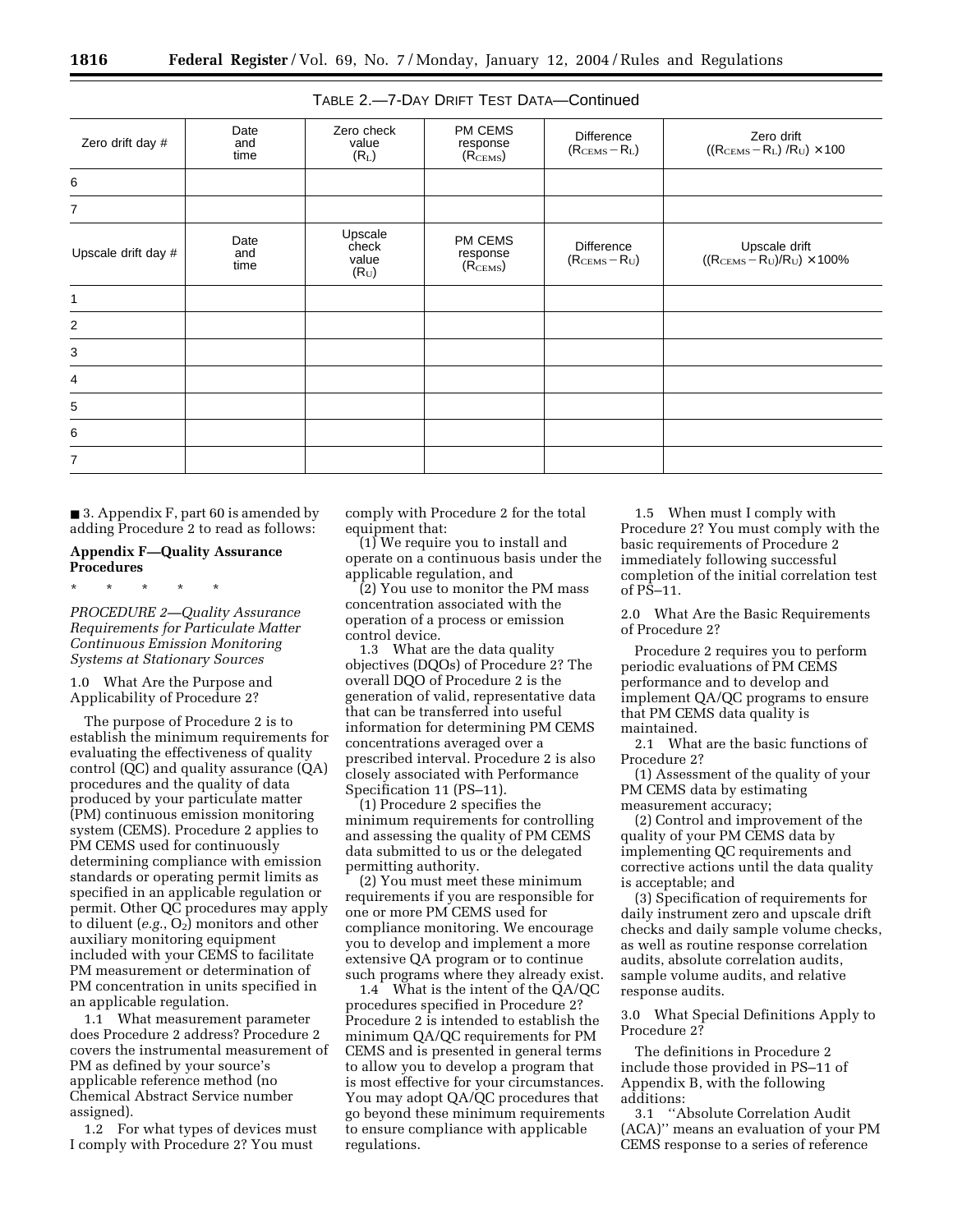TABLE 2.—7-DAY DRIFT TEST DATA—Continued

| Zero drift day # | Date and time | Zero check value ($R_L$) | PM CEMS response ($R_{CEMS}$) | Difference ($R_{CEMS} - R_L$) | Zero drift (($R_{CEMS} - R_L$) /$R_U$) × 100 |
|---|---|---|---|---|---|
| 6 | | | | | |
| 7 | | | | | |
| **Upscale drift day #** | **Date and time** | **Upscale check value ($R_U$)** | **PM CEMS response ($R_{CEMS}$)** | **Difference ($R_{CEMS} - R_U$)** | **Upscale drift (($R_{CEMS} - R_U$)/$R_U$) × 100%** |
| 1 | | | | | |
| 2 | | | | | |
| 3 | | | | | |
| 4 | | | | | |
| 5 | | | | | |
| 6 | | | | | |
| 7 | | | | | |

■ 3. Appendix F, part 60 is amended by adding Procedure 2 to read as follows:

**Appendix F—Quality Assurance Procedures**

\* \* \* \* \*

*PROCEDURE 2—Quality Assurance Requirements for Particulate Matter Continuous Emission Monitoring Systems at Stationary Sources*

1.0 What Are the Purpose and Applicability of Procedure 2?

The purpose of Procedure 2 is to establish the minimum requirements for evaluating the effectiveness of quality control (QC) and quality assurance (QA) procedures and the quality of data produced by your particulate matter (PM) continuous emission monitoring system (CEMS). Procedure 2 applies to PM CEMS used for continuously determining compliance with emission standards or operating permit limits as specified in an applicable regulation or permit. Other QC procedures may apply to diluent (*e.g.*, $O_2$) monitors and other auxiliary monitoring equipment included with your CEMS to facilitate PM measurement or determination of PM concentration in units specified in an applicable regulation.

1.1 What measurement parameter does Procedure 2 address? Procedure 2 covers the instrumental measurement of PM as defined by your source's applicable reference method (no Chemical Abstract Service number assigned).

1.2 For what types of devices must I comply with Procedure 2? You must comply with Procedure 2 for the total equipment that:

(1) We require you to install and operate on a continuous basis under the applicable regulation, and

(2) You use to monitor the PM mass concentration associated with the operation of a process or emission control device.

1.3 What are the data quality objectives (DQOs) of Procedure 2? The overall DQO of Procedure 2 is the generation of valid, representative data that can be transferred into useful information for determining PM CEMS concentrations averaged over a prescribed interval. Procedure 2 is also closely associated with Performance Specification 11 (PS–11).

(1) Procedure 2 specifies the minimum requirements for controlling and assessing the quality of PM CEMS data submitted to us or the delegated permitting authority.

(2) You must meet these minimum requirements if you are responsible for one or more PM CEMS used for compliance monitoring. We encourage you to develop and implement a more extensive QA program or to continue such programs where they already exist.

1.4 What is the intent of the QA/QC procedures specified in Procedure 2? Procedure 2 is intended to establish the minimum QA/QC requirements for PM CEMS and is presented in general terms to allow you to develop a program that is most effective for your circumstances. You may adopt QA/QC procedures that go beyond these minimum requirements to ensure compliance with applicable regulations.

1.5 When must I comply with Procedure 2? You must comply with the basic requirements of Procedure 2 immediately following successful completion of the initial correlation test of PS–11.

2.0 What Are the Basic Requirements of Procedure 2?

Procedure 2 requires you to perform periodic evaluations of PM CEMS performance and to develop and implement QA/QC programs to ensure that PM CEMS data quality is maintained.

2.1 What are the basic functions of Procedure 2?

(1) Assessment of the quality of your PM CEMS data by estimating measurement accuracy;

(2) Control and improvement of the quality of your PM CEMS data by implementing QC requirements and corrective actions until the data quality is acceptable; and

(3) Specification of requirements for daily instrument zero and upscale drift checks and daily sample volume checks, as well as routine response correlation audits, absolute correlation audits, sample volume audits, and relative response audits.

3.0 What Special Definitions Apply to Procedure 2?

The definitions in Procedure 2 include those provided in PS–11 of Appendix B, with the following additions:

3.1 ''Absolute Correlation Audit (ACA)'' means an evaluation of your PM CEMS response to a series of reference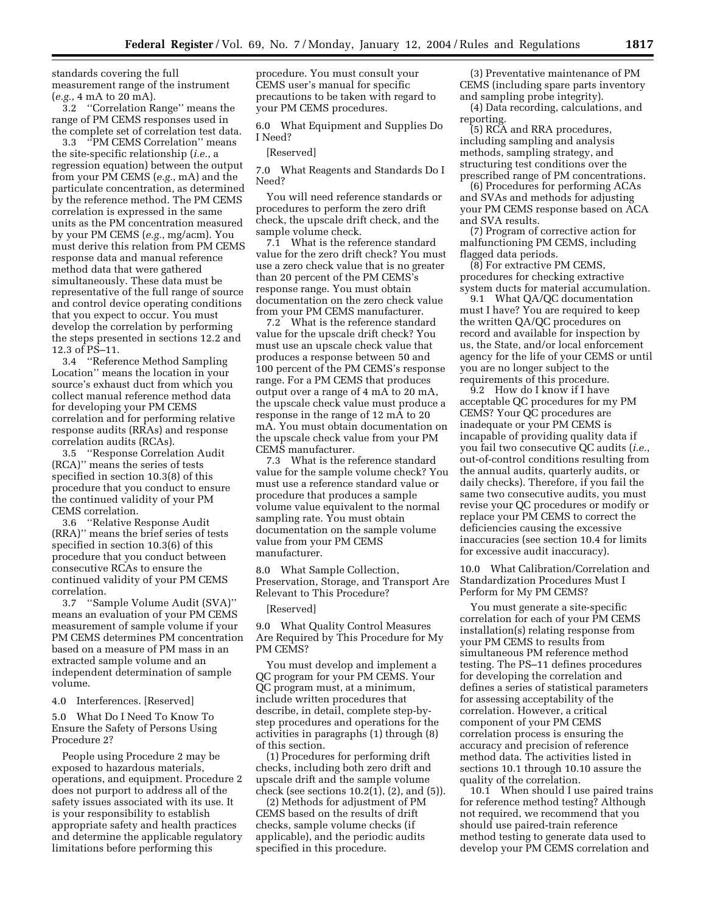standards covering the full measurement range of the instrument (*e.g.*, 4 mA to 20 mA).

3.2 ''Correlation Range'' means the range of PM CEMS responses used in the complete set of correlation test data.

3.3 ''PM CEMS Correlation'' means the site-specific relationship (*i.e.*, a regression equation) between the output from your PM CEMS (*e.g.*, mA) and the particulate concentration, as determined by the reference method. The PM CEMS correlation is expressed in the same units as the PM concentration measured by your PM CEMS (*e.g.*, mg/acm). You must derive this relation from PM CEMS response data and manual reference method data that were gathered simultaneously. These data must be representative of the full range of source and control device operating conditions that you expect to occur. You must develop the correlation by performing the steps presented in sections 12.2 and 12.3 of PS–11.

3.4 ''Reference Method Sampling Location'' means the location in your source's exhaust duct from which you collect manual reference method data for developing your PM CEMS correlation and for performing relative response audits (RRAs) and response correlation audits (RCAs).

3.5 ''Response Correlation Audit (RCA)'' means the series of tests specified in section 10.3(8) of this procedure that you conduct to ensure the continued validity of your PM CEMS correlation.

3.6 ''Relative Response Audit (RRA)'' means the brief series of tests specified in section 10.3(6) of this procedure that you conduct between consecutive RCAs to ensure the continued validity of your PM CEMS correlation.

3.7 ''Sample Volume Audit (SVA)'' means an evaluation of your PM CEMS measurement of sample volume if your PM CEMS determines PM concentration based on a measure of PM mass in an extracted sample volume and an independent determination of sample volume.

4.0 Interferences. [Reserved]

5.0 What Do I Need To Know To Ensure the Safety of Persons Using Procedure 2?

People using Procedure 2 may be exposed to hazardous materials, operations, and equipment. Procedure 2 does not purport to address all of the safety issues associated with its use. It is your responsibility to establish appropriate safety and health practices and determine the applicable regulatory limitations before performing this procedure. You must consult your CEMS user's manual for specific precautions to be taken with regard to your PM CEMS procedures.

6.0 What Equipment and Supplies Do I Need?

[Reserved]

7.0 What Reagents and Standards Do I Need?

You will need reference standards or procedures to perform the zero drift check, the upscale drift check, and the sample volume check.

7.1 What is the reference standard value for the zero drift check? You must use a zero check value that is no greater than 20 percent of the PM CEMS's response range. You must obtain documentation on the zero check value from your PM CEMS manufacturer.

7.2 What is the reference standard value for the upscale drift check? You must use an upscale check value that produces a response between 50 and 100 percent of the PM CEMS's response range. For a PM CEMS that produces output over a range of 4 mA to 20 mA, the upscale check value must produce a response in the range of 12 mA to 20 mA. You must obtain documentation on the upscale check value from your PM CEMS manufacturer.

7.3 What is the reference standard value for the sample volume check? You must use a reference standard value or procedure that produces a sample volume value equivalent to the normal sampling rate. You must obtain documentation on the sample volume value from your PM CEMS manufacturer.

8.0 What Sample Collection, Preservation, Storage, and Transport Are Relevant to This Procedure?

[Reserved]

9.0 What Quality Control Measures Are Required by This Procedure for My PM CEMS?

You must develop and implement a QC program for your PM CEMS. Your QC program must, at a minimum, include written procedures that describe, in detail, complete step-by-step procedures and operations for the activities in paragraphs (1) through (8) of this section.

(1) Procedures for performing drift checks, including both zero drift and upscale drift and the sample volume check (see sections 10.2(1), (2), and (5)).

(2) Methods for adjustment of PM CEMS based on the results of drift checks, sample volume checks (if applicable), and the periodic audits specified in this procedure.

(3) Preventative maintenance of PM CEMS (including spare parts inventory and sampling probe integrity).

(4) Data recording, calculations, and reporting.

(5) RCA and RRA procedures, including sampling and analysis methods, sampling strategy, and structuring test conditions over the prescribed range of PM concentrations.

(6) Procedures for performing ACAs and SVAs and methods for adjusting your PM CEMS response based on ACA and SVA results.

(7) Program of corrective action for malfunctioning PM CEMS, including flagged data periods.

(8) For extractive PM CEMS, procedures for checking extractive system ducts for material accumulation.

9.1 What QA/QC documentation must I have? You are required to keep the written QA/QC procedures on record and available for inspection by us, the State, and/or local enforcement agency for the life of your CEMS or until you are no longer subject to the requirements of this procedure.

9.2 How do I know if I have acceptable QC procedures for my PM CEMS? Your QC procedures are inadequate or your PM CEMS is incapable of providing quality data if you fail two consecutive QC audits (*i.e.*, out-of-control conditions resulting from the annual audits, quarterly audits, or daily checks). Therefore, if you fail the same two consecutive audits, you must revise your QC procedures or modify or replace your PM CEMS to correct the deficiencies causing the excessive inaccuracies (see section 10.4 for limits for excessive audit inaccuracy).

10.0 What Calibration/Correlation and Standardization Procedures Must I Perform for My PM CEMS?

You must generate a site-specific correlation for each of your PM CEMS installation(s) relating response from your PM CEMS to results from simultaneous PM reference method testing. The PS–11 defines procedures for developing the correlation and defines a series of statistical parameters for assessing acceptability of the correlation. However, a critical component of your PM CEMS correlation process is ensuring the accuracy and precision of reference method data. The activities listed in sections 10.1 through 10.10 assure the quality of the correlation.

10.1 When should I use paired trains for reference method testing? Although not required, we recommend that you should use paired-train reference method testing to generate data used to develop your PM CEMS correlation and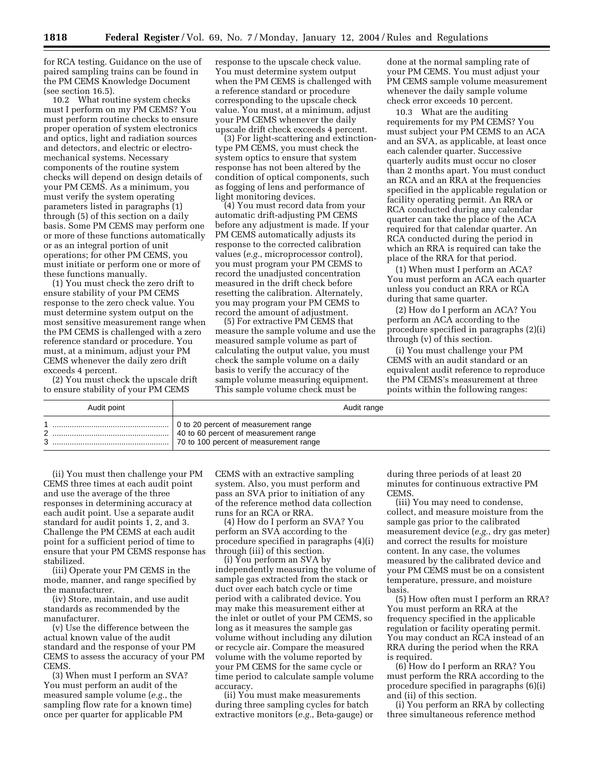for RCA testing. Guidance on the use of paired sampling trains can be found in the PM CEMS Knowledge Document (see section 16.5).

10.2 What routine system checks must I perform on my PM CEMS? You must perform routine checks to ensure proper operation of system electronics and optics, light and radiation sources and detectors, and electric or electro-mechanical systems. Necessary components of the routine system checks will depend on design details of your PM CEMS. As a minimum, you must verify the system operating parameters listed in paragraphs (1) through (5) of this section on a daily basis. Some PM CEMS may perform one or more of these functions automatically or as an integral portion of unit operations; for other PM CEMS, you must initiate or perform one or more of these functions manually.

(1) You must check the zero drift to ensure stability of your PM CEMS response to the zero check value. You must determine system output on the most sensitive measurement range when the PM CEMS is challenged with a zero reference standard or procedure. You must, at a minimum, adjust your PM CEMS whenever the daily zero drift exceeds 4 percent.

(2) You must check the upscale drift to ensure stability of your PM CEMS response to the upscale check value. You must determine system output when the PM CEMS is challenged with a reference standard or procedure corresponding to the upscale check value. You must, at a minimum, adjust your PM CEMS whenever the daily upscale drift check exceeds 4 percent.

(3) For light-scattering and extinction-type PM CEMS, you must check the system optics to ensure that system response has not been altered by the condition of optical components, such as fogging of lens and performance of light monitoring devices.

(4) You must record data from your automatic drift-adjusting PM CEMS before any adjustment is made. If your PM CEMS automatically adjusts its response to the corrected calibration values (*e.g.*, microprocessor control), you must program your PM CEMS to record the unadjusted concentration measured in the drift check before resetting the calibration. Alternately, you may program your PM CEMS to record the amount of adjustment.

(5) For extractive PM CEMS that measure the sample volume and use the measured sample volume as part of calculating the output value, you must check the sample volume on a daily basis to verify the accuracy of the sample volume measuring equipment. This sample volume check must be done at the normal sampling rate of your PM CEMS. You must adjust your PM CEMS sample volume measurement whenever the daily sample volume check error exceeds 10 percent.

10.3 What are the auditing requirements for my PM CEMS? You must subject your PM CEMS to an ACA and an SVA, as applicable, at least once each calender quarter. Successive quarterly audits must occur no closer than 2 months apart. You must conduct an RCA and an RRA at the frequencies specified in the applicable regulation or facility operating permit. An RRA or RCA conducted during any calendar quarter can take the place of the ACA required for that calendar quarter. An RCA conducted during the period in which an RRA is required can take the place of the RRA for that period.

(1) When must I perform an ACA? You must perform an ACA each quarter unless you conduct an RRA or RCA during that same quarter.

(2) How do I perform an ACA? You perform an ACA according to the procedure specified in paragraphs (2)(i) through (v) of this section.

(i) You must challenge your PM CEMS with an audit standard or an equivalent audit reference to reproduce the PM CEMS's measurement at three points within the following ranges:

| Audit point | Audit range |
|---|---|
| 1 | 0 to 20 percent of measurement range |
| 2 | 40 to 60 percent of measurement range |
| 3 | 70 to 100 percent of measurement range |

(ii) You must then challenge your PM CEMS three times at each audit point and use the average of the three responses in determining accuracy at each audit point. Use a separate audit standard for audit points 1, 2, and 3. Challenge the PM CEMS at each audit point for a sufficient period of time to ensure that your PM CEMS response has stabilized.

(iii) Operate your PM CEMS in the mode, manner, and range specified by the manufacturer.

(iv) Store, maintain, and use audit standards as recommended by the manufacturer.

(v) Use the difference between the actual known value of the audit standard and the response of your PM CEMS to assess the accuracy of your PM CEMS.

(3) When must I perform an SVA? You must perform an audit of the measured sample volume (*e.g.*, the sampling flow rate for a known time) once per quarter for applicable PM CEMS with an extractive sampling system. Also, you must perform and pass an SVA prior to initiation of any of the reference method data collection runs for an RCA or RRA.

(4) How do I perform an SVA? You perform an SVA according to the procedure specified in paragraphs (4)(i) through (iii) of this section.

(i) You perform an SVA by independently measuring the volume of sample gas extracted from the stack or duct over each batch cycle or time period with a calibrated device. You may make this measurement either at the inlet or outlet of your PM CEMS, so long as it measures the sample gas volume without including any dilution or recycle air. Compare the measured volume with the volume reported by your PM CEMS for the same cycle or time period to calculate sample volume accuracy.

(ii) You must make measurements during three sampling cycles for batch extractive monitors (*e.g.*, Beta-gauge) or during three periods of at least 20 minutes for continuous extractive PM CEMS.

(iii) You may need to condense, collect, and measure moisture from the sample gas prior to the calibrated measurement device (*e.g.*, dry gas meter) and correct the results for moisture content. In any case, the volumes measured by the calibrated device and your PM CEMS must be on a consistent temperature, pressure, and moisture basis.

(5) How often must I perform an RRA? You must perform an RRA at the frequency specified in the applicable regulation or facility operating permit. You may conduct an RCA instead of an RRA during the period when the RRA is required.

(6) How do I perform an RRA? You must perform the RRA according to the procedure specified in paragraphs (6)(i) and (ii) of this section.

(i) You perform an RRA by collecting three simultaneous reference method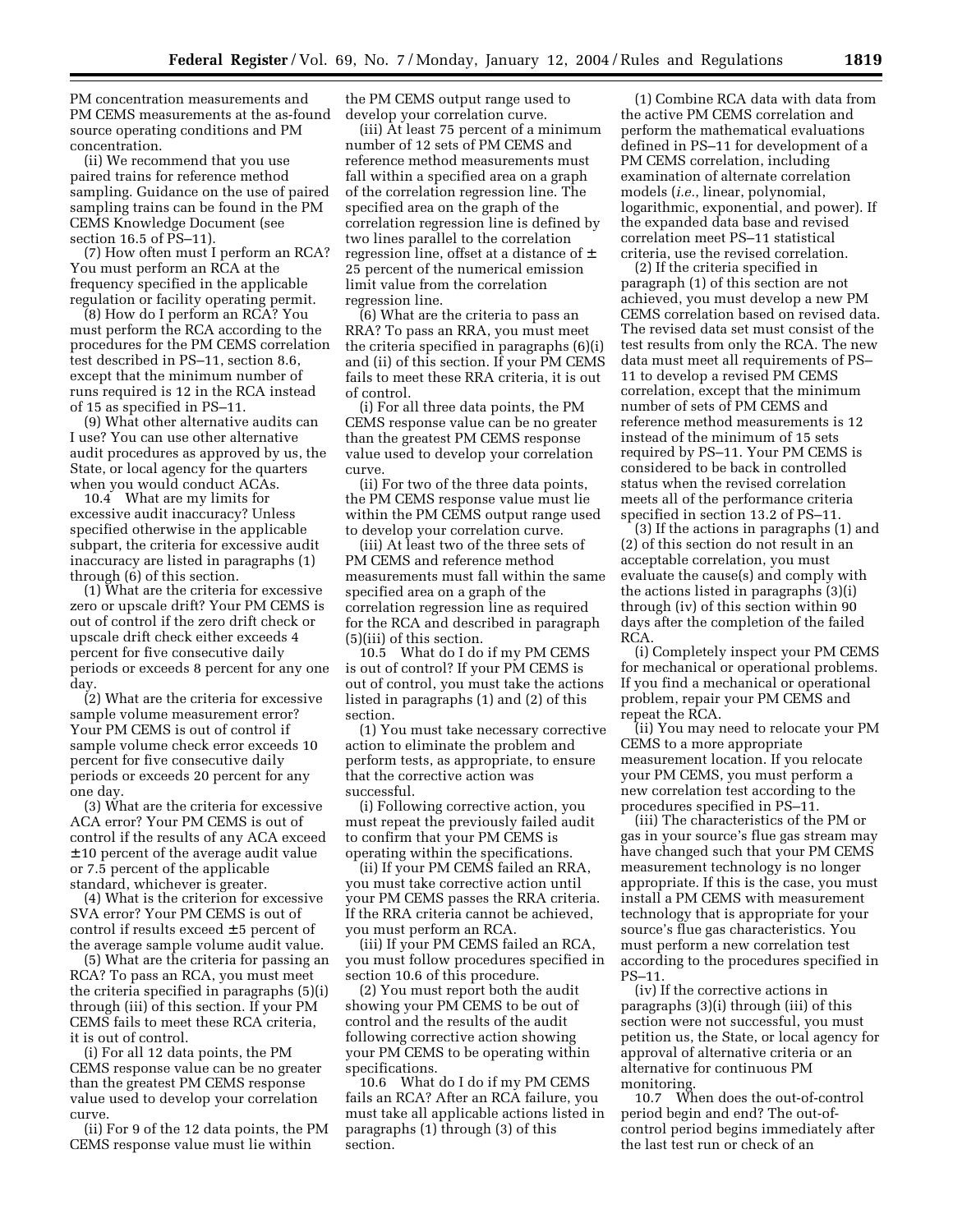PM concentration measurements and PM CEMS measurements at the as-found source operating conditions and PM concentration.

(ii) We recommend that you use paired trains for reference method sampling. Guidance on the use of paired sampling trains can be found in the PM CEMS Knowledge Document (see section 16.5 of PS–11).

(7) How often must I perform an RCA? You must perform an RCA at the frequency specified in the applicable regulation or facility operating permit.

(8) How do I perform an RCA? You must perform the RCA according to the procedures for the PM CEMS correlation test described in PS–11, section 8.6, except that the minimum number of runs required is 12 in the RCA instead of 15 as specified in PS–11.

(9) What other alternative audits can I use? You can use other alternative audit procedures as approved by us, the State, or local agency for the quarters when you would conduct ACAs.

10.4 What are my limits for excessive audit inaccuracy? Unless specified otherwise in the applicable subpart, the criteria for excessive audit inaccuracy are listed in paragraphs (1) through (6) of this section.

(1) What are the criteria for excessive zero or upscale drift? Your PM CEMS is out of control if the zero drift check or upscale drift check either exceeds 4 percent for five consecutive daily periods or exceeds 8 percent for any one day.

(2) What are the criteria for excessive sample volume measurement error? Your PM CEMS is out of control if sample volume check error exceeds 10 percent for five consecutive daily periods or exceeds 20 percent for any one day.

(3) What are the criteria for excessive ACA error? Your PM CEMS is out of control if the results of any ACA exceed ±10 percent of the average audit value or 7.5 percent of the applicable standard, whichever is greater.

(4) What is the criterion for excessive SVA error? Your PM CEMS is out of control if results exceed ±5 percent of the average sample volume audit value.

(5) What are the criteria for passing an RCA? To pass an RCA, you must meet the criteria specified in paragraphs (5)(i) through (iii) of this section. If your PM CEMS fails to meet these RCA criteria, it is out of control.

(i) For all 12 data points, the PM CEMS response value can be no greater than the greatest PM CEMS response value used to develop your correlation curve.

(ii) For 9 of the 12 data points, the PM CEMS response value must lie within the PM CEMS output range used to develop your correlation curve.

(iii) At least 75 percent of a minimum number of 12 sets of PM CEMS and reference method measurements must fall within a specified area on a graph of the correlation regression line. The specified area on the graph of the correlation regression line is defined by two lines parallel to the correlation regression line, offset at a distance of ± 25 percent of the numerical emission limit value from the correlation regression line.

(6) What are the criteria to pass an RRA? To pass an RRA, you must meet the criteria specified in paragraphs (6)(i) and (ii) of this section. If your PM CEMS fails to meet these RRA criteria, it is out of control.

(i) For all three data points, the PM CEMS response value can be no greater than the greatest PM CEMS response value used to develop your correlation curve.

(ii) For two of the three data points, the PM CEMS response value must lie within the PM CEMS output range used to develop your correlation curve.

(iii) At least two of the three sets of PM CEMS and reference method measurements must fall within the same specified area on a graph of the correlation regression line as required for the RCA and described in paragraph (5)(iii) of this section.

10.5 What do I do if my PM CEMS is out of control? If your PM CEMS is out of control, you must take the actions listed in paragraphs (1) and (2) of this section.

(1) You must take necessary corrective action to eliminate the problem and perform tests, as appropriate, to ensure that the corrective action was successful.

(i) Following corrective action, you must repeat the previously failed audit to confirm that your PM CEMS is operating within the specifications.

(ii) If your PM CEMS failed an RRA, you must take corrective action until your PM CEMS passes the RRA criteria. If the RRA criteria cannot be achieved, you must perform an RCA.

(iii) If your PM CEMS failed an RCA, you must follow procedures specified in section 10.6 of this procedure.

(2) You must report both the audit showing your PM CEMS to be out of control and the results of the audit following corrective action showing your PM CEMS to be operating within specifications.

10.6 What do I do if my PM CEMS fails an RCA? After an RCA failure, you must take all applicable actions listed in paragraphs (1) through (3) of this section.

(1) Combine RCA data with data from the active PM CEMS correlation and perform the mathematical evaluations defined in PS–11 for development of a PM CEMS correlation, including examination of alternate correlation models (*i.e.*, linear, polynomial, logarithmic, exponential, and power). If the expanded data base and revised correlation meet PS–11 statistical criteria, use the revised correlation.

(2) If the criteria specified in paragraph (1) of this section are not achieved, you must develop a new PM CEMS correlation based on revised data. The revised data set must consist of the test results from only the RCA. The new data must meet all requirements of PS–11 to develop a revised PM CEMS correlation, except that the minimum number of sets of PM CEMS and reference method measurements is 12 instead of the minimum of 15 sets required by PS–11. Your PM CEMS is considered to be back in controlled status when the revised correlation meets all of the performance criteria specified in section 13.2 of PS–11.

(3) If the actions in paragraphs (1) and (2) of this section do not result in an acceptable correlation, you must evaluate the cause(s) and comply with the actions listed in paragraphs (3)(i) through (iv) of this section within 90 days after the completion of the failed RCA.

(i) Completely inspect your PM CEMS for mechanical or operational problems. If you find a mechanical or operational problem, repair your PM CEMS and repeat the RCA.

(ii) You may need to relocate your PM CEMS to a more appropriate measurement location. If you relocate your PM CEMS, you must perform a new correlation test according to the procedures specified in PS–11.

(iii) The characteristics of the PM or gas in your source's flue gas stream may have changed such that your PM CEMS measurement technology is no longer appropriate. If this is the case, you must install a PM CEMS with measurement technology that is appropriate for your source's flue gas characteristics. You must perform a new correlation test according to the procedures specified in PS–11.

(iv) If the corrective actions in paragraphs (3)(i) through (iii) of this section were not successful, you must petition us, the State, or local agency for approval of alternative criteria or an alternative for continuous PM monitoring.

10.7 When does the out-of-control period begin and end? The out-of-control period begins immediately after the last test run or check of an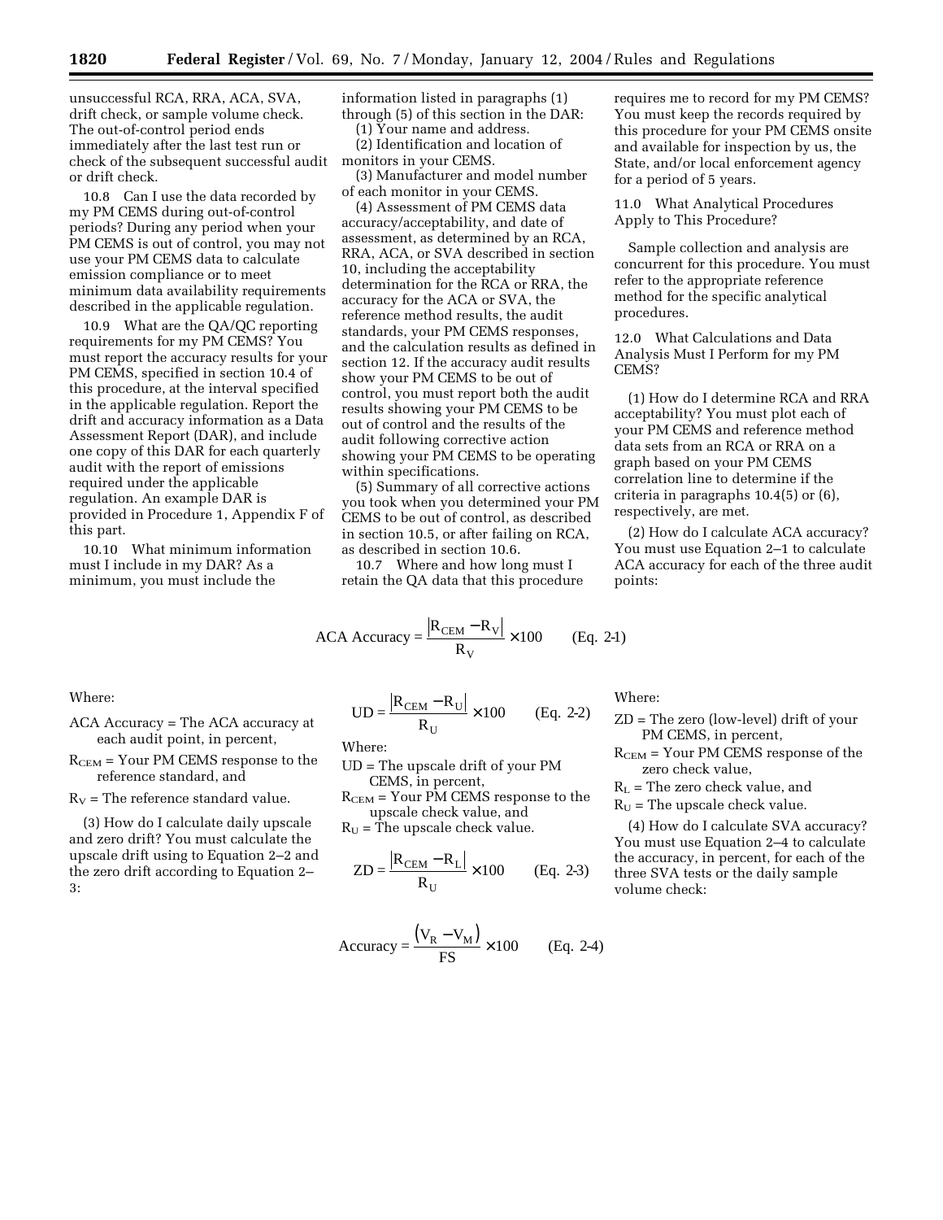unsuccessful RCA, RRA, ACA, SVA, drift check, or sample volume check. The out-of-control period ends immediately after the last test run or check of the subsequent successful audit or drift check.

10.8 Can I use the data recorded by my PM CEMS during out-of-control periods? During any period when your PM CEMS is out of control, you may not use your PM CEMS data to calculate emission compliance or to meet minimum data availability requirements described in the applicable regulation.

10.9 What are the QA/QC reporting requirements for my PM CEMS? You must report the accuracy results for your PM CEMS, specified in section 10.4 of this procedure, at the interval specified in the applicable regulation. Report the drift and accuracy information as a Data Assessment Report (DAR), and include one copy of this DAR for each quarterly audit with the report of emissions required under the applicable regulation. An example DAR is provided in Procedure 1, Appendix F of this part.

10.10 What minimum information must I include in my DAR? As a minimum, you must include the information listed in paragraphs (1) through (5) of this section in the DAR:

(1) Your name and address.

(2) Identification and location of monitors in your CEMS.

(3) Manufacturer and model number of each monitor in your CEMS.

(4) Assessment of PM CEMS data accuracy/acceptability, and date of assessment, as determined by an RCA, RRA, ACA, or SVA described in section 10, including the acceptability determination for the RCA or RRA, the accuracy for the ACA or SVA, the reference method results, the audit standards, your PM CEMS responses, and the calculation results as defined in section 12. If the accuracy audit results show your PM CEMS to be out of control, you must report both the audit results showing your PM CEMS to be out of control and the results of the audit following corrective action showing your PM CEMS to be operating within specifications.

(5) Summary of all corrective actions you took when you determined your PM CEMS to be out of control, as described in section 10.5, or after failing on RCA, as described in section 10.6.

10.7 Where and how long must I retain the QA data that this procedure requires me to record for my PM CEMS? You must keep the records required by this procedure for your PM CEMS onsite and available for inspection by us, the State, and/or local enforcement agency for a period of 5 years.

## 11.0 What Analytical Procedures Apply to This Procedure?

Sample collection and analysis are concurrent for this procedure. You must refer to the appropriate reference method for the specific analytical procedures.

## 12.0 What Calculations and Data Analysis Must I Perform for my PM CEMS?

(1) How do I determine RCA and RRA acceptability? You must plot each of your PM CEMS and reference method data sets from an RCA or RRA on a graph based on your PM CEMS correlation line to determine if the criteria in paragraphs 10.4(5) or (6), respectively, are met.

(2) How do I calculate ACA accuracy? You must use Equation 2–1 to calculate ACA accuracy for each of the three audit points:

$$\text{ACA Accuracy} = \frac{\left|R_{CEM} - R_V\right|}{R_V} \times 100 \qquad \text{(Eq. 2-1)}$$

Where:

ACA Accuracy = The ACA accuracy at each audit point, in percent,

$R_{CEM}$ = Your PM CEMS response to the reference standard, and

$R_V$ = The reference standard value.

(3) How do I calculate daily upscale and zero drift? You must calculate the upscale drift using to Equation 2–2 and the zero drift according to Equation 2–3:

$$UD = \frac{\left|R_{CEM} - R_U\right|}{R_U} \times 100 \qquad \text{(Eq. 2-2)}$$

Where:

UD = The upscale drift of your PM CEMS, in percent,

$R_{CEM}$ = Your PM CEMS response to the upscale check value, and

$R_U$ = The upscale check value.

$$ZD = \frac{\left|R_{CEM} - R_L\right|}{R_U} \times 100 \qquad \text{(Eq. 2-3)}$$

Where:

ZD = The zero (low-level) drift of your PM CEMS, in percent,

$R_{CEM}$ = Your PM CEMS response of the zero check value,

$R_L$ = The zero check value, and

$R_U$ = The upscale check value.

(4) How do I calculate SVA accuracy? You must use Equation 2–4 to calculate the accuracy, in percent, for each of the three SVA tests or the daily sample volume check:

$$\text{Accuracy} = \frac{\left(V_R - V_M\right)}{FS} \times 100 \qquad \text{(Eq. 2-4)}$$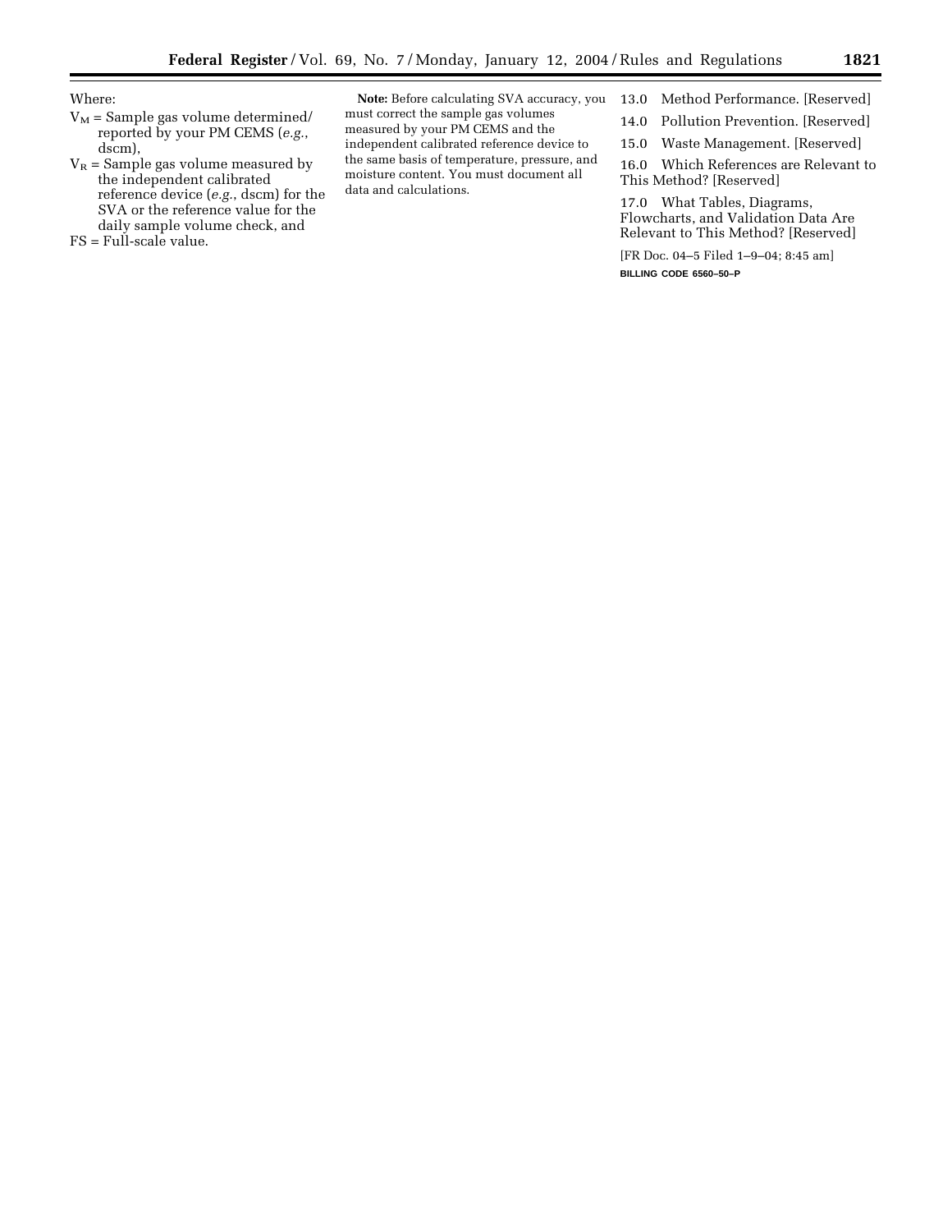Where:

$V_M$ = Sample gas volume determined/ reported by your PM CEMS (*e.g.*, dscm),

$V_R$ = Sample gas volume measured by the independent calibrated reference device (*e.g.*, dscm) for the SVA or the reference value for the daily sample volume check, and

FS = Full-scale value.

**Note:** Before calculating SVA accuracy, you must correct the sample gas volumes measured by your PM CEMS and the independent calibrated reference device to the same basis of temperature, pressure, and moisture content. You must document all data and calculations.

13.0 Method Performance. [Reserved]

14.0 Pollution Prevention. [Reserved]

15.0 Waste Management. [Reserved]

16.0 Which References are Relevant to This Method? [Reserved]

17.0 What Tables, Diagrams, Flowcharts, and Validation Data Are Relevant to This Method? [Reserved]

[FR Doc. 04–5 Filed 1–9–04; 8:45 am]

BILLING CODE 6560–50–P